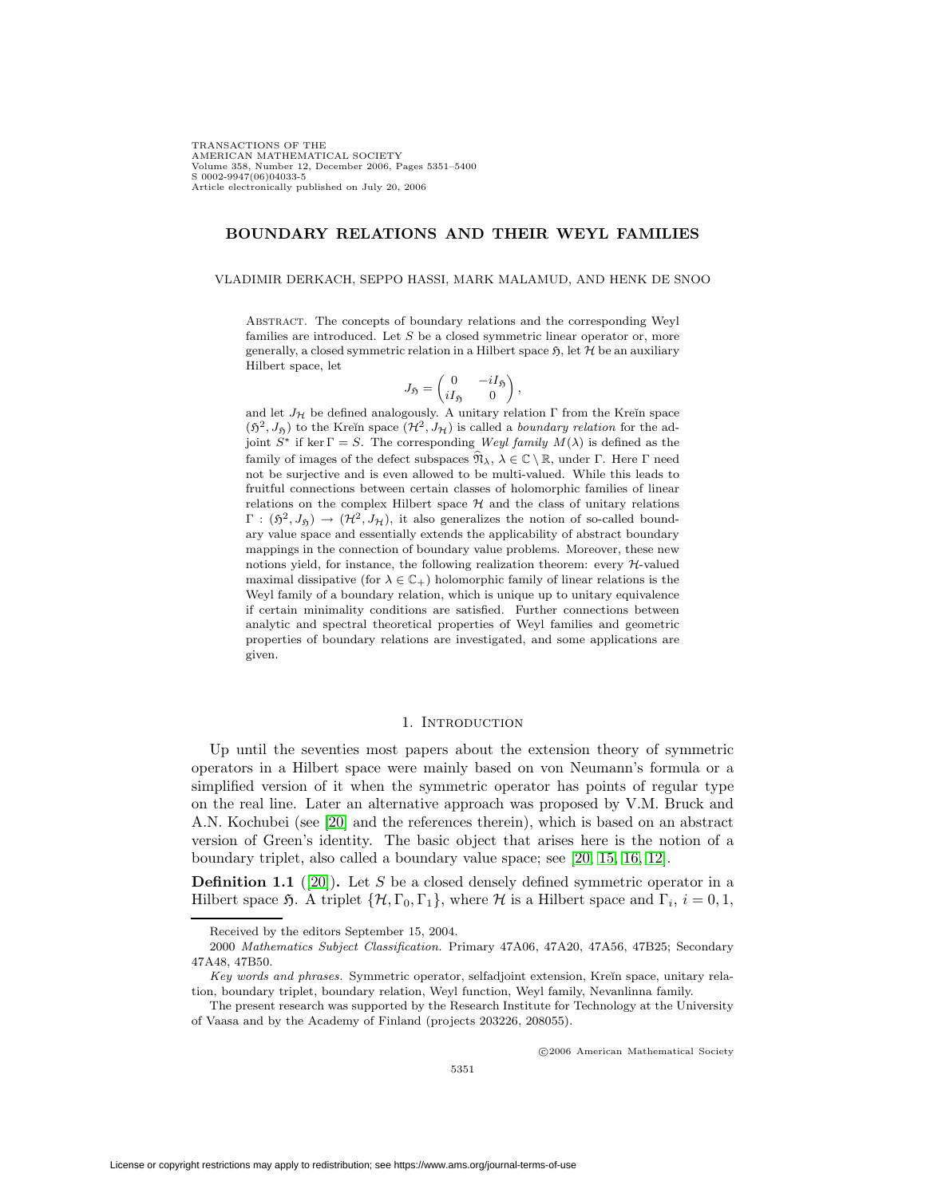# BOUNDARY RELATIONS AND THEIR WEYL FAMILIES

VLADIMIR DERKACH, SEPPO HASSI, MARK MALAMUD, AND HENK DE SNOO

ABSTRACT. The concepts of boundary relations and the corresponding Weyl families are introduced. Let $S$ be a closed symmetric linear operator or, more generally, a closed symmetric relation in a Hilbert space $\mathfrak{H}$, let $\mathcal{H}$ be an auxiliary Hilbert space, let

$$J_{\mathfrak{H}} = \begin{pmatrix} 0 & -iI_{\mathfrak{H}} \\ iI_{\mathfrak{H}} & 0 \end{pmatrix},$$

and let $J_{\mathcal{H}}$ be defined analogously. A unitary relation $\Gamma$ from the Kreĭn space $(\mathfrak{H}^2, J_{\mathfrak{H}})$ to the Kreĭn space $(\mathcal{H}^2, J_{\mathcal{H}})$ is called a *boundary relation* for the adjoint $S^*$ if $\ker \Gamma = S$. The corresponding *Weyl family* $M(\lambda)$ is defined as the family of images of the defect subspaces $\widehat{\mathfrak{N}}_\lambda$, $\lambda \in \mathbb{C} \setminus \mathbb{R}$, under $\Gamma$. Here $\Gamma$ need not be surjective and is even allowed to be multi-valued. While this leads to fruitful connections between certain classes of holomorphic families of linear relations on the complex Hilbert space $\mathcal{H}$ and the class of unitary relations $\Gamma : (\mathfrak{H}^2, J_{\mathfrak{H}}) \to (\mathcal{H}^2, J_{\mathcal{H}})$, it also generalizes the notion of so-called boundary value space and essentially extends the applicability of abstract boundary mappings in the connection of boundary value problems. Moreover, these new notions yield, for instance, the following realization theorem: every $\mathcal{H}$-valued maximal dissipative (for $\lambda \in \mathbb{C}_+$) holomorphic family of linear relations is the Weyl family of a boundary relation, which is unique up to unitary equivalence if certain minimality conditions are satisfied. Further connections between analytic and spectral theoretical properties of Weyl families and geometric properties of boundary relations are investigated, and some applications are given.

## 1. INTRODUCTION

Up until the seventies most papers about the extension theory of symmetric operators in a Hilbert space were mainly based on von Neumann's formula or a simplified version of it when the symmetric operator has points of regular type on the real line. Later an alternative approach was proposed by V.M. Bruck and A.N. Kochubei (see [20] and the references therein), which is based on an abstract version of Green's identity. The basic object that arises here is the notion of a boundary triplet, also called a boundary value space; see [20, 15, 16, 12].

**Definition 1.1** ([20])**.** Let $S$ be a closed densely defined symmetric operator in a Hilbert space $\mathfrak{H}$. A triplet $\{\mathcal{H}, \Gamma_0, \Gamma_1\}$, where $\mathcal{H}$ is a Hilbert space and $\Gamma_i$, $i = 0, 1$,

---

Received by the editors September 15, 2004.

2000 *Mathematics Subject Classification.* Primary 47A06, 47A20, 47A56, 47B25; Secondary 47A48, 47B50.

*Key words and phrases.* Symmetric operator, selfadjoint extension, Kreĭn space, unitary relation, boundary triplet, boundary relation, Weyl function, Weyl family, Nevanlinna family.

The present research was supported by the Research Institute for Technology at the University of Vaasa and by the Academy of Finland (projects 203226, 208055).

©2006 American Mathematical Society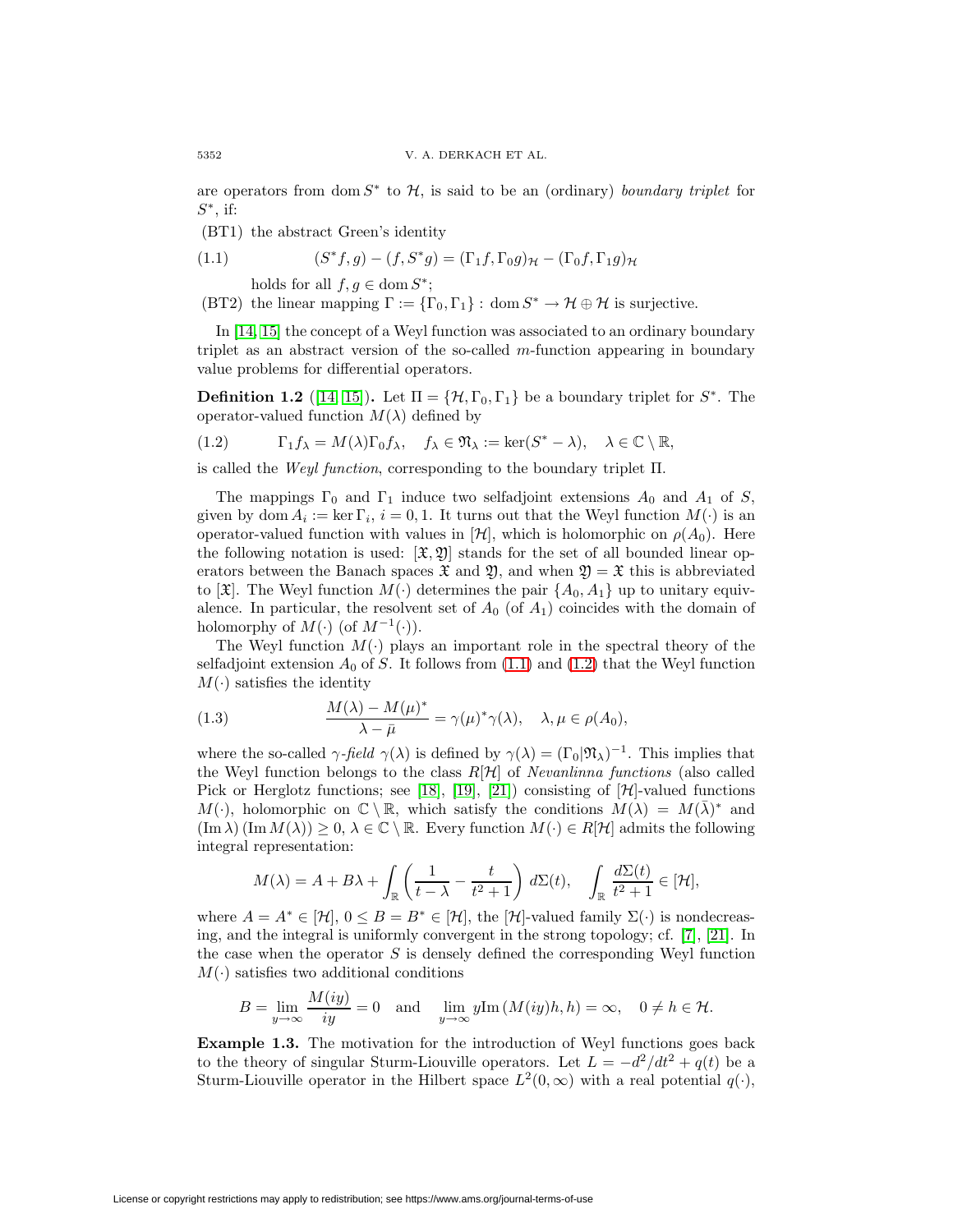are operators from $\operatorname{dom} S^*$ to $\mathcal{H}$, is said to be an (ordinary) *boundary triplet* for $S^*$, if:

(BT1) the abstract Green's identity

$$(S^*f, g) - (f, S^*g) = (\Gamma_1 f, \Gamma_0 g)_{\mathcal{H}} - (\Gamma_0 f, \Gamma_1 g)_{\mathcal{H}} \tag{1.1}$$

holds for all $f, g \in \operatorname{dom} S^*$;

(BT2) the linear mapping $\Gamma := \{\Gamma_0, \Gamma_1\} : \operatorname{dom} S^* \to \mathcal{H} \oplus \mathcal{H}$ is surjective.

In [14, 15] the concept of a Weyl function was associated to an ordinary boundary triplet as an abstract version of the so-called $m$-function appearing in boundary value problems for differential operators.

**Definition 1.2** ([14, 15])**.** Let $\Pi = \{\mathcal{H}, \Gamma_0, \Gamma_1\}$ be a boundary triplet for $S^*$. The operator-valued function $M(\lambda)$ defined by

$$\Gamma_1 f_\lambda = M(\lambda)\Gamma_0 f_\lambda, \quad f_\lambda \in \mathfrak{N}_\lambda := \ker(S^* - \lambda), \quad \lambda \in \mathbb{C} \setminus \mathbb{R}, \tag{1.2}$$

is called the *Weyl function*, corresponding to the boundary triplet $\Pi$.

The mappings $\Gamma_0$ and $\Gamma_1$ induce two selfadjoint extensions $A_0$ and $A_1$ of $S$, given by $\operatorname{dom} A_i := \ker \Gamma_i$, $i = 0, 1$. It turns out that the Weyl function $M(\cdot)$ is an operator-valued function with values in $[\mathcal{H}]$, which is holomorphic on $\rho(A_0)$. Here the following notation is used: $[\mathfrak{X}, \mathfrak{Y}]$ stands for the set of all bounded linear operators between the Banach spaces $\mathfrak{X}$ and $\mathfrak{Y}$, and when $\mathfrak{Y} = \mathfrak{X}$ this is abbreviated to $[\mathfrak{X}]$. The Weyl function $M(\cdot)$ determines the pair $\{A_0, A_1\}$ up to unitary equivalence. In particular, the resolvent set of $A_0$ (of $A_1$) coincides with the domain of holomorphy of $M(\cdot)$ (of $M^{-1}(\cdot)$).

The Weyl function $M(\cdot)$ plays an important role in the spectral theory of the selfadjoint extension $A_0$ of $S$. It follows from (1.1) and (1.2) that the Weyl function $M(\cdot)$ satisfies the identity

$$\frac{M(\lambda) - M(\mu)^*}{\lambda - \bar{\mu}} = \gamma(\mu)^*\gamma(\lambda), \quad \lambda, \mu \in \rho(A_0), \tag{1.3}$$

where the so-called *$\gamma$-field* $\gamma(\lambda)$ is defined by $\gamma(\lambda) = (\Gamma_0|\mathfrak{N}_\lambda)^{-1}$. This implies that the Weyl function belongs to the class $R[\mathcal{H}]$ of *Nevanlinna functions* (also called Pick or Herglotz functions; see [18], [19], [21]) consisting of $[\mathcal{H}]$-valued functions $M(\cdot)$, holomorphic on $\mathbb{C} \setminus \mathbb{R}$, which satisfy the conditions $M(\lambda) = M(\bar{\lambda})^*$ and $(\operatorname{Im} \lambda)(\operatorname{Im} M(\lambda)) \geq 0$, $\lambda \in \mathbb{C} \setminus \mathbb{R}$. Every function $M(\cdot) \in R[\mathcal{H}]$ admits the following integral representation:

$$M(\lambda) = A + B\lambda + \int_{\mathbb{R}} \left( \frac{1}{t - \lambda} - \frac{t}{t^2 + 1} \right) d\Sigma(t), \quad \int_{\mathbb{R}} \frac{d\Sigma(t)}{t^2 + 1} \in [\mathcal{H}],$$

where $A = A^* \in [\mathcal{H}]$, $0 \leq B = B^* \in [\mathcal{H}]$, the $[\mathcal{H}]$-valued family $\Sigma(\cdot)$ is nondecreasing, and the integral is uniformly convergent in the strong topology; cf. [7], [21]. In the case when the operator $S$ is densely defined the corresponding Weyl function $M(\cdot)$ satisfies two additional conditions

$$B = \lim_{y \to \infty} \frac{M(iy)}{iy} = 0 \quad \text{and} \quad \lim_{y \to \infty} y \operatorname{Im}(M(iy)h, h) = \infty, \quad 0 \neq h \in \mathcal{H}.$$

**Example 1.3.** The motivation for the introduction of Weyl functions goes back to the theory of singular Sturm-Liouville operators. Let $L = -d^2/dt^2 + q(t)$ be a Sturm-Liouville operator in the Hilbert space $L^2(0, \infty)$ with a real potential $q(\cdot)$,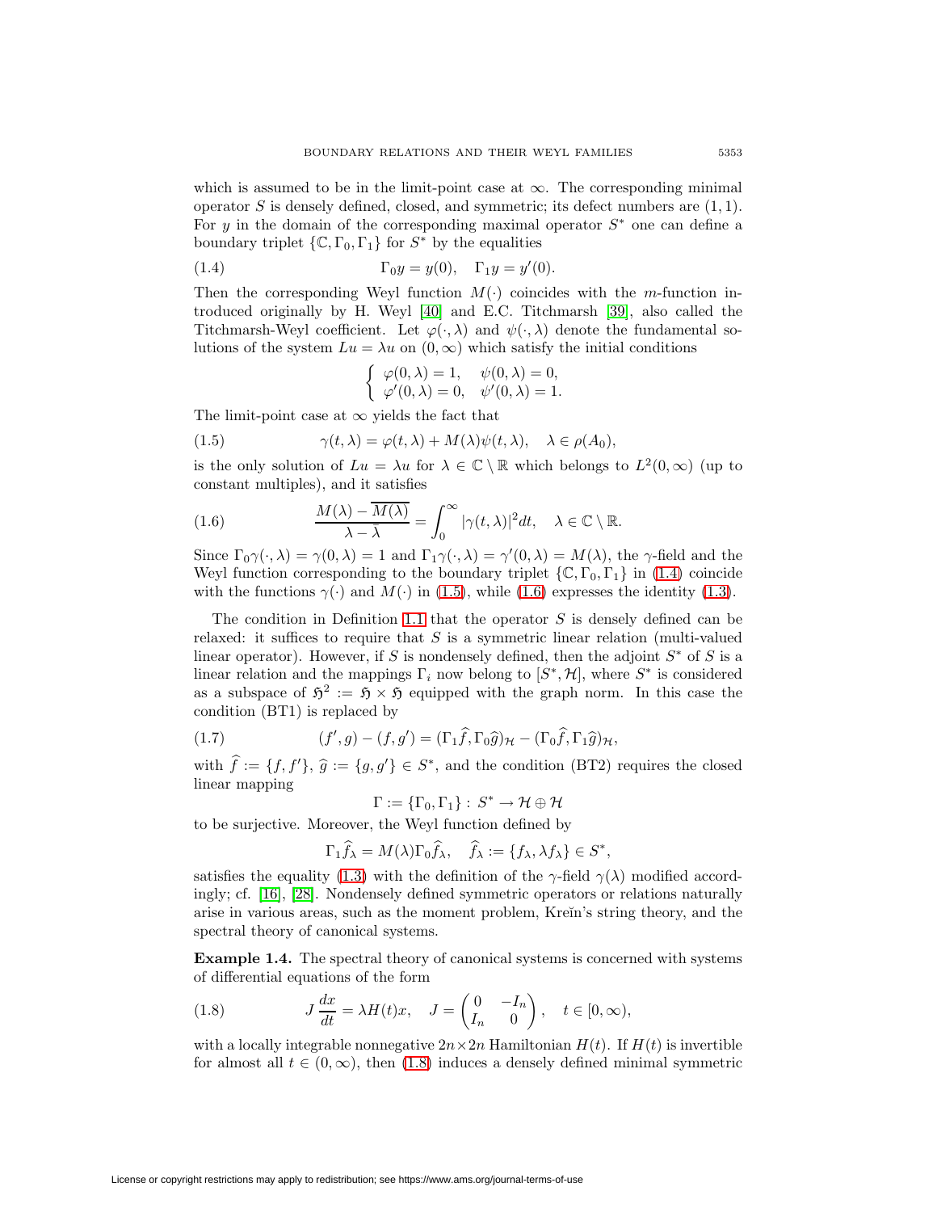which is assumed to be in the limit-point case at $\infty$. The corresponding minimal operator $S$ is densely defined, closed, and symmetric; its defect numbers are $(1,1)$. For $y$ in the domain of the corresponding maximal operator $S^*$ one can define a boundary triplet $\{\mathbb{C}, \Gamma_0, \Gamma_1\}$ for $S^*$ by the equalities

$$\Gamma_0 y = y(0), \quad \Gamma_1 y = y'(0). \tag{1.4}$$

Then the corresponding Weyl function $M(\cdot)$ coincides with the $m$-function introduced originally by H. Weyl [40] and E.C. Titchmarsh [39], also called the Titchmarsh-Weyl coefficient. Let $\varphi(\cdot, \lambda)$ and $\psi(\cdot, \lambda)$ denote the fundamental solutions of the system $Lu = \lambda u$ on $(0, \infty)$ which satisfy the initial conditions

$$\begin{cases} \varphi(0,\lambda) = 1, & \psi(0,\lambda) = 0, \\ \varphi'(0,\lambda) = 0, & \psi'(0,\lambda) = 1. \end{cases}$$

The limit-point case at $\infty$ yields the fact that

$$\gamma(t,\lambda) = \varphi(t,\lambda) + M(\lambda)\psi(t,\lambda), \quad \lambda \in \rho(A_0), \tag{1.5}$$

is the only solution of $Lu = \lambda u$ for $\lambda \in \mathbb{C} \setminus \mathbb{R}$ which belongs to $L^2(0,\infty)$ (up to constant multiples), and it satisfies

$$\frac{M(\lambda) - \overline{M(\lambda)}}{\lambda - \bar{\lambda}} = \int_0^\infty |\gamma(t,\lambda)|^2 dt, \quad \lambda \in \mathbb{C} \setminus \mathbb{R}. \tag{1.6}$$

Since $\Gamma_0 \gamma(\cdot,\lambda) = \gamma(0,\lambda) = 1$ and $\Gamma_1 \gamma(\cdot,\lambda) = \gamma'(0,\lambda) = M(\lambda)$, the $\gamma$-field and the Weyl function corresponding to the boundary triplet $\{\mathbb{C}, \Gamma_0, \Gamma_1\}$ in (1.4) coincide with the functions $\gamma(\cdot)$ and $M(\cdot)$ in (1.5), while (1.6) expresses the identity (1.3).

The condition in Definition 1.1 that the operator $S$ is densely defined can be relaxed: it suffices to require that $S$ is a symmetric linear relation (multi-valued linear operator). However, if $S$ is nondensely defined, then the adjoint $S^*$ of $S$ is a linear relation and the mappings $\Gamma_i$ now belong to $[S^*, \mathcal{H}]$, where $S^*$ is considered as a subspace of $\mathfrak{H}^2 := \mathfrak{H} \times \mathfrak{H}$ equipped with the graph norm. In this case the condition (BT1) is replaced by

$$(f', g) - (f, g') = (\Gamma_1 \widehat{f}, \Gamma_0 \widehat{g})_{\mathcal{H}} - (\Gamma_0 \widehat{f}, \Gamma_1 \widehat{g})_{\mathcal{H}}, \tag{1.7}$$

with $\widehat{f} := \{f, f'\}$, $\widehat{g} := \{g, g'\} \in S^*$, and the condition (BT2) requires the closed linear mapping

$$\Gamma := \{\Gamma_0, \Gamma_1\} : S^* \to \mathcal{H} \oplus \mathcal{H}$$

to be surjective. Moreover, the Weyl function defined by

$$\Gamma_1 \widehat{f}_\lambda = M(\lambda) \Gamma_0 \widehat{f}_\lambda, \quad \widehat{f}_\lambda := \{f_\lambda, \lambda f_\lambda\} \in S^*,$$

satisfies the equality (1.3) with the definition of the $\gamma$-field $\gamma(\lambda)$ modified accordingly; cf. [16], [28]. Nondensely defined symmetric operators or relations naturally arise in various areas, such as the moment problem, Kreĭn's string theory, and the spectral theory of canonical systems.

**Example 1.4.** The spectral theory of canonical systems is concerned with systems of differential equations of the form

$$J \frac{dx}{dt} = \lambda H(t) x, \quad J = \begin{pmatrix} 0 & -I_n \\ I_n & 0 \end{pmatrix}, \quad t \in [0, \infty), \tag{1.8}$$

with a locally integrable nonnegative $2n \times 2n$ Hamiltonian $H(t)$. If $H(t)$ is invertible for almost all $t \in (0, \infty)$, then (1.8) induces a densely defined minimal symmetric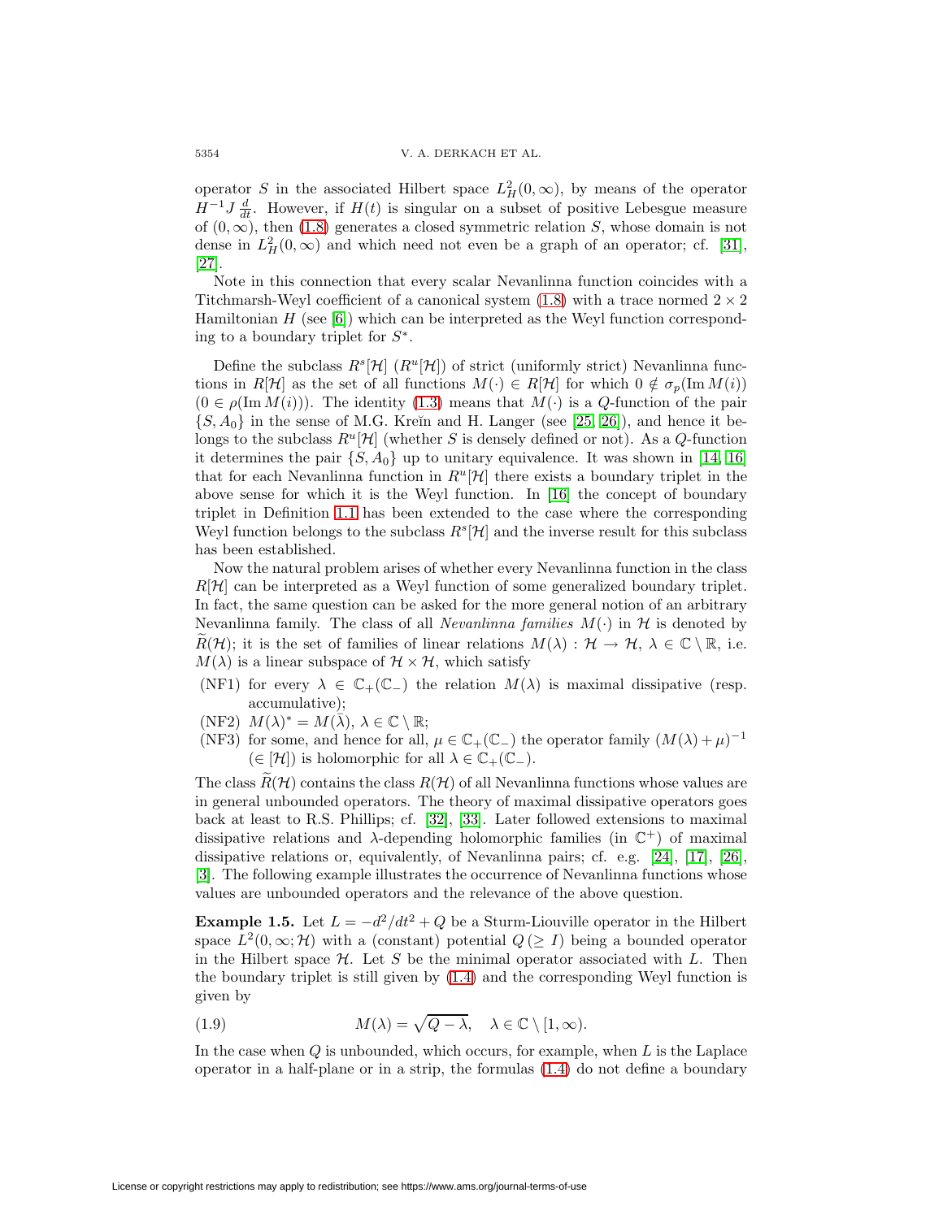operator $S$ in the associated Hilbert space $L^2_H(0,\infty)$, by means of the operator $H^{-1}J\,\frac{d}{dt}$. However, if $H(t)$ is singular on a subset of positive Lebesgue measure of $(0,\infty)$, then (1.8) generates a closed symmetric relation $S$, whose domain is not dense in $L^2_H(0,\infty)$ and which need not even be a graph of an operator; cf. [31], [27].

Note in this connection that every scalar Nevanlinna function coincides with a Titchmarsh-Weyl coefficient of a canonical system (1.8) with a trace normed $2\times 2$ Hamiltonian $H$ (see [6]) which can be interpreted as the Weyl function corresponding to a boundary triplet for $S^*$.

Define the subclass $R^s[\mathcal{H}]$ ($R^u[\mathcal{H}]$) of strict (uniformly strict) Nevanlinna functions in $R[\mathcal{H}]$ as the set of all functions $M(\cdot)\in R[\mathcal{H}]$ for which $0\notin\sigma_p(\operatorname{Im} M(i))$ ($0\in\rho(\operatorname{Im} M(i))$). The identity (1.3) means that $M(\cdot)$ is a $Q$-function of the pair $\{S,A_0\}$ in the sense of M.G. Kreĭn and H. Langer (see [25, 26]), and hence it belongs to the subclass $R^u[\mathcal{H}]$ (whether $S$ is densely defined or not). As a $Q$-function it determines the pair $\{S,A_0\}$ up to unitary equivalence. It was shown in [14, 16] that for each Nevanlinna function in $R^u[\mathcal{H}]$ there exists a boundary triplet in the above sense for which it is the Weyl function. In [16] the concept of boundary triplet in Definition 1.1 has been extended to the case where the corresponding Weyl function belongs to the subclass $R^s[\mathcal{H}]$ and the inverse result for this subclass has been established.

Now the natural problem arises of whether every Nevanlinna function in the class $R[\mathcal{H}]$ can be interpreted as a Weyl function of some generalized boundary triplet. In fact, the same question can be asked for the more general notion of an arbitrary Nevanlinna family. The class of all *Nevanlinna families* $M(\cdot)$ in $\mathcal{H}$ is denoted by $\widetilde{R}(\mathcal{H})$; it is the set of families of linear relations $M(\lambda):\mathcal{H}\to\mathcal{H}$, $\lambda\in\mathbb{C}\setminus\mathbb{R}$, i.e. $M(\lambda)$ is a linear subspace of $\mathcal{H}\times\mathcal{H}$, which satisfy

- (NF1) for every $\lambda\in\mathbb{C}_+(\mathbb{C}_-)$ the relation $M(\lambda)$ is maximal dissipative (resp. accumulative);
- (NF2) $M(\lambda)^*=M(\bar\lambda)$, $\lambda\in\mathbb{C}\setminus\mathbb{R}$;
- (NF3) for some, and hence for all, $\mu\in\mathbb{C}_+(\mathbb{C}_-)$ the operator family $(M(\lambda)+\mu)^{-1}$ ($\in[\mathcal{H}]$) is holomorphic for all $\lambda\in\mathbb{C}_+(\mathbb{C}_-)$.

The class $\widetilde{R}(\mathcal{H})$ contains the class $R(\mathcal{H})$ of all Nevanlinna functions whose values are in general unbounded operators. The theory of maximal dissipative operators goes back at least to R.S. Phillips; cf. [32], [33]. Later followed extensions to maximal dissipative relations and $\lambda$-depending holomorphic families (in $\mathbb{C}^+$) of maximal dissipative relations or, equivalently, of Nevanlinna pairs; cf. e.g. [24], [17], [26], [3]. The following example illustrates the occurrence of Nevanlinna functions whose values are unbounded operators and the relevance of the above question.

**Example 1.5.** Let $L=-d^2/dt^2+Q$ be a Sturm-Liouville operator in the Hilbert space $L^2(0,\infty;\mathcal{H})$ with a (constant) potential $Q\,(\geq I)$ being a bounded operator in the Hilbert space $\mathcal{H}$. Let $S$ be the minimal operator associated with $L$. Then the boundary triplet is still given by (1.4) and the corresponding Weyl function is given by

$$M(\lambda)=\sqrt{Q-\lambda},\quad \lambda\in\mathbb{C}\setminus[1,\infty). \tag{1.9}$$

In the case when $Q$ is unbounded, which occurs, for example, when $L$ is the Laplace operator in a half-plane or in a strip, the formulas (1.4) do not define a boundary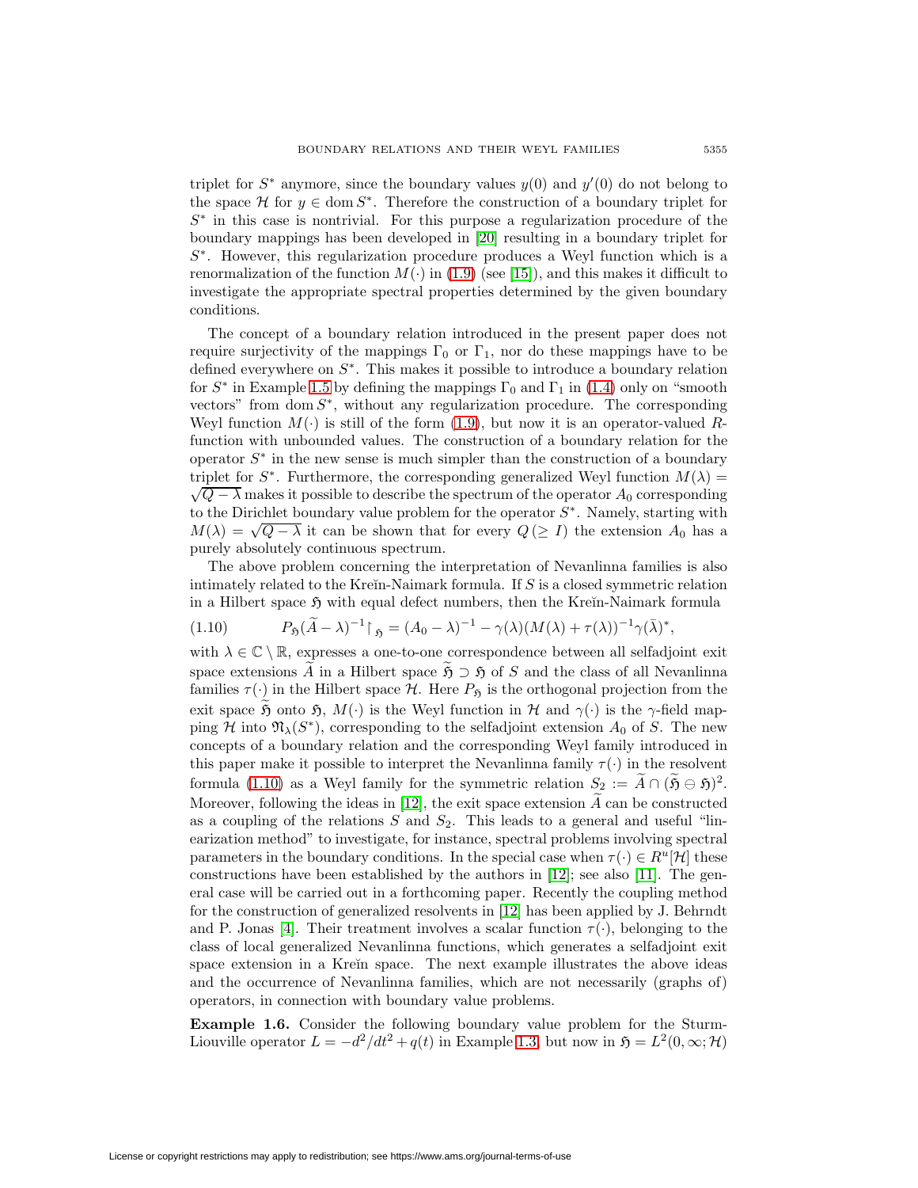triplet for $S^*$ anymore, since the boundary values $y(0)$ and $y'(0)$ do not belong to the space $\mathcal{H}$ for $y \in \operatorname{dom} S^*$. Therefore the construction of a boundary triplet for $S^*$ in this case is nontrivial. For this purpose a regularization procedure of the boundary mappings has been developed in [20] resulting in a boundary triplet for $S^*$. However, this regularization procedure produces a Weyl function which is a renormalization of the function $M(\cdot)$ in (1.9) (see [15]), and this makes it difficult to investigate the appropriate spectral properties determined by the given boundary conditions.

The concept of a boundary relation introduced in the present paper does not require surjectivity of the mappings $\Gamma_0$ or $\Gamma_1$, nor do these mappings have to be defined everywhere on $S^*$. This makes it possible to introduce a boundary relation for $S^*$ in Example 1.5 by defining the mappings $\Gamma_0$ and $\Gamma_1$ in (1.4) only on "smooth vectors" from $\operatorname{dom} S^*$, without any regularization procedure. The corresponding Weyl function $M(\cdot)$ is still of the form (1.9), but now it is an operator-valued $R$-function with unbounded values. The construction of a boundary relation for the operator $S^*$ in the new sense is much simpler than the construction of a boundary triplet for $S^*$. Furthermore, the corresponding generalized Weyl function $M(\lambda) = \sqrt{Q-\lambda}$ makes it possible to describe the spectrum of the operator $A_0$ corresponding to the Dirichlet boundary value problem for the operator $S^*$. Namely, starting with $M(\lambda) = \sqrt{Q-\lambda}$ it can be shown that for every $Q\,(\geq I)$ the extension $A_0$ has a purely absolutely continuous spectrum.

The above problem concerning the interpretation of Nevanlinna families is also intimately related to the Kreĭn-Naimark formula. If $S$ is a closed symmetric relation in a Hilbert space $\mathfrak{H}$ with equal defect numbers, then the Kreĭn-Naimark formula

$$
P_{\mathfrak{H}}(\widetilde{A}-\lambda)^{-1}\restriction_{\mathfrak{H}} = (A_0-\lambda)^{-1} - \gamma(\lambda)(M(\lambda)+\tau(\lambda))^{-1}\gamma(\bar{\lambda})^*, \tag{1.10}
$$

with $\lambda \in \mathbb{C}\setminus\mathbb{R}$, expresses a one-to-one correspondence between all selfadjoint exit space extensions $\widetilde{A}$ in a Hilbert space $\widetilde{\mathfrak{H}} \supset \mathfrak{H}$ of $S$ and the class of all Nevanlinna families $\tau(\cdot)$ in the Hilbert space $\mathcal{H}$. Here $P_{\mathfrak{H}}$ is the orthogonal projection from the exit space $\widetilde{\mathfrak{H}}$ onto $\mathfrak{H}$, $M(\cdot)$ is the Weyl function in $\mathcal{H}$ and $\gamma(\cdot)$ is the $\gamma$-field mapping $\mathcal{H}$ into $\mathfrak{N}_\lambda(S^*)$, corresponding to the selfadjoint extension $A_0$ of $S$. The new concepts of a boundary relation and the corresponding Weyl family introduced in this paper make it possible to interpret the Nevanlinna family $\tau(\cdot)$ in the resolvent formula (1.10) as a Weyl family for the symmetric relation $S_2 := \widetilde{A} \cap (\widetilde{\mathfrak{H}} \ominus \mathfrak{H})^2$. Moreover, following the ideas in [12], the exit space extension $\widetilde{A}$ can be constructed as a coupling of the relations $S$ and $S_2$. This leads to a general and useful "linearization method" to investigate, for instance, spectral problems involving spectral parameters in the boundary conditions. In the special case when $\tau(\cdot) \in R^u[\mathcal{H}]$ these constructions have been established by the authors in [12]; see also [11]. The general case will be carried out in a forthcoming paper. Recently the coupling method for the construction of generalized resolvents in [12] has been applied by J. Behrndt and P. Jonas [4]. Their treatment involves a scalar function $\tau(\cdot)$, belonging to the class of local generalized Nevanlinna functions, which generates a selfadjoint exit space extension in a Kreĭn space. The next example illustrates the above ideas and the occurrence of Nevanlinna families, which are not necessarily (graphs of) operators, in connection with boundary value problems.

**Example 1.6.** Consider the following boundary value problem for the Sturm-Liouville operator $L = -d^2/dt^2 + q(t)$ in Example 1.3, but now in $\mathfrak{H} = L^2(0,\infty;\mathcal{H})$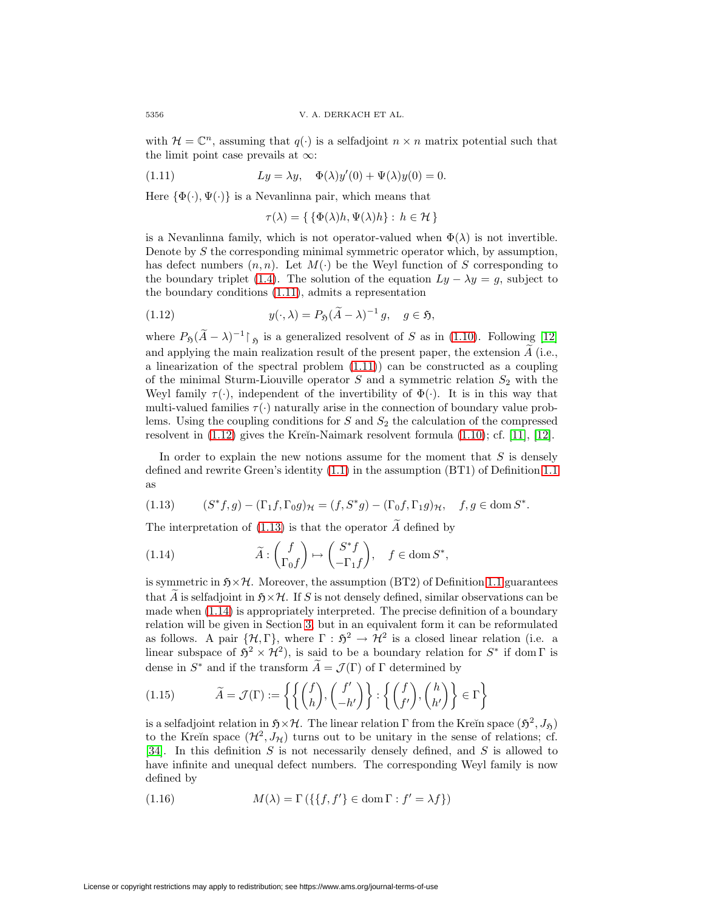with $\mathcal{H} = \mathbb{C}^n$, assuming that $q(\cdot)$ is a selfadjoint $n \times n$ matrix potential such that the limit point case prevails at $\infty$:

$$Ly = \lambda y, \quad \Phi(\lambda)y'(0) + \Psi(\lambda)y(0) = 0. \tag{1.11}$$

Here $\{\Phi(\cdot), \Psi(\cdot)\}$ is a Nevanlinna pair, which means that

$$\tau(\lambda) = \{\, \{\Phi(\lambda)h, \Psi(\lambda)h\} : \, h \in \mathcal{H}\,\}$$

is a Nevanlinna family, which is not operator-valued when $\Phi(\lambda)$ is not invertible. Denote by $S$ the corresponding minimal symmetric operator which, by assumption, has defect numbers $(n, n)$. Let $M(\cdot)$ be the Weyl function of $S$ corresponding to the boundary triplet (1.4). The solution of the equation $Ly - \lambda y = g$, subject to the boundary conditions (1.11), admits a representation

$$y(\cdot, \lambda) = P_{\mathfrak{H}}(\widetilde{A} - \lambda)^{-1}\, g, \quad g \in \mathfrak{H}, \tag{1.12}$$

where $P_{\mathfrak{H}}(\widetilde{A} - \lambda)^{-1}\!\restriction_{\mathfrak{H}}$ is a generalized resolvent of $S$ as in (1.10). Following [12] and applying the main realization result of the present paper, the extension $\widetilde{A}$ (i.e., a linearization of the spectral problem (1.11)) can be constructed as a coupling of the minimal Sturm-Liouville operator $S$ and a symmetric relation $S_2$ with the Weyl family $\tau(\cdot)$, independent of the invertibility of $\Phi(\cdot)$. It is in this way that multi-valued families $\tau(\cdot)$ naturally arise in the connection of boundary value problems. Using the coupling conditions for $S$ and $S_2$ the calculation of the compressed resolvent in (1.12) gives the Kreĭn-Naimark resolvent formula (1.10); cf. [11], [12].

In order to explain the new notions assume for the moment that $S$ is densely defined and rewrite Green's identity (1.1) in the assumption (BT1) of Definition 1.1 as

$$(S^*f, g) - (\Gamma_1 f, \Gamma_0 g)_{\mathcal{H}} = (f, S^*g) - (\Gamma_0 f, \Gamma_1 g)_{\mathcal{H}}, \quad f, g \in \operatorname{dom} S^*. \tag{1.13}$$

The interpretation of (1.13) is that the operator $\widetilde{A}$ defined by

$$\widetilde{A} : \begin{pmatrix} f \\ \Gamma_0 f \end{pmatrix} \mapsto \begin{pmatrix} S^*f \\ -\Gamma_1 f \end{pmatrix}, \quad f \in \operatorname{dom} S^*, \tag{1.14}$$

is symmetric in $\mathfrak{H} \times \mathcal{H}$. Moreover, the assumption (BT2) of Definition 1.1 guarantees that $\widetilde{A}$ is selfadjoint in $\mathfrak{H} \times \mathcal{H}$. If $S$ is not densely defined, similar observations can be made when (1.14) is appropriately interpreted. The precise definition of a boundary relation will be given in Section 3, but in an equivalent form it can be reformulated as follows. A pair $\{\mathcal{H}, \Gamma\}$, where $\Gamma : \mathfrak{H}^2 \to \mathcal{H}^2$ is a closed linear relation (i.e. a linear subspace of $\mathfrak{H}^2 \times \mathcal{H}^2$), is said to be a boundary relation for $S^*$ if $\operatorname{dom} \Gamma$ is dense in $S^*$ and if the transform $\widetilde{A} = \mathcal{J}(\Gamma)$ of $\Gamma$ determined by

$$\widetilde{A} = \mathcal{J}(\Gamma) := \left\{ \left\{ \begin{pmatrix} f \\ h \end{pmatrix}, \begin{pmatrix} f' \\ -h' \end{pmatrix} \right\} : \left\{ \begin{pmatrix} f \\ f' \end{pmatrix}, \begin{pmatrix} h \\ h' \end{pmatrix} \right\} \in \Gamma \right\} \tag{1.15}$$

is a selfadjoint relation in $\mathfrak{H} \times \mathcal{H}$. The linear relation $\Gamma$ from the Kreĭn space $(\mathfrak{H}^2, J_{\mathfrak{H}})$ to the Kreĭn space $(\mathcal{H}^2, J_{\mathcal{H}})$ turns out to be unitary in the sense of relations; cf. [34]. In this definition $S$ is not necessarily densely defined, and $S$ is allowed to have infinite and unequal defect numbers. The corresponding Weyl family is now defined by

$$M(\lambda) = \Gamma\left(\{\{f, f'\} \in \operatorname{dom} \Gamma : f' = \lambda f\}\right) \tag{1.16}$$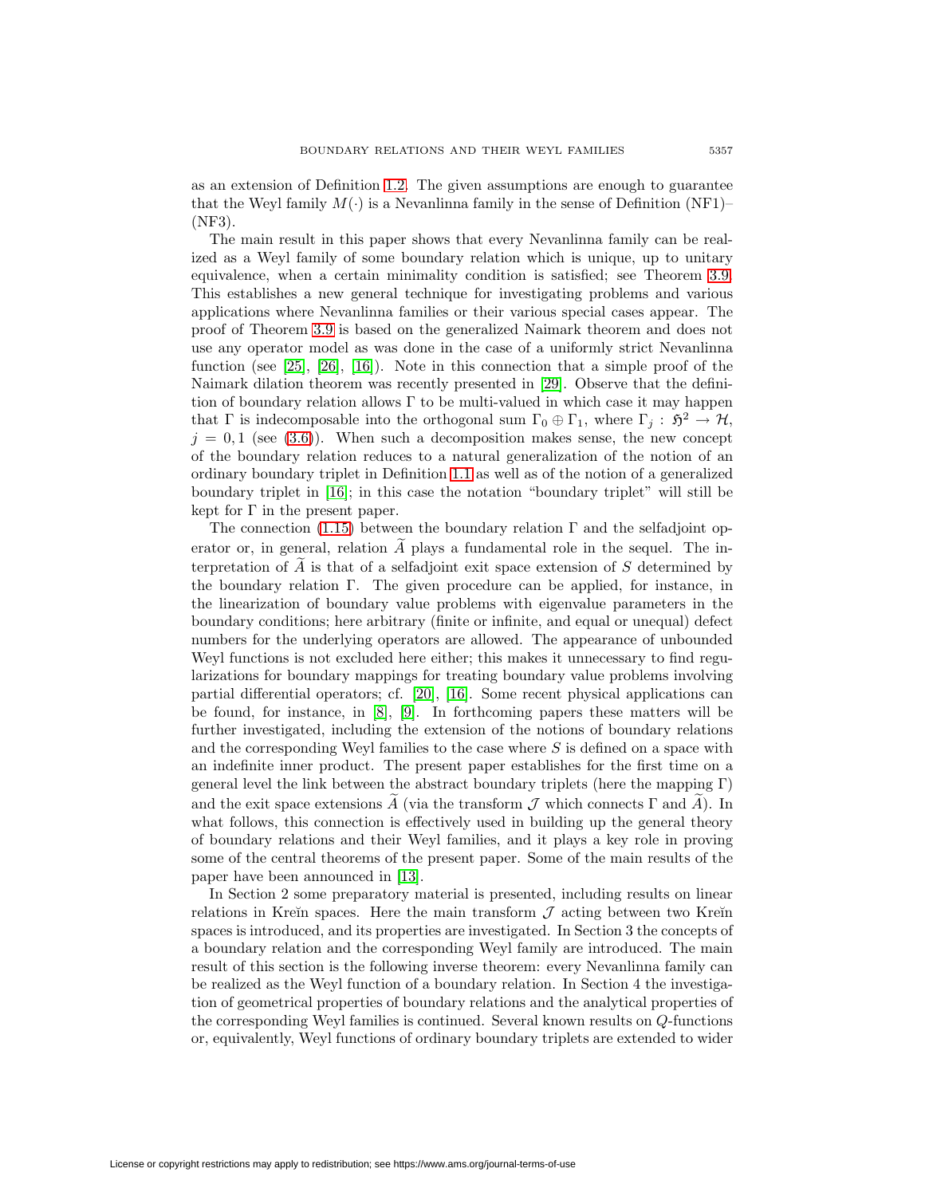as an extension of Definition 1.2. The given assumptions are enough to guarantee that the Weyl family $M(\cdot)$ is a Nevanlinna family in the sense of Definition (NF1)–(NF3).

The main result in this paper shows that every Nevanlinna family can be realized as a Weyl family of some boundary relation which is unique, up to unitary equivalence, when a certain minimality condition is satisfied; see Theorem 3.9. This establishes a new general technique for investigating problems and various applications where Nevanlinna families or their various special cases appear. The proof of Theorem 3.9 is based on the generalized Naimark theorem and does not use any operator model as was done in the case of a uniformly strict Nevanlinna function (see [25], [26], [16]). Note in this connection that a simple proof of the Naimark dilation theorem was recently presented in [29]. Observe that the definition of boundary relation allows $\Gamma$ to be multi-valued in which case it may happen that $\Gamma$ is indecomposable into the orthogonal sum $\Gamma_0 \oplus \Gamma_1$, where $\Gamma_j : \mathfrak{H}^2 \to \mathcal{H}$, $j = 0, 1$ (see (3.6)). When such a decomposition makes sense, the new concept of the boundary relation reduces to a natural generalization of the notion of an ordinary boundary triplet in Definition 1.1 as well as of the notion of a generalized boundary triplet in [16]; in this case the notation "boundary triplet" will still be kept for $\Gamma$ in the present paper.

The connection (1.15) between the boundary relation $\Gamma$ and the selfadjoint operator or, in general, relation $\widetilde{A}$ plays a fundamental role in the sequel. The interpretation of $\widetilde{A}$ is that of a selfadjoint exit space extension of $S$ determined by the boundary relation $\Gamma$. The given procedure can be applied, for instance, in the linearization of boundary value problems with eigenvalue parameters in the boundary conditions; here arbitrary (finite or infinite, and equal or unequal) defect numbers for the underlying operators are allowed. The appearance of unbounded Weyl functions is not excluded here either; this makes it unnecessary to find regularizations for boundary mappings for treating boundary value problems involving partial differential operators; cf. [20], [16]. Some recent physical applications can be found, for instance, in [8], [9]. In forthcoming papers these matters will be further investigated, including the extension of the notions of boundary relations and the corresponding Weyl families to the case where $S$ is defined on a space with an indefinite inner product. The present paper establishes for the first time on a general level the link between the abstract boundary triplets (here the mapping $\Gamma$) and the exit space extensions $\widetilde{A}$ (via the transform $\mathcal{J}$ which connects $\Gamma$ and $\widetilde{A}$). In what follows, this connection is effectively used in building up the general theory of boundary relations and their Weyl families, and it plays a key role in proving some of the central theorems of the present paper. Some of the main results of the paper have been announced in [13].

In Section 2 some preparatory material is presented, including results on linear relations in Kreĭn spaces. Here the main transform $\mathcal{J}$ acting between two Kreĭn spaces is introduced, and its properties are investigated. In Section 3 the concepts of a boundary relation and the corresponding Weyl family are introduced. The main result of this section is the following inverse theorem: every Nevanlinna family can be realized as the Weyl function of a boundary relation. In Section 4 the investigation of geometrical properties of boundary relations and the analytical properties of the corresponding Weyl families is continued. Several known results on $Q$-functions or, equivalently, Weyl functions of ordinary boundary triplets are extended to wider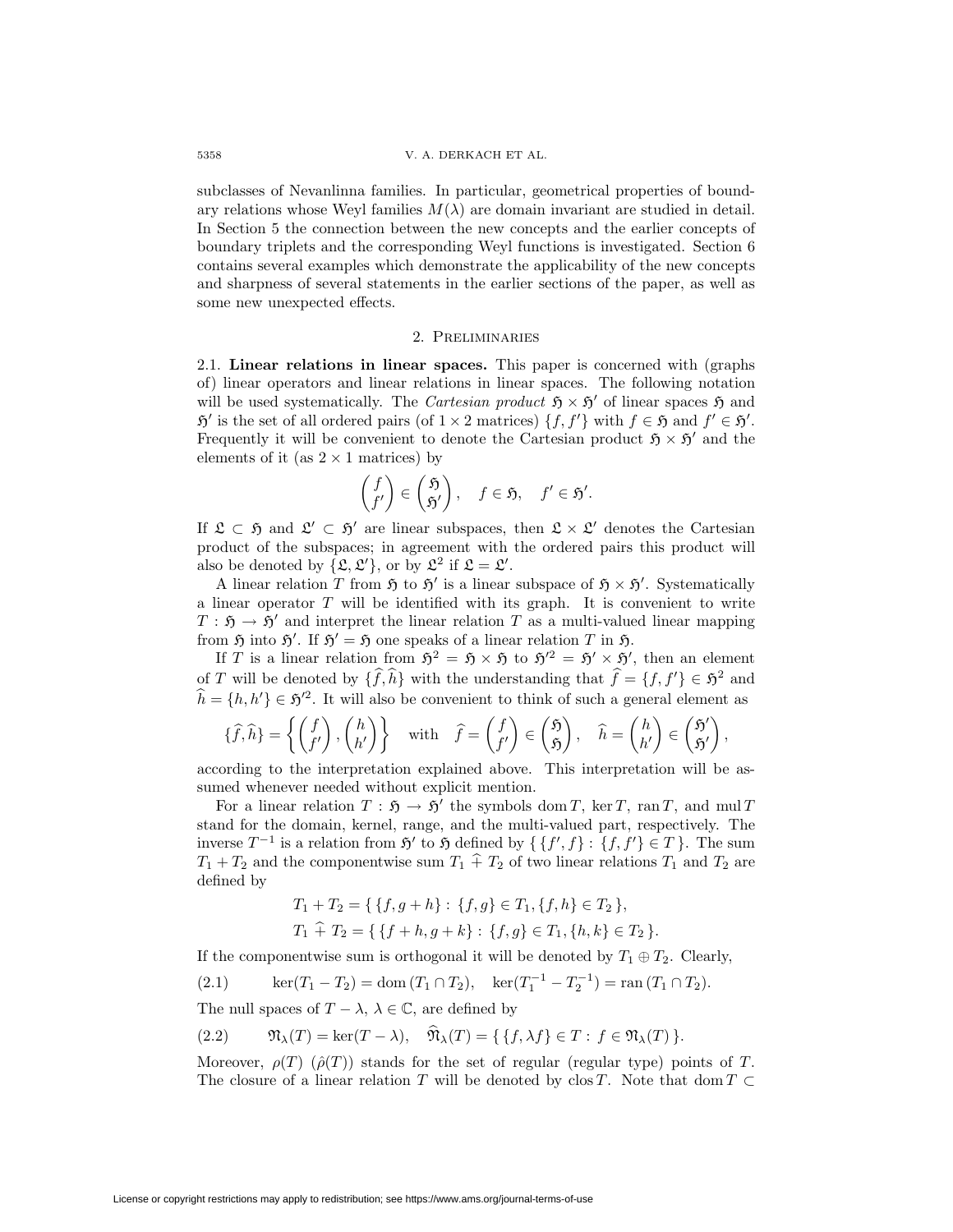subclasses of Nevanlinna families. In particular, geometrical properties of boundary relations whose Weyl families $M(\lambda)$ are domain invariant are studied in detail. In Section 5 the connection between the new concepts and the earlier concepts of boundary triplets and the corresponding Weyl functions is investigated. Section 6 contains several examples which demonstrate the applicability of the new concepts and sharpness of several statements in the earlier sections of the paper, as well as some new unexpected effects.

## 2. Preliminaries

2.1. **Linear relations in linear spaces.** This paper is concerned with (graphs of) linear operators and linear relations in linear spaces. The following notation will be used systematically. The *Cartesian product* $\mathfrak{H} \times \mathfrak{H}'$ of linear spaces $\mathfrak{H}$ and $\mathfrak{H}'$ is the set of all ordered pairs (of $1 \times 2$ matrices) $\{f, f'\}$ with $f \in \mathfrak{H}$ and $f' \in \mathfrak{H}'$. Frequently it will be convenient to denote the Cartesian product $\mathfrak{H} \times \mathfrak{H}'$ and the elements of it (as $2 \times 1$ matrices) by

$$\begin{pmatrix} f \\ f' \end{pmatrix} \in \begin{pmatrix} \mathfrak{H} \\ \mathfrak{H}' \end{pmatrix}, \quad f \in \mathfrak{H}, \quad f' \in \mathfrak{H}'.$$

If $\mathfrak{L} \subset \mathfrak{H}$ and $\mathfrak{L}' \subset \mathfrak{H}'$ are linear subspaces, then $\mathfrak{L} \times \mathfrak{L}'$ denotes the Cartesian product of the subspaces; in agreement with the ordered pairs this product will also be denoted by $\{\mathfrak{L}, \mathfrak{L}'\}$, or by $\mathfrak{L}^2$ if $\mathfrak{L} = \mathfrak{L}'$.

A linear relation $T$ from $\mathfrak{H}$ to $\mathfrak{H}'$ is a linear subspace of $\mathfrak{H} \times \mathfrak{H}'$. Systematically a linear operator $T$ will be identified with its graph. It is convenient to write $T : \mathfrak{H} \to \mathfrak{H}'$ and interpret the linear relation $T$ as a multi-valued linear mapping from $\mathfrak{H}$ into $\mathfrak{H}'$. If $\mathfrak{H}' = \mathfrak{H}$ one speaks of a linear relation $T$ in $\mathfrak{H}$.

If $T$ is a linear relation from $\mathfrak{H}^2 = \mathfrak{H} \times \mathfrak{H}$ to $\mathfrak{H}'^2 = \mathfrak{H}' \times \mathfrak{H}'$, then an element of $T$ will be denoted by $\{\widehat{f}, \widehat{h}\}$ with the understanding that $\widehat{f} = \{f, f'\} \in \mathfrak{H}^2$ and $\widehat{h} = \{h, h'\} \in \mathfrak{H}'^2$. It will also be convenient to think of such a general element as

$$\{\widehat{f}, \widehat{h}\} = \left\{ \begin{pmatrix} f \\ f' \end{pmatrix}, \begin{pmatrix} h \\ h' \end{pmatrix} \right\} \quad \text{with} \quad \widehat{f} = \begin{pmatrix} f \\ f' \end{pmatrix} \in \begin{pmatrix} \mathfrak{H} \\ \mathfrak{H} \end{pmatrix}, \quad \widehat{h} = \begin{pmatrix} h \\ h' \end{pmatrix} \in \begin{pmatrix} \mathfrak{H}' \\ \mathfrak{H}' \end{pmatrix},$$

according to the interpretation explained above. This interpretation will be assumed whenever needed without explicit mention.

For a linear relation $T : \mathfrak{H} \to \mathfrak{H}'$ the symbols $\operatorname{dom} T$, $\ker T$, $\operatorname{ran} T$, and $\operatorname{mul} T$ stand for the domain, kernel, range, and the multi-valued part, respectively. The inverse $T^{-1}$ is a relation from $\mathfrak{H}'$ to $\mathfrak{H}$ defined by $\{ \{f', f\} : \{f, f'\} \in T \}$. The sum $T_1 + T_2$ and the componentwise sum $T_1 \mathbin{\widehat{+}} T_2$ of two linear relations $T_1$ and $T_2$ are defined by

$$T_1 + T_2 = \{ \{f, g + h\} : \{f, g\} \in T_1, \{f, h\} \in T_2 \},$$
$$T_1 \mathbin{\widehat{+}} T_2 = \{ \{f + h, g + k\} : \{f, g\} \in T_1, \{h, k\} \in T_2 \}.$$

If the componentwise sum is orthogonal it will be denoted by $T_1 \oplus T_2$. Clearly,

$$\ker(T_1 - T_2) = \operatorname{dom}(T_1 \cap T_2), \quad \ker(T_1^{-1} - T_2^{-1}) = \operatorname{ran}(T_1 \cap T_2). \tag{2.1}$$

The null spaces of $T - \lambda$, $\lambda \in \mathbb{C}$, are defined by

$$\mathfrak{N}_\lambda(T) = \ker(T - \lambda), \quad \widehat{\mathfrak{N}}_\lambda(T) = \{ \{f, \lambda f\} \in T : f \in \mathfrak{N}_\lambda(T) \}. \tag{2.2}$$

Moreover, $\rho(T)$ ($\hat{\rho}(T)$) stands for the set of regular (regular type) points of $T$. The closure of a linear relation $T$ will be denoted by $\operatorname{clos} T$. Note that $\operatorname{dom} T \subset$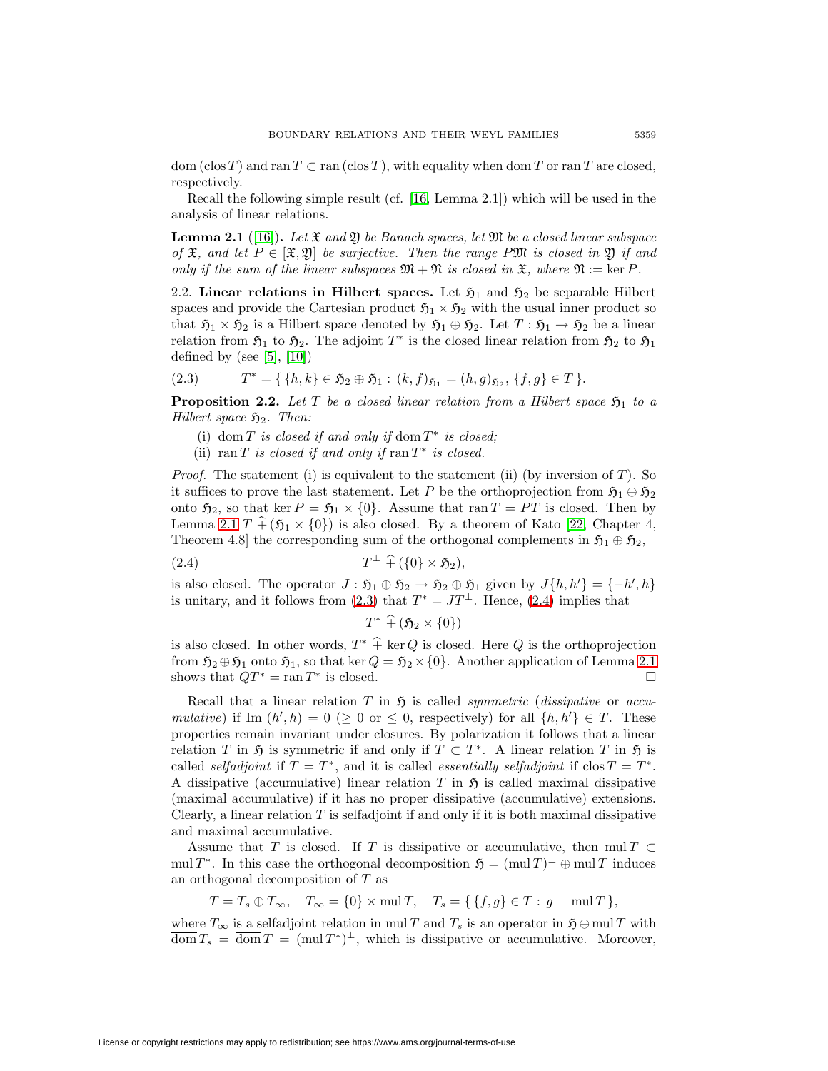dom (clos $T$) and ran $T \subset$ ran (clos $T$), with equality when dom $T$ or ran $T$ are closed, respectively.

Recall the following simple result (cf. [16, Lemma 2.1]) which will be used in the analysis of linear relations.

**Lemma 2.1** ([16]). *Let $\mathfrak{X}$ and $\mathfrak{Y}$ be Banach spaces, let $\mathfrak{M}$ be a closed linear subspace of $\mathfrak{X}$, and let $P \in [\mathfrak{X}, \mathfrak{Y}]$ be surjective. Then the range $P\mathfrak{M}$ is closed in $\mathfrak{Y}$ if and only if the sum of the linear subspaces $\mathfrak{M} + \mathfrak{N}$ is closed in $\mathfrak{X}$, where $\mathfrak{N} := \ker P$.*

2.2. **Linear relations in Hilbert spaces.** Let $\mathfrak{H}_1$ and $\mathfrak{H}_2$ be separable Hilbert spaces and provide the Cartesian product $\mathfrak{H}_1 \times \mathfrak{H}_2$ with the usual inner product so that $\mathfrak{H}_1 \times \mathfrak{H}_2$ is a Hilbert space denoted by $\mathfrak{H}_1 \oplus \mathfrak{H}_2$. Let $T : \mathfrak{H}_1 \to \mathfrak{H}_2$ be a linear relation from $\mathfrak{H}_1$ to $\mathfrak{H}_2$. The adjoint $T^*$ is the closed linear relation from $\mathfrak{H}_2$ to $\mathfrak{H}_1$ defined by (see [5], [10])

$$T^* = \{\, \{h, k\} \in \mathfrak{H}_2 \oplus \mathfrak{H}_1 : (k, f)_{\mathfrak{H}_1} = (h, g)_{\mathfrak{H}_2},\ \{f, g\} \in T\,\}. \tag{2.3}$$

**Proposition 2.2.** *Let $T$ be a closed linear relation from a Hilbert space $\mathfrak{H}_1$ to a Hilbert space $\mathfrak{H}_2$. Then:*

(i) *$\operatorname{dom} T$ is closed if and only if $\operatorname{dom} T^*$ is closed;*

(ii) *$\operatorname{ran} T$ is closed if and only if $\operatorname{ran} T^*$ is closed.*

*Proof.* The statement (i) is equivalent to the statement (ii) (by inversion of $T$). So it suffices to prove the last statement. Let $P$ be the orthoprojection from $\mathfrak{H}_1 \oplus \mathfrak{H}_2$ onto $\mathfrak{H}_2$, so that $\ker P = \mathfrak{H}_1 \times \{0\}$. Assume that $\operatorname{ran} T = PT$ is closed. Then by Lemma 2.1 $T \,\widehat{+}\, (\mathfrak{H}_1 \times \{0\})$ is also closed. By a theorem of Kato [22, Chapter 4, Theorem 4.8] the corresponding sum of the orthogonal complements in $\mathfrak{H}_1 \oplus \mathfrak{H}_2$,

$$T^\perp \,\widehat{+}\, (\{0\} \times \mathfrak{H}_2), \tag{2.4}$$

is also closed. The operator $J : \mathfrak{H}_1 \oplus \mathfrak{H}_2 \to \mathfrak{H}_2 \oplus \mathfrak{H}_1$ given by $J\{h, h'\} = \{-h', h\}$ is unitary, and it follows from (2.3) that $T^* = JT^\perp$. Hence, (2.4) implies that

$$T^* \,\widehat{+}\, (\mathfrak{H}_2 \times \{0\})$$

is also closed. In other words, $T^* \,\widehat{+}\, \ker Q$ is closed. Here $Q$ is the orthoprojection from $\mathfrak{H}_2 \oplus \mathfrak{H}_1$ onto $\mathfrak{H}_1$, so that $\ker Q = \mathfrak{H}_2 \times \{0\}$. Another application of Lemma 2.1 shows that $QT^* = \operatorname{ran} T^*$ is closed. □

Recall that a linear relation $T$ in $\mathfrak{H}$ is called *symmetric* (*dissipative* or *accumulative*) if $\operatorname{Im}(h', h) = 0$ ($\geq 0$ or $\leq 0$, respectively) for all $\{h, h'\} \in T$. These properties remain invariant under closures. By polarization it follows that a linear relation $T$ in $\mathfrak{H}$ is symmetric if and only if $T \subset T^*$. A linear relation $T$ in $\mathfrak{H}$ is called *selfadjoint* if $T = T^*$, and it is called *essentially selfadjoint* if $\operatorname{clos} T = T^*$. A dissipative (accumulative) linear relation $T$ in $\mathfrak{H}$ is called maximal dissipative (maximal accumulative) if it has no proper dissipative (accumulative) extensions. Clearly, a linear relation $T$ is selfadjoint if and only if it is both maximal dissipative and maximal accumulative.

Assume that $T$ is closed. If $T$ is dissipative or accumulative, then $\operatorname{mul} T \subset \operatorname{mul} T^*$. In this case the orthogonal decomposition $\mathfrak{H} = (\operatorname{mul} T)^\perp \oplus \operatorname{mul} T$ induces an orthogonal decomposition of $T$ as

$$T = T_s \oplus T_\infty, \quad T_\infty = \{0\} \times \operatorname{mul} T, \quad T_s = \{\, \{f, g\} \in T : g \perp \operatorname{mul} T \,\},$$

where $T_\infty$ is a selfadjoint relation in $\operatorname{mul} T$ and $T_s$ is an operator in $\mathfrak{H} \ominus \operatorname{mul} T$ with $\overline{\operatorname{dom}}\, T_s = \overline{\operatorname{dom}}\, T = (\operatorname{mul} T^*)^\perp$, which is dissipative or accumulative. Moreover,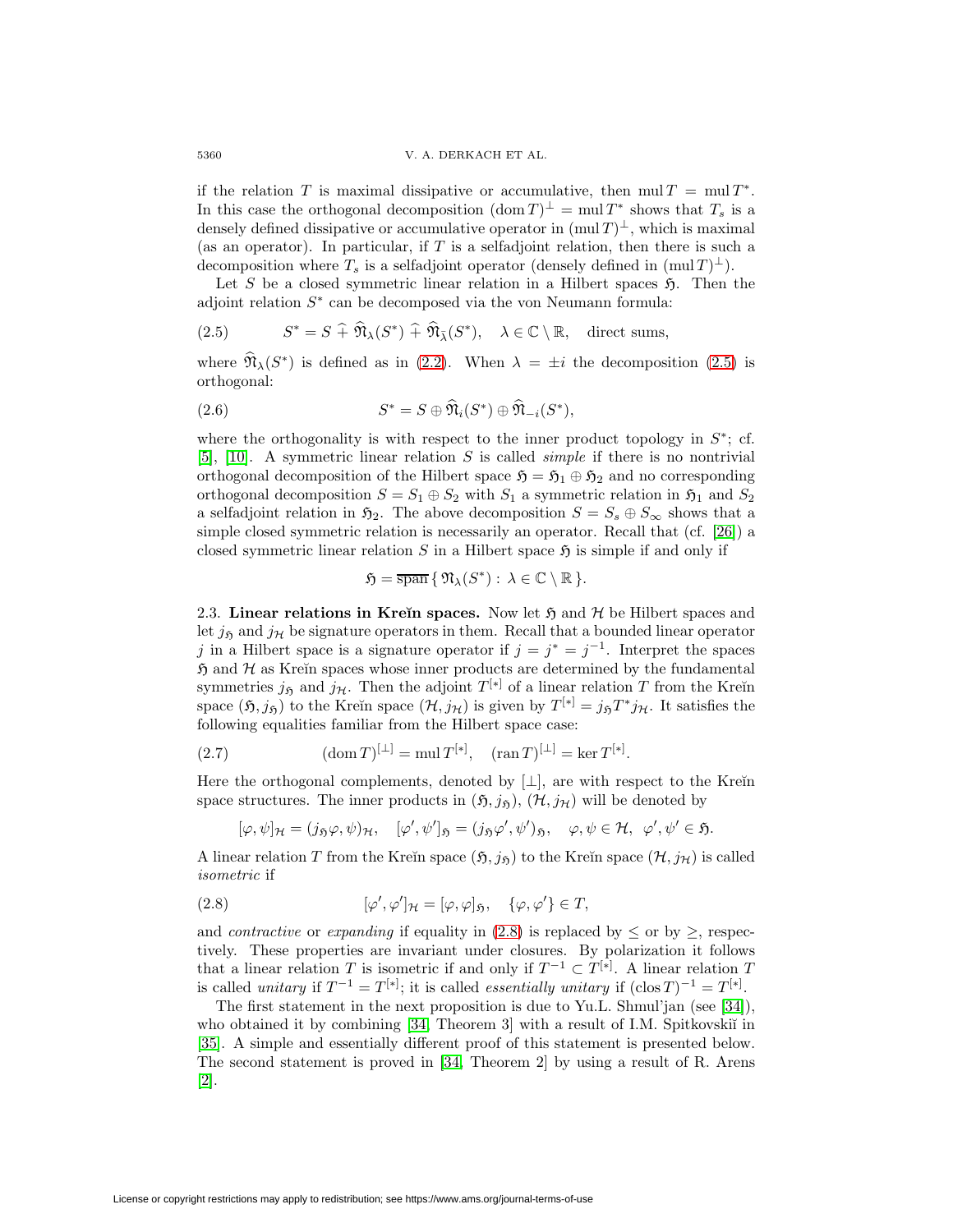if the relation $T$ is maximal dissipative or accumulative, then $\operatorname{mul} T = \operatorname{mul} T^*$. In this case the orthogonal decomposition $(\operatorname{dom} T)^\perp = \operatorname{mul} T^*$ shows that $T_s$ is a densely defined dissipative or accumulative operator in $(\operatorname{mul} T)^\perp$, which is maximal (as an operator). In particular, if $T$ is a selfadjoint relation, then there is such a decomposition where $T_s$ is a selfadjoint operator (densely defined in $(\operatorname{mul} T)^\perp$).

Let $S$ be a closed symmetric linear relation in a Hilbert spaces $\mathfrak{H}$. Then the adjoint relation $S^*$ can be decomposed via the von Neumann formula:

$$S^* = S \,\widehat{+}\, \widehat{\mathfrak{N}}_\lambda(S^*) \,\widehat{+}\, \widehat{\mathfrak{N}}_{\bar{\lambda}}(S^*), \quad \lambda \in \mathbb{C} \setminus \mathbb{R}, \quad \text{direct sums,} \tag{2.5}$$

where $\widehat{\mathfrak{N}}_\lambda(S^*)$ is defined as in (2.2). When $\lambda = \pm i$ the decomposition (2.5) is orthogonal:

$$S^* = S \oplus \widehat{\mathfrak{N}}_i(S^*) \oplus \widehat{\mathfrak{N}}_{-i}(S^*), \tag{2.6}$$

where the orthogonality is with respect to the inner product topology in $S^*$; cf. [5], [10]. A symmetric linear relation $S$ is called *simple* if there is no nontrivial orthogonal decomposition of the Hilbert space $\mathfrak{H} = \mathfrak{H}_1 \oplus \mathfrak{H}_2$ and no corresponding orthogonal decomposition $S = S_1 \oplus S_2$ with $S_1$ a symmetric relation in $\mathfrak{H}_1$ and $S_2$ a selfadjoint relation in $\mathfrak{H}_2$. The above decomposition $S = S_s \oplus S_\infty$ shows that a simple closed symmetric relation is necessarily an operator. Recall that (cf. [26]) a closed symmetric linear relation $S$ in a Hilbert space $\mathfrak{H}$ is simple if and only if

$$\mathfrak{H} = \overline{\operatorname{span}}\,\{\, \mathfrak{N}_\lambda(S^*) : \lambda \in \mathbb{C} \setminus \mathbb{R} \,\}.$$

### 2.3. Linear relations in Kreĭn spaces.

Now let $\mathfrak{H}$ and $\mathcal{H}$ be Hilbert spaces and let $j_{\mathfrak{H}}$ and $j_{\mathcal{H}}$ be signature operators in them. Recall that a bounded linear operator $j$ in a Hilbert space is a signature operator if $j = j^* = j^{-1}$. Interpret the spaces $\mathfrak{H}$ and $\mathcal{H}$ as Kreĭn spaces whose inner products are determined by the fundamental symmetries $j_{\mathfrak{H}}$ and $j_{\mathcal{H}}$. Then the adjoint $T^{[*]}$ of a linear relation $T$ from the Kreĭn space $(\mathfrak{H}, j_{\mathfrak{H}})$ to the Kreĭn space $(\mathcal{H}, j_{\mathcal{H}})$ is given by $T^{[*]} = j_{\mathfrak{H}} T^* j_{\mathcal{H}}$. It satisfies the following equalities familiar from the Hilbert space case:

$$(\operatorname{dom} T)^{[\perp]} = \operatorname{mul} T^{[*]}, \quad (\operatorname{ran} T)^{[\perp]} = \ker T^{[*]}. \tag{2.7}$$

Here the orthogonal complements, denoted by $[\perp]$, are with respect to the Kreĭn space structures. The inner products in $(\mathfrak{H}, j_{\mathfrak{H}})$, $(\mathcal{H}, j_{\mathcal{H}})$ will be denoted by

$$[\varphi, \psi]_{\mathcal{H}} = (j_{\mathfrak{H}}\varphi, \psi)_{\mathcal{H}}, \quad [\varphi', \psi']_{\mathfrak{H}} = (j_{\mathfrak{H}}\varphi', \psi')_{\mathfrak{H}}, \quad \varphi, \psi \in \mathcal{H}, \ \varphi', \psi' \in \mathfrak{H}.$$

A linear relation $T$ from the Kreĭn space $(\mathfrak{H}, j_{\mathfrak{H}})$ to the Kreĭn space $(\mathcal{H}, j_{\mathcal{H}})$ is called *isometric* if

$$[\varphi', \varphi']_{\mathcal{H}} = [\varphi, \varphi]_{\mathfrak{H}}, \quad \{\varphi, \varphi'\} \in T, \tag{2.8}$$

and *contractive* or *expanding* if equality in (2.8) is replaced by $\leq$ or by $\geq$, respectively. These properties are invariant under closures. By polarization it follows that a linear relation $T$ is isometric if and only if $T^{-1} \subset T^{[*]}$. A linear relation $T$ is called *unitary* if $T^{-1} = T^{[*]}$; it is called *essentially unitary* if $(\operatorname{clos} T)^{-1} = T^{[*]}$.

The first statement in the next proposition is due to Yu.L. Shmul'jan (see [34]), who obtained it by combining [34, Theorem 3] with a result of I.M. Spitkovskiĭ in [35]. A simple and essentially different proof of this statement is presented below. The second statement is proved in [34, Theorem 2] by using a result of R. Arens [2].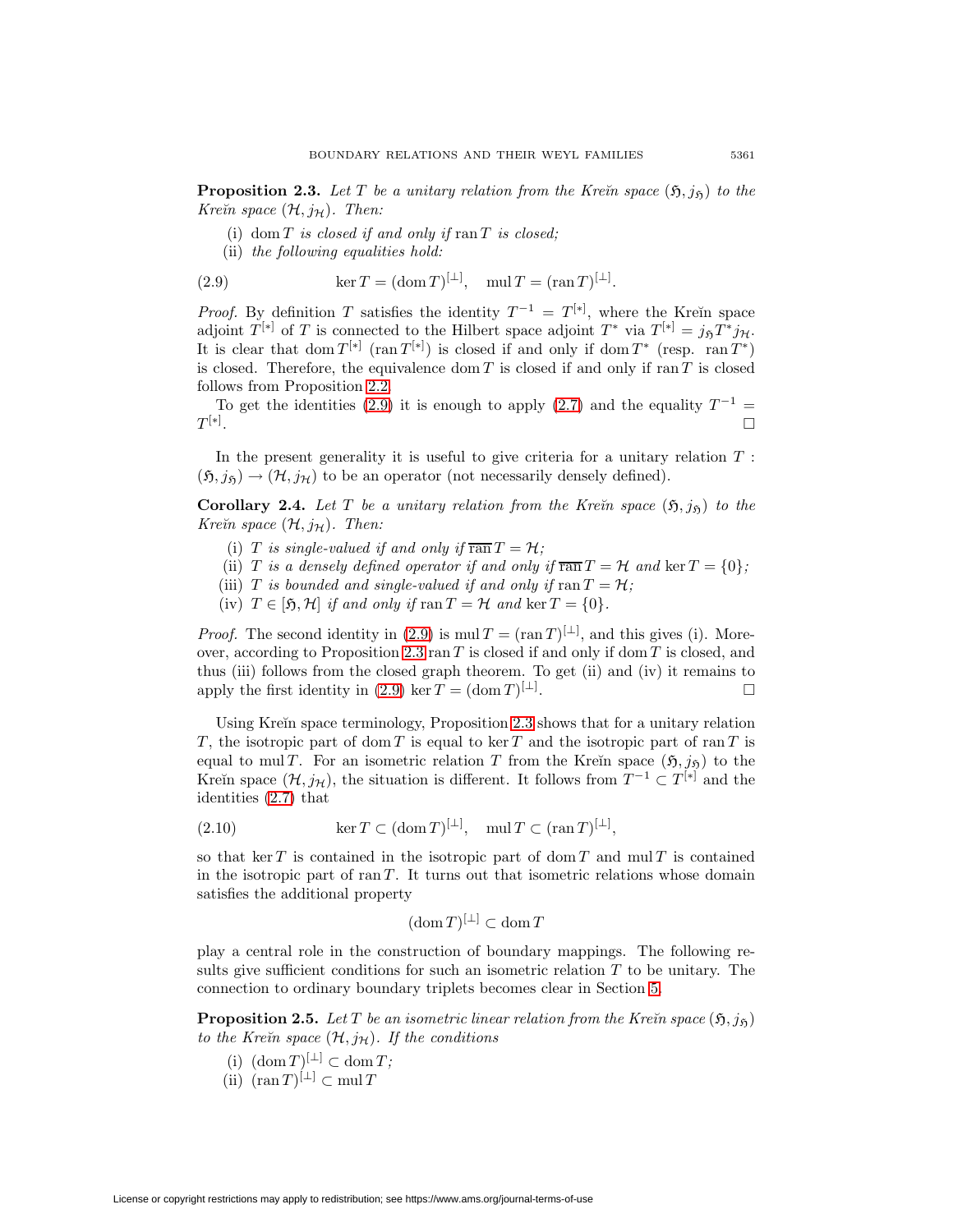**Proposition 2.3.** *Let $T$ be a unitary relation from the Kreĭn space $(\mathfrak{H}, j_{\mathfrak{H}})$ to the Kreĭn space $(\mathcal{H}, j_{\mathcal{H}})$. Then:*

(i) *$\operatorname{dom} T$ is closed if and only if $\operatorname{ran} T$ is closed;*

(ii) *the following equalities hold:*

$$\ker T = (\operatorname{dom} T)^{[\perp]}, \quad \operatorname{mul} T = (\operatorname{ran} T)^{[\perp]}. \tag{2.9}$$

*Proof.* By definition $T$ satisfies the identity $T^{-1} = T^{[*]}$, where the Kreĭn space adjoint $T^{[*]}$ of $T$ is connected to the Hilbert space adjoint $T^*$ via $T^{[*]} = j_{\mathfrak{H}} T^* j_{\mathcal{H}}$. It is clear that $\operatorname{dom} T^{[*]}$ ($\operatorname{ran} T^{[*]}$) is closed if and only if $\operatorname{dom} T^*$ (resp. $\operatorname{ran} T^*$) is closed. Therefore, the equivalence $\operatorname{dom} T$ is closed if and only if $\operatorname{ran} T$ is closed follows from Proposition 2.2.

To get the identities (2.9) it is enough to apply (2.7) and the equality $T^{-1} = T^{[*]}$. $\square$

In the present generality it is useful to give criteria for a unitary relation $T : (\mathfrak{H}, j_{\mathfrak{H}}) \to (\mathcal{H}, j_{\mathcal{H}})$ to be an operator (not necessarily densely defined).

**Corollary 2.4.** *Let $T$ be a unitary relation from the Kreĭn space $(\mathfrak{H}, j_{\mathfrak{H}})$ to the Kreĭn space $(\mathcal{H}, j_{\mathcal{H}})$. Then:*

(i) *$T$ is single-valued if and only if $\overline{\operatorname{ran}}\, T = \mathcal{H}$;*

(ii) *$T$ is a densely defined operator if and only if $\overline{\operatorname{ran}}\, T = \mathcal{H}$ and $\ker T = \{0\}$;*

(iii) *$T$ is bounded and single-valued if and only if $\operatorname{ran} T = \mathcal{H}$;*

(iv) *$T \in [\mathfrak{H}, \mathcal{H}]$ if and only if $\operatorname{ran} T = \mathcal{H}$ and $\ker T = \{0\}$.*

*Proof.* The second identity in (2.9) is $\operatorname{mul} T = (\operatorname{ran} T)^{[\perp]}$, and this gives (i). Moreover, according to Proposition 2.3 $\operatorname{ran} T$ is closed if and only if $\operatorname{dom} T$ is closed, and thus (iii) follows from the closed graph theorem. To get (ii) and (iv) it remains to apply the first identity in (2.9) $\ker T = (\operatorname{dom} T)^{[\perp]}$. $\square$

Using Kreĭn space terminology, Proposition 2.3 shows that for a unitary relation $T$, the isotropic part of $\operatorname{dom} T$ is equal to $\ker T$ and the isotropic part of $\operatorname{ran} T$ is equal to $\operatorname{mul} T$. For an isometric relation $T$ from the Kreĭn space $(\mathfrak{H}, j_{\mathfrak{H}})$ to the Kreĭn space $(\mathcal{H}, j_{\mathcal{H}})$, the situation is different. It follows from $T^{-1} \subset T^{[*]}$ and the identities (2.7) that

$$\ker T \subset (\operatorname{dom} T)^{[\perp]}, \quad \operatorname{mul} T \subset (\operatorname{ran} T)^{[\perp]}, \tag{2.10}$$

so that $\ker T$ is contained in the isotropic part of $\operatorname{dom} T$ and $\operatorname{mul} T$ is contained in the isotropic part of $\operatorname{ran} T$. It turns out that isometric relations whose domain satisfies the additional property

$$(\operatorname{dom} T)^{[\perp]} \subset \operatorname{dom} T$$

play a central role in the construction of boundary mappings. The following results give sufficient conditions for such an isometric relation $T$ to be unitary. The connection to ordinary boundary triplets becomes clear in Section 5.

**Proposition 2.5.** *Let $T$ be an isometric linear relation from the Kreĭn space $(\mathfrak{H}, j_{\mathfrak{H}})$ to the Kreĭn space $(\mathcal{H}, j_{\mathcal{H}})$. If the conditions*

(i) *$(\operatorname{dom} T)^{[\perp]} \subset \operatorname{dom} T$;*

(ii) *$(\operatorname{ran} T)^{[\perp]} \subset \operatorname{mul} T$*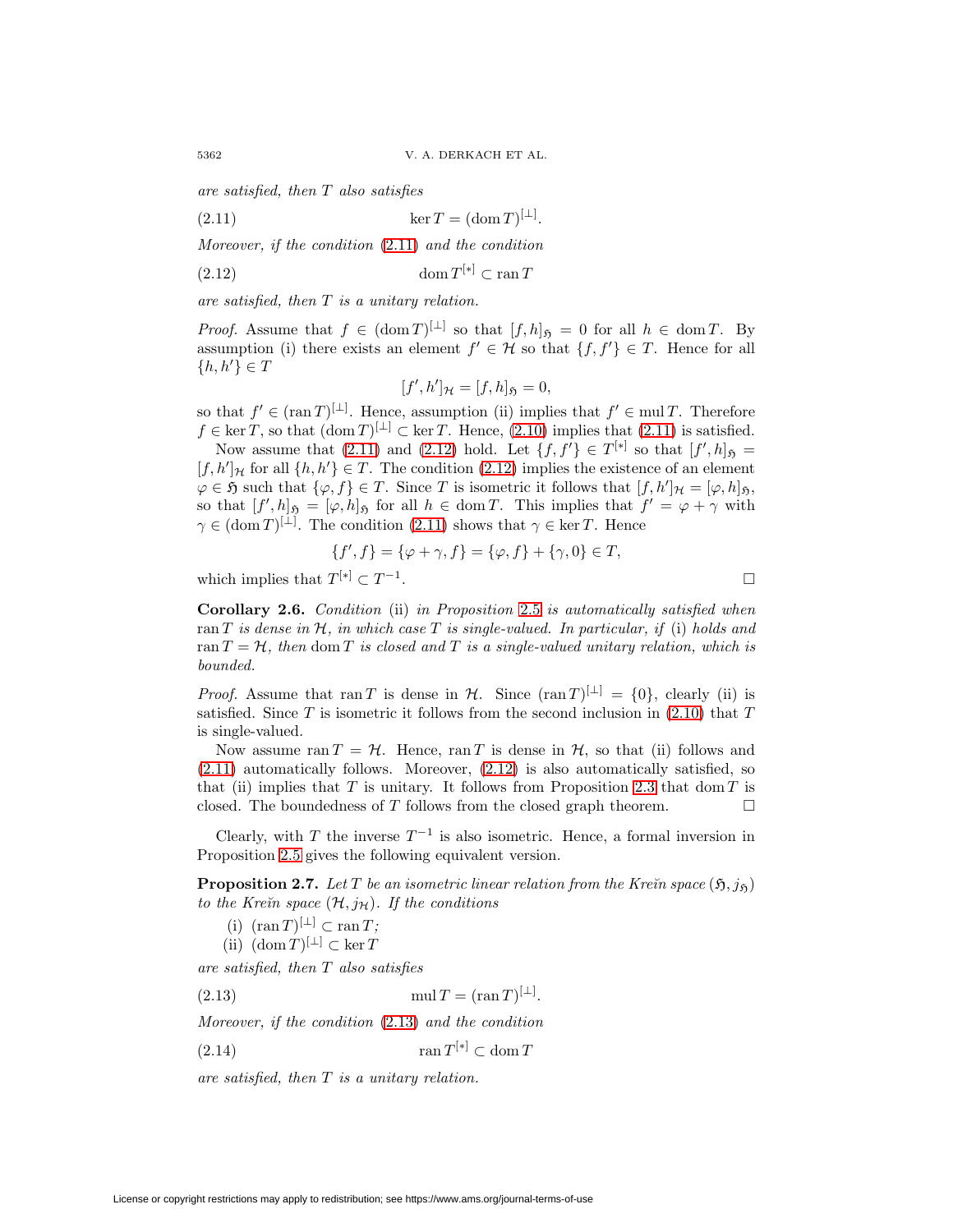*are satisfied, then $T$ also satisfies*

$$\ker T = (\operatorname{dom} T)^{[\perp]}. \tag{2.11}$$

*Moreover, if the condition (2.11) and the condition*

$$\operatorname{dom} T^{[*]} \subset \operatorname{ran} T \tag{2.12}$$

*are satisfied, then $T$ is a unitary relation.*

*Proof.* Assume that $f \in (\operatorname{dom} T)^{[\perp]}$ so that $[f, h]_{\mathfrak{H}} = 0$ for all $h \in \operatorname{dom} T$. By assumption (i) there exists an element $f' \in \mathcal{H}$ so that $\{f, f'\} \in T$. Hence for all $\{h, h'\} \in T$

$$[f', h']_{\mathcal{H}} = [f, h]_{\mathfrak{H}} = 0,$$

so that $f' \in (\operatorname{ran} T)^{[\perp]}$. Hence, assumption (ii) implies that $f' \in \operatorname{mul} T$. Therefore $f \in \ker T$, so that $(\operatorname{dom} T)^{[\perp]} \subset \ker T$. Hence, (2.10) implies that (2.11) is satisfied.

Now assume that (2.11) and (2.12) hold. Let $\{f, f'\} \in T^{[*]}$ so that $[f', h]_{\mathfrak{H}} = [f, h']_{\mathcal{H}}$ for all $\{h, h'\} \in T$. The condition (2.12) implies the existence of an element $\varphi \in \mathfrak{H}$ such that $\{\varphi, f\} \in T$. Since $T$ is isometric it follows that $[f, h']_{\mathcal{H}} = [\varphi, h]_{\mathfrak{H}}$, so that $[f', h]_{\mathfrak{H}} = [\varphi, h]_{\mathfrak{H}}$ for all $h \in \operatorname{dom} T$. This implies that $f' = \varphi + \gamma$ with $\gamma \in (\operatorname{dom} T)^{[\perp]}$. The condition (2.11) shows that $\gamma \in \ker T$. Hence

$$\{f', f\} = \{\varphi + \gamma, f\} = \{\varphi, f\} + \{\gamma, 0\} \in T,$$

which implies that $T^{[*]} \subset T^{-1}$. □

**Corollary 2.6.** *Condition* (ii) *in Proposition 2.5 is automatically satisfied when $\operatorname{ran} T$ is dense in $\mathcal{H}$, in which case $T$ is single-valued. In particular, if* (i) *holds and $\operatorname{ran} T = \mathcal{H}$, then $\operatorname{dom} T$ is closed and $T$ is a single-valued unitary relation, which is bounded.*

*Proof.* Assume that $\operatorname{ran} T$ is dense in $\mathcal{H}$. Since $(\operatorname{ran} T)^{[\perp]} = \{0\}$, clearly (ii) is satisfied. Since $T$ is isometric it follows from the second inclusion in (2.10) that $T$ is single-valued.

Now assume $\operatorname{ran} T = \mathcal{H}$. Hence, $\operatorname{ran} T$ is dense in $\mathcal{H}$, so that (ii) follows and (2.11) automatically follows. Moreover, (2.12) is also automatically satisfied, so that (ii) implies that $T$ is unitary. It follows from Proposition 2.3 that $\operatorname{dom} T$ is closed. The boundedness of $T$ follows from the closed graph theorem. □

Clearly, with $T$ the inverse $T^{-1}$ is also isometric. Hence, a formal inversion in Proposition 2.5 gives the following equivalent version.

**Proposition 2.7.** *Let $T$ be an isometric linear relation from the Kreĭn space $(\mathfrak{H}, j_{\mathfrak{H}})$ to the Kreĭn space $(\mathcal{H}, j_{\mathcal{H}})$. If the conditions*

(i) $(\operatorname{ran} T)^{[\perp]} \subset \operatorname{ran} T$;
(ii) $(\operatorname{dom} T)^{[\perp]} \subset \ker T$

*are satisfied, then $T$ also satisfies*

$$\operatorname{mul} T = (\operatorname{ran} T)^{[\perp]}. \tag{2.13}$$

*Moreover, if the condition (2.13) and the condition*

$$\operatorname{ran} T^{[*]} \subset \operatorname{dom} T \tag{2.14}$$

*are satisfied, then $T$ is a unitary relation.*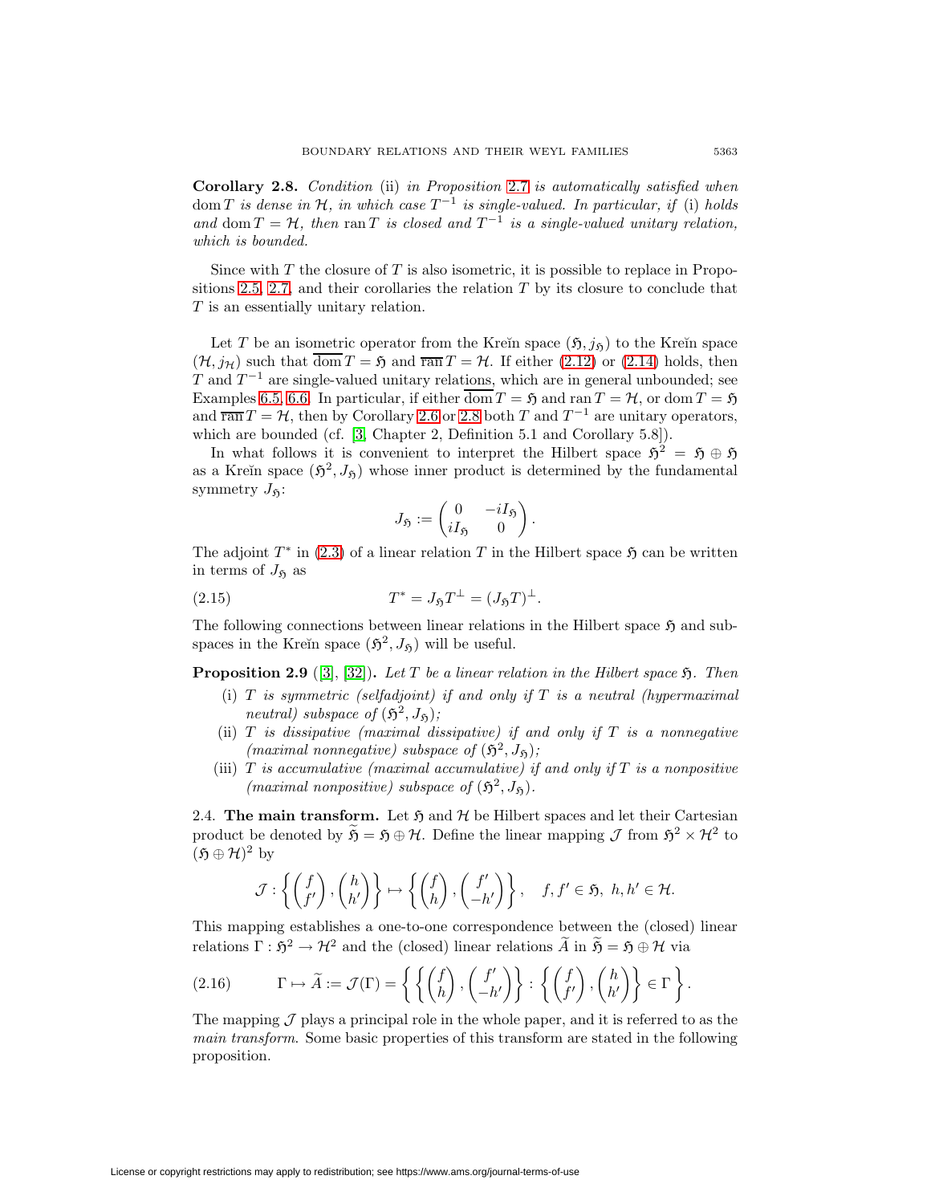**Corollary 2.8.** *Condition* (ii) *in Proposition* 2.7 *is automatically satisfied when* $\operatorname{dom} T$ *is dense in* $\mathcal{H}$*, in which case* $T^{-1}$ *is single-valued. In particular, if* (i) *holds and* $\operatorname{dom} T = \mathcal{H}$*, then* $\operatorname{ran} T$ *is closed and* $T^{-1}$ *is a single-valued unitary relation, which is bounded.*

Since with $T$ the closure of $T$ is also isometric, it is possible to replace in Propositions 2.5, 2.7, and their corollaries the relation $T$ by its closure to conclude that $T$ is an essentially unitary relation.

Let $T$ be an isometric operator from the Kreĭn space $(\mathfrak{H}, j_{\mathfrak{H}})$ to the Kreĭn space $(\mathcal{H}, j_{\mathcal{H}})$ such that $\overline{\operatorname{dom}}\, T = \mathfrak{H}$ and $\overline{\operatorname{ran}}\, T = \mathcal{H}$. If either (2.12) or (2.14) holds, then $T$ and $T^{-1}$ are single-valued unitary relations, which are in general unbounded; see Examples 6.5, 6.6. In particular, if either $\overline{\operatorname{dom}}\, T = \mathfrak{H}$ and $\operatorname{ran} T = \mathcal{H}$, or $\operatorname{dom} T = \mathfrak{H}$ and $\overline{\operatorname{ran}}\, T = \mathcal{H}$, then by Corollary 2.6 or 2.8 both $T$ and $T^{-1}$ are unitary operators, which are bounded (cf. [3, Chapter 2, Definition 5.1 and Corollary 5.8]).

In what follows it is convenient to interpret the Hilbert space $\mathfrak{H}^2 = \mathfrak{H} \oplus \mathfrak{H}$ as a Kreĭn space $(\mathfrak{H}^2, J_{\mathfrak{H}})$ whose inner product is determined by the fundamental symmetry $J_{\mathfrak{H}}$:

$$J_{\mathfrak{H}} := \begin{pmatrix} 0 & -iI_{\mathfrak{H}} \\ iI_{\mathfrak{H}} & 0 \end{pmatrix}.$$

The adjoint $T^*$ in (2.3) of a linear relation $T$ in the Hilbert space $\mathfrak{H}$ can be written in terms of $J_{\mathfrak{H}}$ as

$$T^* = J_{\mathfrak{H}} T^{\perp} = (J_{\mathfrak{H}} T)^{\perp}. \tag{2.15}$$

The following connections between linear relations in the Hilbert space $\mathfrak{H}$ and subspaces in the Kreĭn space $(\mathfrak{H}^2, J_{\mathfrak{H}})$ will be useful.

**Proposition 2.9** ([3], [32])**.** *Let $T$ be a linear relation in the Hilbert space $\mathfrak{H}$. Then*

- (i) *$T$ is symmetric (selfadjoint) if and only if $T$ is a neutral (hypermaximal neutral) subspace of $(\mathfrak{H}^2, J_{\mathfrak{H}})$;*
- (ii) *$T$ is dissipative (maximal dissipative) if and only if $T$ is a nonnegative (maximal nonnegative) subspace of $(\mathfrak{H}^2, J_{\mathfrak{H}})$;*
- (iii) *$T$ is accumulative (maximal accumulative) if and only if $T$ is a nonpositive (maximal nonpositive) subspace of $(\mathfrak{H}^2, J_{\mathfrak{H}})$.*

2.4. **The main transform.** Let $\mathfrak{H}$ and $\mathcal{H}$ be Hilbert spaces and let their Cartesian product be denoted by $\widetilde{\mathfrak{H}} = \mathfrak{H} \oplus \mathcal{H}$. Define the linear mapping $\mathcal{J}$ from $\mathfrak{H}^2 \times \mathcal{H}^2$ to $(\mathfrak{H} \oplus \mathcal{H})^2$ by

$$\mathcal{J} : \left\{ \begin{pmatrix} f \\ f' \end{pmatrix}, \begin{pmatrix} h \\ h' \end{pmatrix} \right\} \mapsto \left\{ \begin{pmatrix} f \\ h \end{pmatrix}, \begin{pmatrix} f' \\ -h' \end{pmatrix} \right\}, \quad f, f' \in \mathfrak{H},\ h, h' \in \mathcal{H}.$$

This mapping establishes a one-to-one correspondence between the (closed) linear relations $\Gamma : \mathfrak{H}^2 \to \mathcal{H}^2$ and the (closed) linear relations $\widetilde{A}$ in $\widetilde{\mathfrak{H}} = \mathfrak{H} \oplus \mathcal{H}$ via

$$\Gamma \mapsto \widetilde{A} := \mathcal{J}(\Gamma) = \left\{ \left\{ \begin{pmatrix} f \\ h \end{pmatrix}, \begin{pmatrix} f' \\ -h' \end{pmatrix} \right\} : \left\{ \begin{pmatrix} f \\ f' \end{pmatrix}, \begin{pmatrix} h \\ h' \end{pmatrix} \right\} \in \Gamma \right\}. \tag{2.16}$$

The mapping $\mathcal{J}$ plays a principal role in the whole paper, and it is referred to as the *main transform*. Some basic properties of this transform are stated in the following proposition.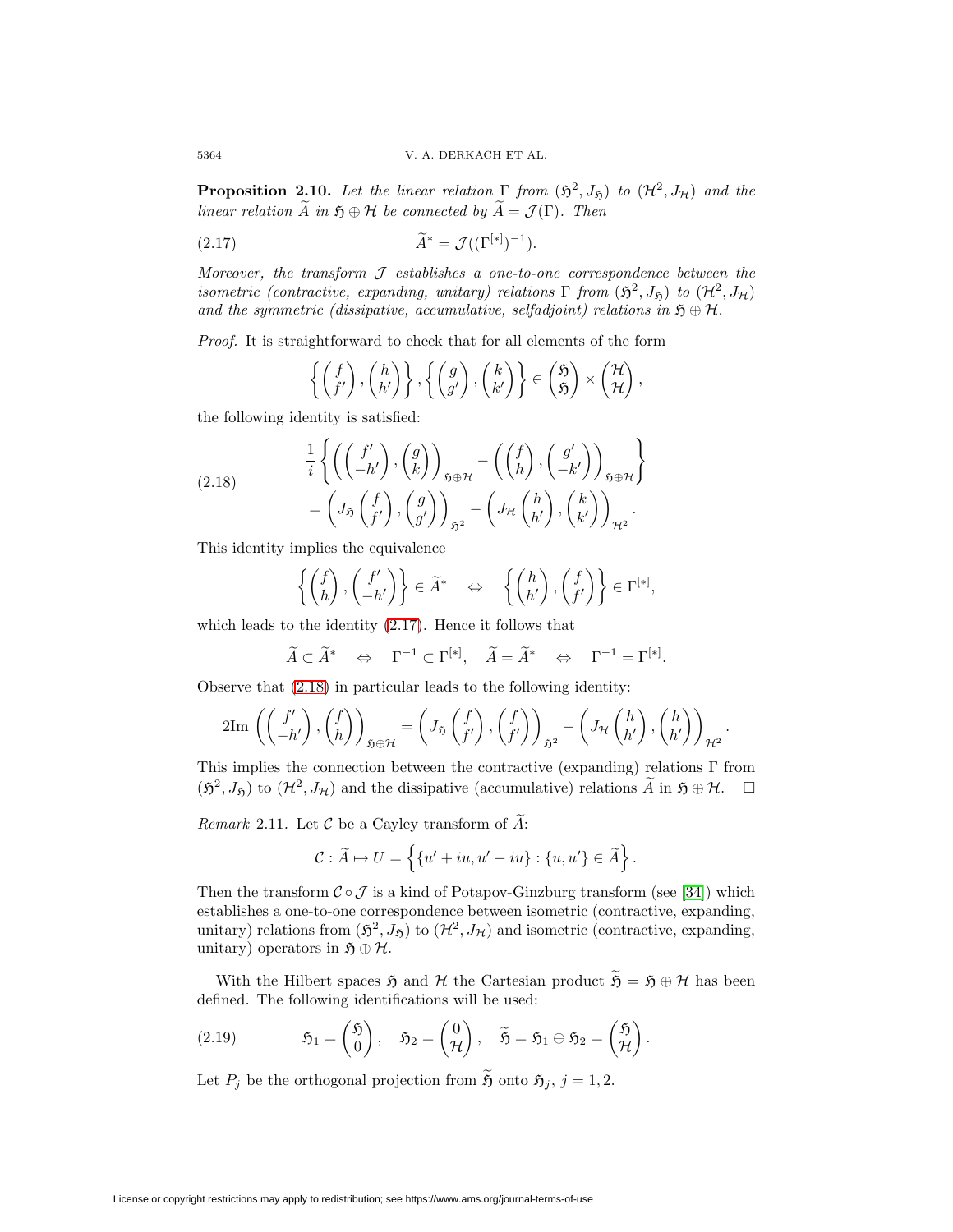**Proposition 2.10.** *Let the linear relation $\Gamma$ from $(\mathfrak{H}^2, J_{\mathfrak{H}})$ to $(\mathcal{H}^2, J_{\mathcal{H}})$ and the linear relation $\widetilde{A}$ in $\mathfrak{H} \oplus \mathcal{H}$ be connected by $\widetilde{A} = \mathcal{J}(\Gamma)$. Then*

$$\widetilde{A}^* = \mathcal{J}((\Gamma^{[*]})^{-1}). \tag{2.17}$$

*Moreover, the transform $\mathcal{J}$ establishes a one-to-one correspondence between the isometric (contractive, expanding, unitary) relations $\Gamma$ from $(\mathfrak{H}^2, J_{\mathfrak{H}})$ to $(\mathcal{H}^2, J_{\mathcal{H}})$ and the symmetric (dissipative, accumulative, selfadjoint) relations in $\mathfrak{H} \oplus \mathcal{H}$.*

*Proof.* It is straightforward to check that for all elements of the form

$$\left\{ \begin{pmatrix} f \\ f' \end{pmatrix}, \begin{pmatrix} h \\ h' \end{pmatrix} \right\}, \left\{ \begin{pmatrix} g \\ g' \end{pmatrix}, \begin{pmatrix} k \\ k' \end{pmatrix} \right\} \in \begin{pmatrix} \mathfrak{H} \\ \mathfrak{H} \end{pmatrix} \times \begin{pmatrix} \mathcal{H} \\ \mathcal{H} \end{pmatrix},$$

the following identity is satisfied:

$$\begin{aligned} &\frac{1}{i} \left\{ \left( \begin{pmatrix} f' \\ -h' \end{pmatrix}, \begin{pmatrix} g \\ k \end{pmatrix} \right)_{\mathfrak{H} \oplus \mathcal{H}} - \left( \begin{pmatrix} f \\ h \end{pmatrix}, \begin{pmatrix} g' \\ -k' \end{pmatrix} \right)_{\mathfrak{H} \oplus \mathcal{H}} \right\} \\ &= \left( J_{\mathfrak{H}} \begin{pmatrix} f \\ f' \end{pmatrix}, \begin{pmatrix} g \\ g' \end{pmatrix} \right)_{\mathfrak{H}^2} - \left( J_{\mathcal{H}} \begin{pmatrix} h \\ h' \end{pmatrix}, \begin{pmatrix} k \\ k' \end{pmatrix} \right)_{\mathcal{H}^2}. \end{aligned} \tag{2.18}$$

This identity implies the equivalence

$$\left\{ \begin{pmatrix} f \\ h \end{pmatrix}, \begin{pmatrix} f' \\ -h' \end{pmatrix} \right\} \in \widetilde{A}^* \quad \Leftrightarrow \quad \left\{ \begin{pmatrix} h \\ h' \end{pmatrix}, \begin{pmatrix} f \\ f' \end{pmatrix} \right\} \in \Gamma^{[*]},$$

which leads to the identity (2.17). Hence it follows that

$$\widetilde{A} \subset \widetilde{A}^* \quad \Leftrightarrow \quad \Gamma^{-1} \subset \Gamma^{[*]}, \quad \widetilde{A} = \widetilde{A}^* \quad \Leftrightarrow \quad \Gamma^{-1} = \Gamma^{[*]}.$$

Observe that (2.18) in particular leads to the following identity:

$$2\mathrm{Im} \left( \begin{pmatrix} f' \\ -h' \end{pmatrix}, \begin{pmatrix} f \\ h \end{pmatrix} \right)_{\mathfrak{H} \oplus \mathcal{H}} = \left( J_{\mathfrak{H}} \begin{pmatrix} f \\ f' \end{pmatrix}, \begin{pmatrix} f \\ f' \end{pmatrix} \right)_{\mathfrak{H}^2} - \left( J_{\mathcal{H}} \begin{pmatrix} h \\ h' \end{pmatrix}, \begin{pmatrix} h \\ h' \end{pmatrix} \right)_{\mathcal{H}^2}.$$

This implies the connection between the contractive (expanding) relations $\Gamma$ from $(\mathfrak{H}^2, J_{\mathfrak{H}})$ to $(\mathcal{H}^2, J_{\mathcal{H}})$ and the dissipative (accumulative) relations $\widetilde{A}$ in $\mathfrak{H} \oplus \mathcal{H}$. $\square$

*Remark* 2.11. Let $\mathcal{C}$ be a Cayley transform of $\widetilde{A}$:

$$\mathcal{C} : \widetilde{A} \mapsto U = \left\{ \{u' + iu, u' - iu\} : \{u, u'\} \in \widetilde{A} \right\}.$$

Then the transform $\mathcal{C} \circ \mathcal{J}$ is a kind of Potapov-Ginzburg transform (see [34]) which establishes a one-to-one correspondence between isometric (contractive, expanding, unitary) relations from $(\mathfrak{H}^2, J_{\mathfrak{H}})$ to $(\mathcal{H}^2, J_{\mathcal{H}})$ and isometric (contractive, expanding, unitary) operators in $\mathfrak{H} \oplus \mathcal{H}$.

With the Hilbert spaces $\mathfrak{H}$ and $\mathcal{H}$ the Cartesian product $\widetilde{\mathfrak{H}} = \mathfrak{H} \oplus \mathcal{H}$ has been defined. The following identifications will be used:

$$\mathfrak{H}_1 = \begin{pmatrix} \mathfrak{H} \\ 0 \end{pmatrix}, \quad \mathfrak{H}_2 = \begin{pmatrix} 0 \\ \mathcal{H} \end{pmatrix}, \quad \widetilde{\mathfrak{H}} = \mathfrak{H}_1 \oplus \mathfrak{H}_2 = \begin{pmatrix} \mathfrak{H} \\ \mathcal{H} \end{pmatrix}. \tag{2.19}$$

Let $P_j$ be the orthogonal projection from $\widetilde{\mathfrak{H}}$ onto $\mathfrak{H}_j$, $j = 1, 2$.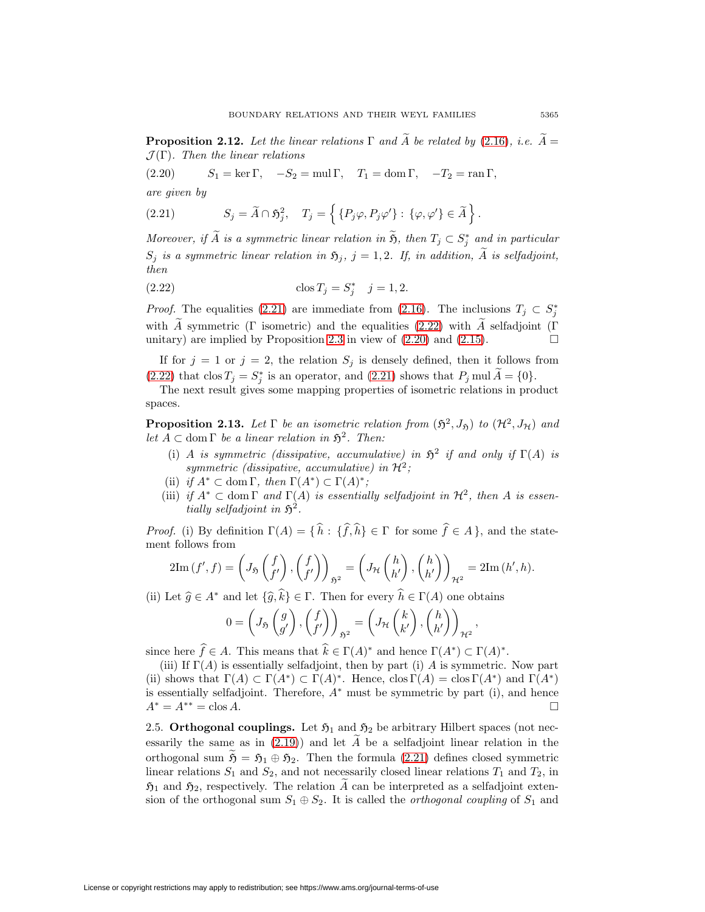**Proposition 2.12.** *Let the linear relations $\Gamma$ and $\widetilde{A}$ be related by (2.16), i.e. $\widetilde{A} = \mathcal{J}(\Gamma)$. Then the linear relations*

$$S_1 = \ker \Gamma, \quad -S_2 = \operatorname{mul} \Gamma, \quad T_1 = \operatorname{dom} \Gamma, \quad -T_2 = \operatorname{ran} \Gamma, \tag{2.20}$$

*are given by*

$$S_j = \widetilde{A} \cap \mathfrak{H}_j^2, \quad T_j = \left\{ \{P_j \varphi, P_j \varphi'\} : \{\varphi, \varphi'\} \in \widetilde{A} \right\}. \tag{2.21}$$

*Moreover, if $\widetilde{A}$ is a symmetric linear relation in $\widetilde{\mathfrak{H}}$, then $T_j \subset S_j^*$ and in particular $S_j$ is a symmetric linear relation in $\mathfrak{H}_j$, $j = 1, 2$. If, in addition, $\widetilde{A}$ is selfadjoint, then*

$$\operatorname{clos} T_j = S_j^* \quad j = 1, 2. \tag{2.22}$$

*Proof.* The equalities (2.21) are immediate from (2.16). The inclusions $T_j \subset S_j^*$ with $\widetilde{A}$ symmetric ($\Gamma$ isometric) and the equalities (2.22) with $\widetilde{A}$ selfadjoint ($\Gamma$ unitary) are implied by Proposition 2.3 in view of (2.20) and (2.15). $\square$

If for $j = 1$ or $j = 2$, the relation $S_j$ is densely defined, then it follows from (2.22) that $\operatorname{clos} T_j = S_j^*$ is an operator, and (2.21) shows that $P_j \operatorname{mul} \widetilde{A} = \{0\}$.

The next result gives some mapping properties of isometric relations in product spaces.

**Proposition 2.13.** *Let $\Gamma$ be an isometric relation from $(\mathfrak{H}^2, J_{\mathfrak{H}})$ to $(\mathcal{H}^2, J_{\mathcal{H}})$ and let $A \subset \operatorname{dom} \Gamma$ be a linear relation in $\mathfrak{H}^2$. Then:*

- (i) *$A$ is symmetric (dissipative, accumulative) in $\mathfrak{H}^2$ if and only if $\Gamma(A)$ is symmetric (dissipative, accumulative) in $\mathcal{H}^2$;*
- (ii) *if $A^* \subset \operatorname{dom} \Gamma$, then $\Gamma(A^*) \subset \Gamma(A)^*$;*
- (iii) *if $A^* \subset \operatorname{dom} \Gamma$ and $\Gamma(A)$ is essentially selfadjoint in $\mathcal{H}^2$, then $A$ is essentially selfadjoint in $\mathfrak{H}^2$.*

*Proof.* (i) By definition $\Gamma(A) = \{ \widehat{h} : \{\widehat{f}, \widehat{h}\} \in \Gamma \text{ for some } \widehat{f} \in A \}$, and the statement follows from

$$2\mathrm{Im}\,(f', f) = \left( J_{\mathfrak{H}} \begin{pmatrix} f \\ f' \end{pmatrix}, \begin{pmatrix} f \\ f' \end{pmatrix} \right)_{\mathfrak{H}^2} = \left( J_{\mathcal{H}} \begin{pmatrix} h \\ h' \end{pmatrix}, \begin{pmatrix} h \\ h' \end{pmatrix} \right)_{\mathcal{H}^2} = 2\mathrm{Im}\,(h', h).$$

(ii) Let $\widehat{g} \in A^*$ and let $\{\widehat{g}, \widehat{k}\} \in \Gamma$. Then for every $\widehat{h} \in \Gamma(A)$ one obtains

$$0 = \left( J_{\mathfrak{H}} \begin{pmatrix} g \\ g' \end{pmatrix}, \begin{pmatrix} f \\ f' \end{pmatrix} \right)_{\mathfrak{H}^2} = \left( J_{\mathcal{H}} \begin{pmatrix} k \\ k' \end{pmatrix}, \begin{pmatrix} h \\ h' \end{pmatrix} \right)_{\mathcal{H}^2},$$

since here $\widehat{f} \in A$. This means that $\widehat{k} \in \Gamma(A)^*$ and hence $\Gamma(A^*) \subset \Gamma(A)^*$.

(iii) If $\Gamma(A)$ is essentially selfadjoint, then by part (i) $A$ is symmetric. Now part (ii) shows that $\Gamma(A) \subset \Gamma(A^*) \subset \Gamma(A)^*$. Hence, $\operatorname{clos} \Gamma(A) = \operatorname{clos} \Gamma(A^*)$ and $\Gamma(A^*)$ is essentially selfadjoint. Therefore, $A^*$ must be symmetric by part (i), and hence $A^* = A^{**} = \operatorname{clos} A$. $\square$

2.5. **Orthogonal couplings.** Let $\mathfrak{H}_1$ and $\mathfrak{H}_2$ be arbitrary Hilbert spaces (not necessarily the same as in (2.19)) and let $\widetilde{A}$ be a selfadjoint linear relation in the orthogonal sum $\widetilde{\mathfrak{H}} = \mathfrak{H}_1 \oplus \mathfrak{H}_2$. Then the formula (2.21) defines closed symmetric linear relations $S_1$ and $S_2$, and not necessarily closed linear relations $T_1$ and $T_2$, in $\mathfrak{H}_1$ and $\mathfrak{H}_2$, respectively. The relation $\widetilde{A}$ can be interpreted as a selfadjoint extension of the orthogonal sum $S_1 \oplus S_2$. It is called the *orthogonal coupling* of $S_1$ and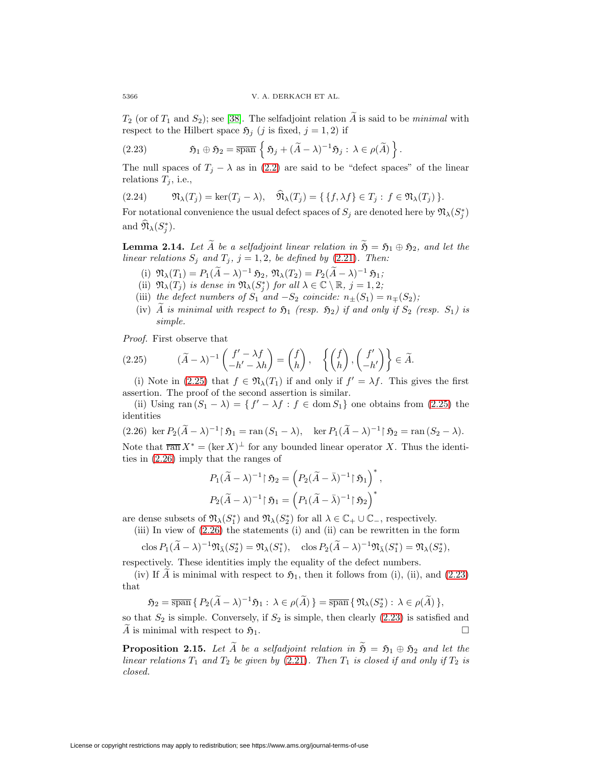$T_2$ (or of $T_1$ and $S_2$); see [38]. The selfadjoint relation $\widetilde{A}$ is said to be *minimal* with respect to the Hilbert space $\mathfrak{H}_j$ ($j$ is fixed, $j = 1, 2$) if

$$\mathfrak{H}_1 \oplus \mathfrak{H}_2 = \overline{\operatorname{span}} \left\{ \mathfrak{H}_j + (\widetilde{A} - \lambda)^{-1} \mathfrak{H}_j : \lambda \in \rho(\widetilde{A}) \right\}. \tag{2.23}$$

The null spaces of $T_j - \lambda$ as in (2.2) are said to be "defect spaces" of the linear relations $T_j$, i.e.,

$$\mathfrak{N}_\lambda(T_j) = \ker(T_j - \lambda), \quad \widehat{\mathfrak{N}}_\lambda(T_j) = \{ \{f, \lambda f\} \in T_j : f \in \mathfrak{N}_\lambda(T_j) \}. \tag{2.24}$$

For notational convenience the usual defect spaces of $S_j$ are denoted here by $\mathfrak{N}_\lambda(S_j^*)$ and $\widehat{\mathfrak{N}}_\lambda(S_j^*)$.

**Lemma 2.14.** *Let $\widetilde{A}$ be a selfadjoint linear relation in $\widetilde{\mathfrak{H}} = \mathfrak{H}_1 \oplus \mathfrak{H}_2$, and let the linear relations $S_j$ and $T_j$, $j = 1, 2$, be defined by (2.21). Then:*

- (i) *$\mathfrak{N}_\lambda(T_1) = P_1(\widetilde{A} - \lambda)^{-1} \mathfrak{H}_2$, $\mathfrak{N}_\lambda(T_2) = P_2(\widetilde{A} - \lambda)^{-1} \mathfrak{H}_1$;*
- (ii) *$\mathfrak{N}_\lambda(T_j)$ is dense in $\mathfrak{N}_\lambda(S_j^*)$ for all $\lambda \in \mathbb{C} \setminus \mathbb{R}$, $j = 1, 2$;*
- (iii) *the defect numbers of $S_1$ and $-S_2$ coincide: $n_\pm(S_1) = n_\mp(S_2)$;*
- (iv) *$\widetilde{A}$ is minimal with respect to $\mathfrak{H}_1$ (resp. $\mathfrak{H}_2$) if and only if $S_2$ (resp. $S_1$) is simple.*

*Proof.* First observe that

$$(\widetilde{A} - \lambda)^{-1} \begin{pmatrix} f' - \lambda f \\ -h' - \lambda h \end{pmatrix} = \begin{pmatrix} f \\ h \end{pmatrix}, \quad \left\{ \begin{pmatrix} f \\ h \end{pmatrix}, \begin{pmatrix} f' \\ -h' \end{pmatrix} \right\} \in \widetilde{A}. \tag{2.25}$$

(i) Note in (2.25) that $f \in \mathfrak{N}_\lambda(T_1)$ if and only if $f' = \lambda f$. This gives the first assertion. The proof of the second assertion is similar.

(ii) Using $\operatorname{ran}(S_1 - \lambda) = \{ f' - \lambda f : f \in \operatorname{dom} S_1 \}$ one obtains from (2.25) the identities

$$\ker P_2(\widetilde{A} - \lambda)^{-1} \restriction \mathfrak{H}_1 = \operatorname{ran}(S_1 - \lambda), \quad \ker P_1(\widetilde{A} - \lambda)^{-1} \restriction \mathfrak{H}_2 = \operatorname{ran}(S_2 - \lambda). \tag{2.26}$$

Note that $\overline{\operatorname{ran}}\, X^* = (\ker X)^\perp$ for any bounded linear operator $X$. Thus the identities in (2.26) imply that the ranges of

$$P_1(\widetilde{A} - \lambda)^{-1} \restriction \mathfrak{H}_2 = \left( P_2(\widetilde{A} - \bar{\lambda})^{-1} \restriction \mathfrak{H}_1 \right)^*,$$
$$P_2(\widetilde{A} - \lambda)^{-1} \restriction \mathfrak{H}_1 = \left( P_1(\widetilde{A} - \bar{\lambda})^{-1} \restriction \mathfrak{H}_2 \right)^*$$

are dense subsets of $\mathfrak{N}_\lambda(S_1^*)$ and $\mathfrak{N}_\lambda(S_2^*)$ for all $\lambda \in \mathbb{C}_+ \cup \mathbb{C}_-$, respectively.

(iii) In view of (2.26) the statements (i) and (ii) can be rewritten in the form

$$\operatorname{clos} P_1(\widetilde{A} - \lambda)^{-1} \mathfrak{N}_{\bar{\lambda}}(S_2^*) = \mathfrak{N}_\lambda(S_1^*), \quad \operatorname{clos} P_2(\widetilde{A} - \lambda)^{-1} \mathfrak{N}_{\bar{\lambda}}(S_1^*) = \mathfrak{N}_\lambda(S_2^*),$$

respectively. These identities imply the equality of the defect numbers.

(iv) If $\widetilde{A}$ is minimal with respect to $\mathfrak{H}_1$, then it follows from (i), (ii), and (2.23) that

$$\mathfrak{H}_2 = \overline{\operatorname{span}} \{ P_2(\widetilde{A} - \lambda)^{-1} \mathfrak{H}_1 : \lambda \in \rho(\widetilde{A}) \} = \overline{\operatorname{span}} \{ \mathfrak{N}_\lambda(S_2^*) : \lambda \in \rho(\widetilde{A}) \},$$

so that $S_2$ is simple. Conversely, if $S_2$ is simple, then clearly (2.23) is satisfied and $\widetilde{A}$ is minimal with respect to $\mathfrak{H}_1$. $\square$

**Proposition 2.15.** *Let $\widetilde{A}$ be a selfadjoint relation in $\widetilde{\mathfrak{H}} = \mathfrak{H}_1 \oplus \mathfrak{H}_2$ and let the linear relations $T_1$ and $T_2$ be given by (2.21). Then $T_1$ is closed if and only if $T_2$ is closed.*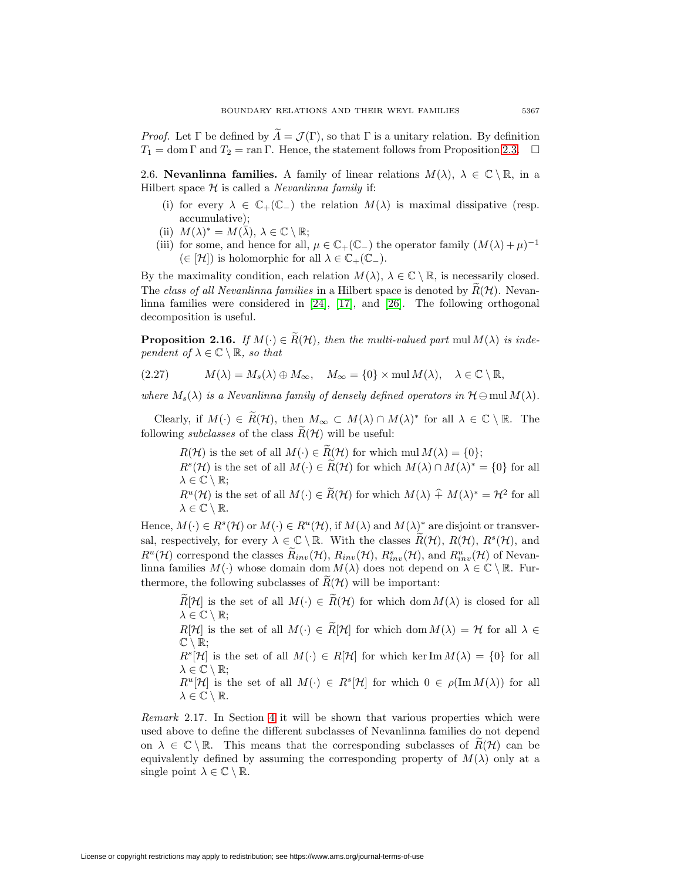*Proof.* Let $\Gamma$ be defined by $\widetilde{A} = \mathcal{J}(\Gamma)$, so that $\Gamma$ is a unitary relation. By definition $T_1 = \operatorname{dom} \Gamma$ and $T_2 = \operatorname{ran} \Gamma$. Hence, the statement follows from Proposition 2.3. $\square$

2.6. **Nevanlinna families.** A family of linear relations $M(\lambda)$, $\lambda \in \mathbb{C} \setminus \mathbb{R}$, in a Hilbert space $\mathcal{H}$ is called a *Nevanlinna family* if:

- (i) for every $\lambda \in \mathbb{C}_+(\mathbb{C}_-)$ the relation $M(\lambda)$ is maximal dissipative (resp. accumulative);
- (ii) $M(\lambda)^* = M(\bar{\lambda})$, $\lambda \in \mathbb{C} \setminus \mathbb{R}$;
- (iii) for some, and hence for all, $\mu \in \mathbb{C}_+(\mathbb{C}_-)$ the operator family $(M(\lambda) + \mu)^{-1}$ $(\in [\mathcal{H}])$ is holomorphic for all $\lambda \in \mathbb{C}_+(\mathbb{C}_-)$.

By the maximality condition, each relation $M(\lambda)$, $\lambda \in \mathbb{C} \setminus \mathbb{R}$, is necessarily closed. The *class of all Nevanlinna families* in a Hilbert space is denoted by $\widetilde{R}(\mathcal{H})$. Nevanlinna families were considered in [24], [17], and [26]. The following orthogonal decomposition is useful.

**Proposition 2.16.** *If $M(\cdot) \in \widetilde{R}(\mathcal{H})$, then the multi-valued part $\operatorname{mul} M(\lambda)$ is independent of $\lambda \in \mathbb{C} \setminus \mathbb{R}$, so that*

$$M(\lambda) = M_s(\lambda) \oplus M_\infty, \quad M_\infty = \{0\} \times \operatorname{mul} M(\lambda), \quad \lambda \in \mathbb{C} \setminus \mathbb{R}, \tag{2.27}$$

*where $M_s(\lambda)$ is a Nevanlinna family of densely defined operators in $\mathcal{H} \ominus \operatorname{mul} M(\lambda)$.*

Clearly, if $M(\cdot) \in \widetilde{R}(\mathcal{H})$, then $M_\infty \subset M(\lambda) \cap M(\lambda)^*$ for all $\lambda \in \mathbb{C} \setminus \mathbb{R}$. The following *subclasses* of the class $\widetilde{R}(\mathcal{H})$ will be useful:

> $R(\mathcal{H})$ is the set of all $M(\cdot) \in \widetilde{R}(\mathcal{H})$ for which $\operatorname{mul} M(\lambda) = \{0\}$;
>
> $R^s(\mathcal{H})$ is the set of all $M(\cdot) \in \widetilde{R}(\mathcal{H})$ for which $M(\lambda) \cap M(\lambda)^* = \{0\}$ for all $\lambda \in \mathbb{C} \setminus \mathbb{R}$;
>
> $R^u(\mathcal{H})$ is the set of all $M(\cdot) \in \widetilde{R}(\mathcal{H})$ for which $M(\lambda) \widehat{+} M(\lambda)^* = \mathcal{H}^2$ for all $\lambda \in \mathbb{C} \setminus \mathbb{R}$.

Hence, $M(\cdot) \in R^s(\mathcal{H})$ or $M(\cdot) \in R^u(\mathcal{H})$, if $M(\lambda)$ and $M(\lambda)^*$ are disjoint or transversal, respectively, for every $\lambda \in \mathbb{C} \setminus \mathbb{R}$. With the classes $\widetilde{R}(\mathcal{H})$, $R(\mathcal{H})$, $R^s(\mathcal{H})$, and $R^u(\mathcal{H})$ correspond the classes $\widetilde{R}_{inv}(\mathcal{H})$, $R_{inv}(\mathcal{H})$, $R^s_{inv}(\mathcal{H})$, and $R^u_{inv}(\mathcal{H})$ of Nevanlinna families $M(\cdot)$ whose domain $\operatorname{dom} M(\lambda)$ does not depend on $\lambda \in \mathbb{C} \setminus \mathbb{R}$. Furthermore, the following subclasses of $\widetilde{R}(\mathcal{H})$ will be important:

> $\widetilde{R}[\mathcal{H}]$ is the set of all $M(\cdot) \in \widetilde{R}(\mathcal{H})$ for which $\operatorname{dom} M(\lambda)$ is closed for all $\lambda \in \mathbb{C} \setminus \mathbb{R}$;
>
> $R[\mathcal{H}]$ is the set of all $M(\cdot) \in \widetilde{R}[\mathcal{H}]$ for which $\operatorname{dom} M(\lambda) = \mathcal{H}$ for all $\lambda \in \mathbb{C} \setminus \mathbb{R}$;
>
> $R^s[\mathcal{H}]$ is the set of all $M(\cdot) \in R[\mathcal{H}]$ for which $\ker \operatorname{Im} M(\lambda) = \{0\}$ for all $\lambda \in \mathbb{C} \setminus \mathbb{R}$;
>
> $R^u[\mathcal{H}]$ is the set of all $M(\cdot) \in R^s[\mathcal{H}]$ for which $0 \in \rho(\operatorname{Im} M(\lambda))$ for all $\lambda \in \mathbb{C} \setminus \mathbb{R}$.

*Remark* 2.17. In Section 4 it will be shown that various properties which were used above to define the different subclasses of Nevanlinna families do not depend on $\lambda \in \mathbb{C} \setminus \mathbb{R}$. This means that the corresponding subclasses of $\widetilde{R}(\mathcal{H})$ can be equivalently defined by assuming the corresponding property of $M(\lambda)$ only at a single point $\lambda \in \mathbb{C} \setminus \mathbb{R}$.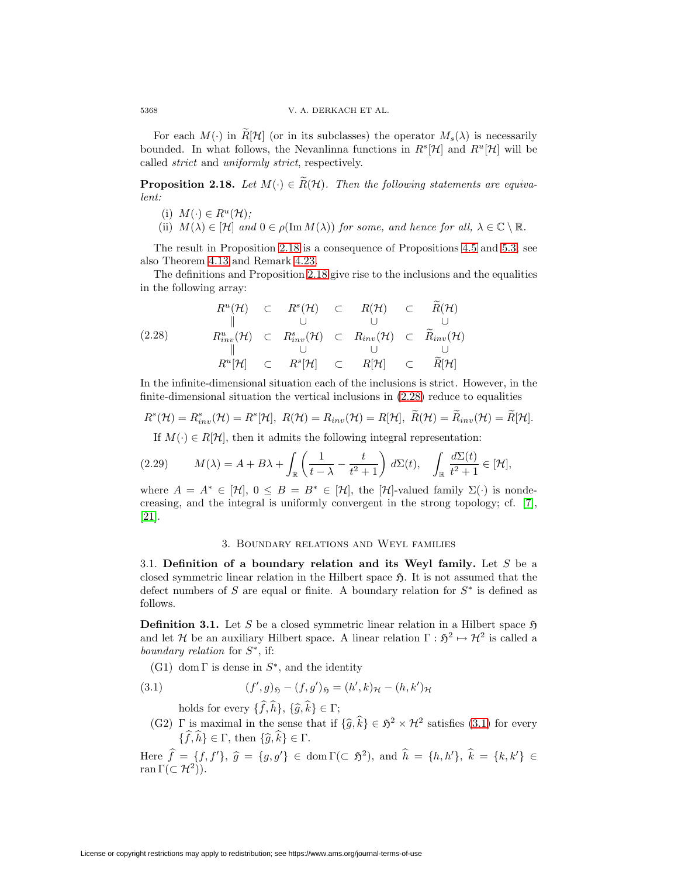For each $M(\cdot)$ in $\widetilde{R}[\mathcal{H}]$ (or in its subclasses) the operator $M_s(\lambda)$ is necessarily bounded. In what follows, the Nevanlinna functions in $R^s[\mathcal{H}]$ and $R^u[\mathcal{H}]$ will be called *strict* and *uniformly strict*, respectively.

**Proposition 2.18.** *Let $M(\cdot) \in \widetilde{R}(\mathcal{H})$. Then the following statements are equivalent:*

(i) $M(\cdot) \in R^u(\mathcal{H})$;

(ii) $M(\lambda) \in [\mathcal{H}]$ *and* $0 \in \rho(\operatorname{Im} M(\lambda))$ *for some, and hence for all,* $\lambda \in \mathbb{C} \setminus \mathbb{R}$.

The result in Proposition 2.18 is a consequence of Propositions 4.5 and 5.3; see also Theorem 4.13 and Remark 4.23.

The definitions and Proposition 2.18 give rise to the inclusions and the equalities in the following array:

$$
\begin{array}{ccccccc}
R^u(\mathcal{H}) & \subset & R^s(\mathcal{H}) & \subset & R(\mathcal{H}) & \subset & \widetilde{R}(\mathcal{H}) \\
\| & & \cup & & \cup & & \cup \\
R^u_{inv}(\mathcal{H}) & \subset & R^s_{inv}(\mathcal{H}) & \subset & R_{inv}(\mathcal{H}) & \subset & \widetilde{R}_{inv}(\mathcal{H}) \\
\| & & \cup & & \cup & & \cup \\
R^u[\mathcal{H}] & \subset & R^s[\mathcal{H}] & \subset & R[\mathcal{H}] & \subset & \widetilde{R}[\mathcal{H}]
\end{array}
\tag{2.28}
$$

In the infinite-dimensional situation each of the inclusions is strict. However, in the finite-dimensional situation the vertical inclusions in (2.28) reduce to equalities

$$
R^s(\mathcal{H}) = R^s_{inv}(\mathcal{H}) = R^s[\mathcal{H}],\ R(\mathcal{H}) = R_{inv}(\mathcal{H}) = R[\mathcal{H}],\ \widetilde{R}(\mathcal{H}) = \widetilde{R}_{inv}(\mathcal{H}) = \widetilde{R}[\mathcal{H}].
$$

If $M(\cdot) \in R[\mathcal{H}]$, then it admits the following integral representation:

$$
M(\lambda) = A + B\lambda + \int_{\mathbb{R}} \left( \frac{1}{t-\lambda} - \frac{t}{t^2+1} \right) d\Sigma(t), \quad \int_{\mathbb{R}} \frac{d\Sigma(t)}{t^2+1} \in [\mathcal{H}], \tag{2.29}
$$

where $A = A^* \in [\mathcal{H}]$, $0 \leq B = B^* \in [\mathcal{H}]$, the $[\mathcal{H}]$-valued family $\Sigma(\cdot)$ is nondecreasing, and the integral is uniformly convergent in the strong topology; cf. [7], [21].

## 3. Boundary relations and Weyl families

3.1. **Definition of a boundary relation and its Weyl family.** Let $S$ be a closed symmetric linear relation in the Hilbert space $\mathfrak{H}$. It is not assumed that the defect numbers of $S$ are equal or finite. A boundary relation for $S^*$ is defined as follows.

**Definition 3.1.** Let $S$ be a closed symmetric linear relation in a Hilbert space $\mathfrak{H}$ and let $\mathcal{H}$ be an auxiliary Hilbert space. A linear relation $\Gamma : \mathfrak{H}^2 \mapsto \mathcal{H}^2$ is called a *boundary relation* for $S^*$, if:

(G1) $\operatorname{dom} \Gamma$ is dense in $S^*$, and the identity

$$
(f', g)_{\mathfrak{H}} - (f, g')_{\mathfrak{H}} = (h', k)_{\mathcal{H}} - (h, k')_{\mathcal{H}} \tag{3.1}
$$

holds for every $\{\widehat{f}, \widehat{h}\}, \{\widehat{g}, \widehat{k}\} \in \Gamma$;

(G2) $\Gamma$ is maximal in the sense that if $\{\widehat{g}, \widehat{k}\} \in \mathfrak{H}^2 \times \mathcal{H}^2$ satisfies (3.1) for every $\{\widehat{f}, \widehat{h}\} \in \Gamma$, then $\{\widehat{g}, \widehat{k}\} \in \Gamma$.

Here $\widehat{f} = \{f, f'\}$, $\widehat{g} = \{g, g'\} \in \operatorname{dom} \Gamma (\subset \mathfrak{H}^2)$, and $\widehat{h} = \{h, h'\}$, $\widehat{k} = \{k, k'\} \in \operatorname{ran} \Gamma (\subset \mathcal{H}^2)$.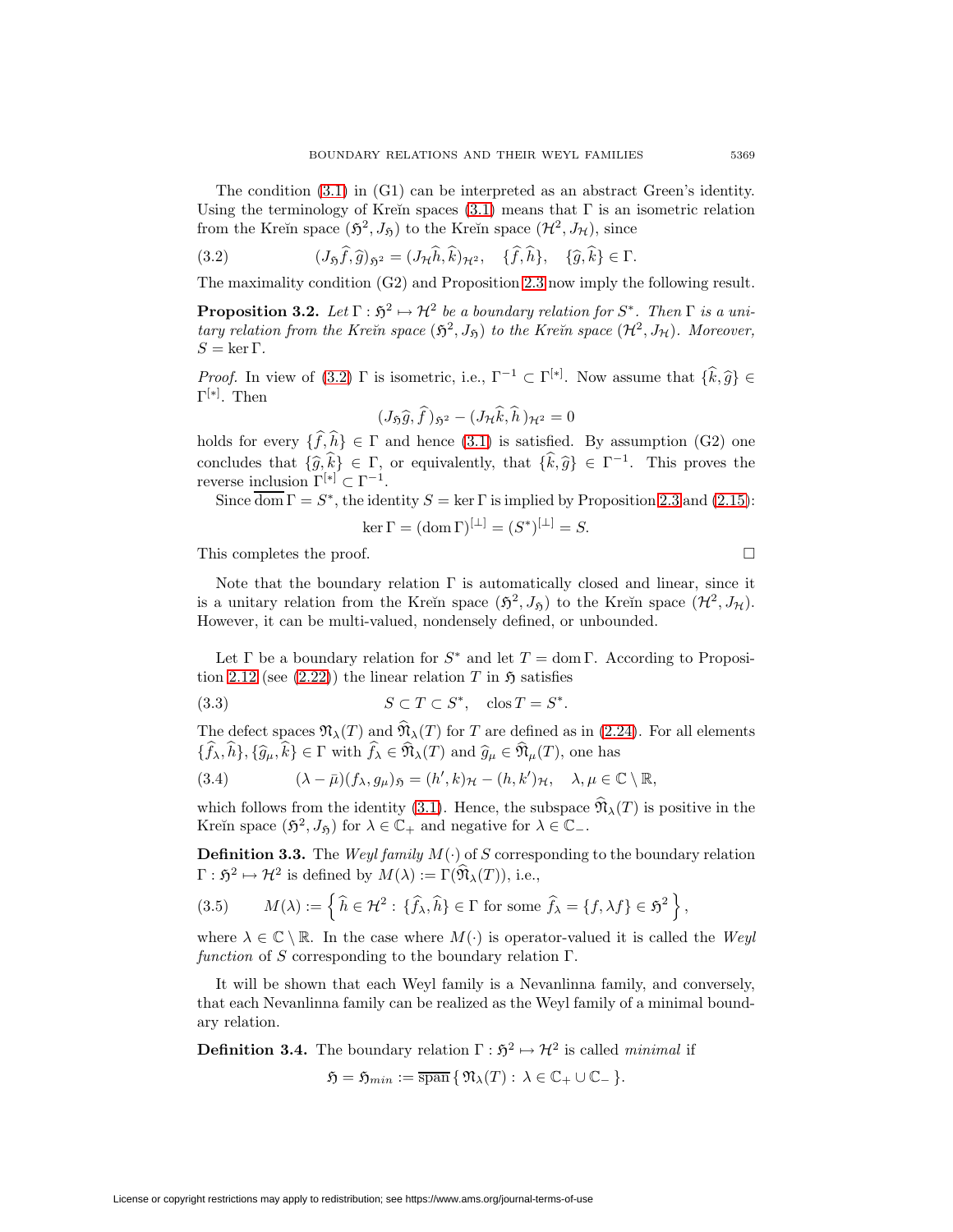The condition (3.1) in (G1) can be interpreted as an abstract Green's identity. Using the terminology of Kreĭn spaces (3.1) means that $\Gamma$ is an isometric relation from the Kreĭn space $(\mathfrak{H}^2, J_{\mathfrak{H}})$ to the Kreĭn space $(\mathcal{H}^2, J_{\mathcal{H}})$, since

$$(J_{\mathfrak{H}}\widehat{f}, \widehat{g})_{\mathfrak{H}^2} = (J_{\mathcal{H}}\widehat{h}, \widehat{k})_{\mathcal{H}^2}, \quad \{\widehat{f}, \widehat{h}\}, \quad \{\widehat{g}, \widehat{k}\} \in \Gamma. \tag{3.2}$$

The maximality condition (G2) and Proposition 2.3 now imply the following result.

**Proposition 3.2.** *Let $\Gamma : \mathfrak{H}^2 \mapsto \mathcal{H}^2$ be a boundary relation for $S^*$. Then $\Gamma$ is a unitary relation from the Kreĭn space $(\mathfrak{H}^2, J_{\mathfrak{H}})$ to the Kreĭn space $(\mathcal{H}^2, J_{\mathcal{H}})$. Moreover, $S = \ker \Gamma$.*

*Proof.* In view of (3.2) $\Gamma$ is isometric, i.e., $\Gamma^{-1} \subset \Gamma^{[*]}$. Now assume that $\{\widehat{k}, \widehat{g}\} \in \Gamma^{[*]}$. Then

$$(J_{\mathfrak{H}}\widehat{g}, \widehat{f})_{\mathfrak{H}^2} - (J_{\mathcal{H}}\widehat{k}, \widehat{h})_{\mathcal{H}^2} = 0$$

holds for every $\{\widehat{f}, \widehat{h}\} \in \Gamma$ and hence (3.1) is satisfied. By assumption (G2) one concludes that $\{\widehat{g}, \widehat{k}\} \in \Gamma$, or equivalently, that $\{\widehat{k}, \widehat{g}\} \in \Gamma^{-1}$. This proves the reverse inclusion $\Gamma^{[*]} \subset \Gamma^{-1}$.

Since $\overline{\operatorname{dom}}\, \Gamma = S^*$, the identity $S = \ker \Gamma$ is implied by Proposition 2.3 and (2.15):

$$\ker \Gamma = (\operatorname{dom} \Gamma)^{[\perp]} = (S^*)^{[\perp]} = S.$$

This completes the proof. □

Note that the boundary relation $\Gamma$ is automatically closed and linear, since it is a unitary relation from the Kreĭn space $(\mathfrak{H}^2, J_{\mathfrak{H}})$ to the Kreĭn space $(\mathcal{H}^2, J_{\mathcal{H}})$. However, it can be multi-valued, nondensely defined, or unbounded.

Let $\Gamma$ be a boundary relation for $S^*$ and let $T = \operatorname{dom} \Gamma$. According to Proposition 2.12 (see (2.22)) the linear relation $T$ in $\mathfrak{H}$ satisfies

$$S \subset T \subset S^*, \quad \operatorname{clos} T = S^*. \tag{3.3}$$

The defect spaces $\mathfrak{N}_\lambda(T)$ and $\widehat{\mathfrak{N}}_\lambda(T)$ for $T$ are defined as in (2.24). For all elements $\{\widehat{f}_\lambda, \widehat{h}\}, \{\widehat{g}_\mu, \widehat{k}\} \in \Gamma$ with $\widehat{f}_\lambda \in \widehat{\mathfrak{N}}_\lambda(T)$ and $\widehat{g}_\mu \in \widehat{\mathfrak{N}}_\mu(T)$, one has

$$(\lambda - \bar{\mu})(f_\lambda, g_\mu)_{\mathfrak{H}} = (h', k)_{\mathcal{H}} - (h, k')_{\mathcal{H}}, \quad \lambda, \mu \in \mathbb{C} \setminus \mathbb{R}, \tag{3.4}$$

which follows from the identity (3.1). Hence, the subspace $\widehat{\mathfrak{N}}_\lambda(T)$ is positive in the Kreĭn space $(\mathfrak{H}^2, J_{\mathfrak{H}})$ for $\lambda \in \mathbb{C}_+$ and negative for $\lambda \in \mathbb{C}_-$.

**Definition 3.3.** The *Weyl family* $M(\cdot)$ of $S$ corresponding to the boundary relation $\Gamma : \mathfrak{H}^2 \mapsto \mathcal{H}^2$ is defined by $M(\lambda) := \Gamma(\widehat{\mathfrak{N}}_\lambda(T))$, i.e.,

$$M(\lambda) := \left\{ \widehat{h} \in \mathcal{H}^2 : \{\widehat{f}_\lambda, \widehat{h}\} \in \Gamma \text{ for some } \widehat{f}_\lambda = \{f, \lambda f\} \in \mathfrak{H}^2 \right\}, \tag{3.5}$$

where $\lambda \in \mathbb{C} \setminus \mathbb{R}$. In the case where $M(\cdot)$ is operator-valued it is called the *Weyl function* of $S$ corresponding to the boundary relation $\Gamma$.

It will be shown that each Weyl family is a Nevanlinna family, and conversely, that each Nevanlinna family can be realized as the Weyl family of a minimal boundary relation.

**Definition 3.4.** The boundary relation $\Gamma : \mathfrak{H}^2 \mapsto \mathcal{H}^2$ is called *minimal* if

$$\mathfrak{H} = \mathfrak{H}_{min} := \overline{\operatorname{span}}\, \{ \mathfrak{N}_\lambda(T) : \lambda \in \mathbb{C}_+ \cup \mathbb{C}_- \}.$$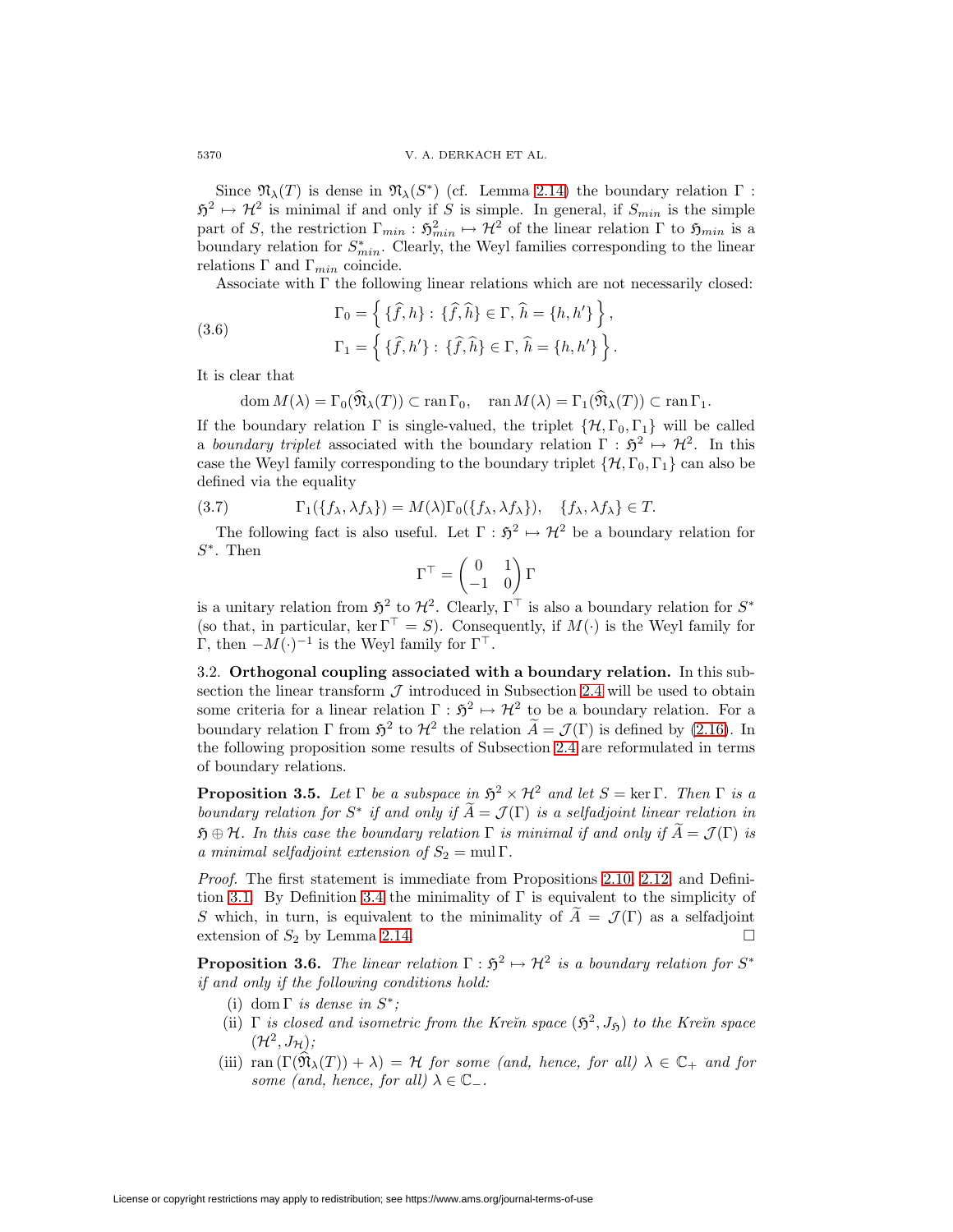Since $\mathfrak{N}_\lambda(T)$ is dense in $\mathfrak{N}_\lambda(S^*)$ (cf. Lemma 2.14) the boundary relation $\Gamma : \mathfrak{H}^2 \mapsto \mathcal{H}^2$ is minimal if and only if $S$ is simple. In general, if $S_{min}$ is the simple part of $S$, the restriction $\Gamma_{min} : \mathfrak{H}^2_{min} \mapsto \mathcal{H}^2$ of the linear relation $\Gamma$ to $\mathfrak{H}_{min}$ is a boundary relation for $S^*_{min}$. Clearly, the Weyl families corresponding to the linear relations $\Gamma$ and $\Gamma_{min}$ coincide.

Associate with $\Gamma$ the following linear relations which are not necessarily closed:

$$
\begin{aligned}
\Gamma_0 &= \left\{ \{\widehat{f}, h\} : \{\widehat{f}, \widehat{h}\} \in \Gamma,\ \widehat{h} = \{h, h'\} \right\}, \\
\Gamma_1 &= \left\{ \{\widehat{f}, h'\} : \{\widehat{f}, \widehat{h}\} \in \Gamma,\ \widehat{h} = \{h, h'\} \right\}.
\end{aligned}
\tag{3.6}
$$

It is clear that

$$
\operatorname{dom} M(\lambda) = \Gamma_0(\widehat{\mathfrak{N}}_\lambda(T)) \subset \operatorname{ran} \Gamma_0, \quad \operatorname{ran} M(\lambda) = \Gamma_1(\widehat{\mathfrak{N}}_\lambda(T)) \subset \operatorname{ran} \Gamma_1.
$$

If the boundary relation $\Gamma$ is single-valued, the triplet $\{\mathcal{H}, \Gamma_0, \Gamma_1\}$ will be called a *boundary triplet* associated with the boundary relation $\Gamma : \mathfrak{H}^2 \mapsto \mathcal{H}^2$. In this case the Weyl family corresponding to the boundary triplet $\{\mathcal{H}, \Gamma_0, \Gamma_1\}$ can also be defined via the equality

$$
\Gamma_1(\{f_\lambda, \lambda f_\lambda\}) = M(\lambda)\Gamma_0(\{f_\lambda, \lambda f_\lambda\}), \quad \{f_\lambda, \lambda f_\lambda\} \in T.
\tag{3.7}
$$

The following fact is also useful. Let $\Gamma : \mathfrak{H}^2 \mapsto \mathcal{H}^2$ be a boundary relation for $S^*$. Then

$$
\Gamma^\top = \begin{pmatrix} 0 & 1 \\ -1 & 0 \end{pmatrix} \Gamma
$$

is a unitary relation from $\mathfrak{H}^2$ to $\mathcal{H}^2$. Clearly, $\Gamma^\top$ is also a boundary relation for $S^*$ (so that, in particular, $\ker \Gamma^\top = S$). Consequently, if $M(\cdot)$ is the Weyl family for $\Gamma$, then $-M(\cdot)^{-1}$ is the Weyl family for $\Gamma^\top$.

### 3.2. Orthogonal coupling associated with a boundary relation.

In this subsection the linear transform $\mathcal{J}$ introduced in Subsection 2.4 will be used to obtain some criteria for a linear relation $\Gamma : \mathfrak{H}^2 \mapsto \mathcal{H}^2$ to be a boundary relation. For a boundary relation $\Gamma$ from $\mathfrak{H}^2$ to $\mathcal{H}^2$ the relation $\widetilde{A} = \mathcal{J}(\Gamma)$ is defined by (2.16). In the following proposition some results of Subsection 2.4 are reformulated in terms of boundary relations.

**Proposition 3.5.** *Let $\Gamma$ be a subspace in $\mathfrak{H}^2 \times \mathcal{H}^2$ and let $S = \ker \Gamma$. Then $\Gamma$ is a boundary relation for $S^*$ if and only if $\widetilde{A} = \mathcal{J}(\Gamma)$ is a selfadjoint linear relation in $\mathfrak{H} \oplus \mathcal{H}$. In this case the boundary relation $\Gamma$ is minimal if and only if $\widetilde{A} = \mathcal{J}(\Gamma)$ is a minimal selfadjoint extension of $S_2 = \operatorname{mul} \Gamma$.*

*Proof.* The first statement is immediate from Propositions 2.10, 2.12, and Definition 3.1. By Definition 3.4 the minimality of $\Gamma$ is equivalent to the simplicity of $S$ which, in turn, is equivalent to the minimality of $\widetilde{A} = \mathcal{J}(\Gamma)$ as a selfadjoint extension of $S_2$ by Lemma 2.14. □

**Proposition 3.6.** *The linear relation $\Gamma : \mathfrak{H}^2 \mapsto \mathcal{H}^2$ is a boundary relation for $S^*$ if and only if the following conditions hold:*

- (i) *$\operatorname{dom} \Gamma$ is dense in $S^*$;*
- (ii) *$\Gamma$ is closed and isometric from the Kreĭn space $(\mathfrak{H}^2, J_{\mathfrak{H}})$ to the Kreĭn space $(\mathcal{H}^2, J_{\mathcal{H}})$;*
- (iii) *$\operatorname{ran}(\Gamma(\widehat{\mathfrak{N}}_\lambda(T)) + \lambda) = \mathcal{H}$ for some (and, hence, for all) $\lambda \in \mathbb{C}_+$ and for some (and, hence, for all) $\lambda \in \mathbb{C}_-$.*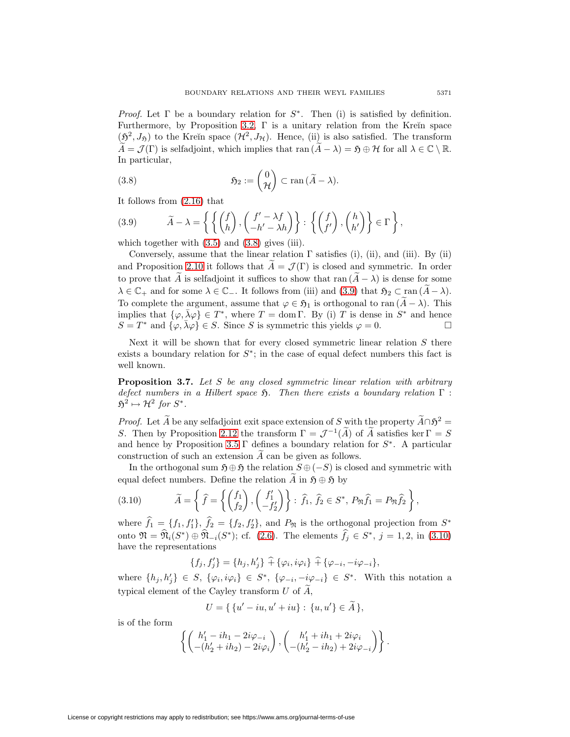*Proof.* Let $\Gamma$ be a boundary relation for $S^*$. Then (i) is satisfied by definition. Furthermore, by Proposition 3.2, $\Gamma$ is a unitary relation from the Kreĭn space $(\mathfrak{H}^2, J_{\mathfrak{H}})$ to the Kreĭn space $(\mathcal{H}^2, J_{\mathcal{H}})$. Hence, (ii) is also satisfied. The transform $\widetilde{A} = \mathcal{J}(\Gamma)$ is selfadjoint, which implies that $\operatorname{ran}(\widetilde{A} - \lambda) = \mathfrak{H} \oplus \mathcal{H}$ for all $\lambda \in \mathbb{C} \setminus \mathbb{R}$. In particular,

$$\mathfrak{H}_2 := \begin{pmatrix} 0 \\ \mathcal{H} \end{pmatrix} \subset \operatorname{ran}(\widetilde{A} - \lambda). \tag{3.8}$$

It follows from (2.16) that

$$\widetilde{A} - \lambda = \left\{ \left\{ \begin{pmatrix} f \\ h \end{pmatrix}, \begin{pmatrix} f' - \lambda f \\ -h' - \lambda h \end{pmatrix} \right\} : \left\{ \begin{pmatrix} f \\ f' \end{pmatrix}, \begin{pmatrix} h \\ h' \end{pmatrix} \right\} \in \Gamma \right\}, \tag{3.9}$$

which together with (3.5) and (3.8) gives (iii).

Conversely, assume that the linear relation $\Gamma$ satisfies (i), (ii), and (iii). By (ii) and Proposition 2.10 it follows that $\widetilde{A} = \mathcal{J}(\Gamma)$ is closed and symmetric. In order to prove that $\widetilde{A}$ is selfadjoint it suffices to show that $\operatorname{ran}(\widetilde{A} - \lambda)$ is dense for some $\lambda \in \mathbb{C}_+$ and for some $\lambda \in \mathbb{C}_-$. It follows from (iii) and (3.9) that $\mathfrak{H}_2 \subset \operatorname{ran}(\widetilde{A} - \lambda)$. To complete the argument, assume that $\varphi \in \mathfrak{H}_1$ is orthogonal to $\operatorname{ran}(\widetilde{A} - \lambda)$. This implies that $\{\varphi, \bar{\lambda}\varphi\} \in T^*$, where $T = \operatorname{dom}\Gamma$. By (i) $T$ is dense in $S^*$ and hence $S = T^*$ and $\{\varphi, \bar{\lambda}\varphi\} \in S$. Since $S$ is symmetric this yields $\varphi = 0$. $\square$

Next it will be shown that for every closed symmetric linear relation $S$ there exists a boundary relation for $S^*$; in the case of equal defect numbers this fact is well known.

**Proposition 3.7.** *Let $S$ be any closed symmetric linear relation with arbitrary defect numbers in a Hilbert space $\mathfrak{H}$. Then there exists a boundary relation $\Gamma : \mathfrak{H}^2 \mapsto \mathcal{H}^2$ for $S^*$.*

*Proof.* Let $\widetilde{A}$ be any selfadjoint exit space extension of $S$ with the property $\widetilde{A} \cap \mathfrak{H}^2 = S$. Then by Proposition 2.12 the transform $\Gamma = \mathcal{J}^{-1}(\widetilde{A})$ of $\widetilde{A}$ satisfies $\ker\Gamma = S$ and hence by Proposition 3.5 $\Gamma$ defines a boundary relation for $S^*$. A particular construction of such an extension $\widetilde{A}$ can be given as follows.

In the orthogonal sum $\mathfrak{H} \oplus \mathfrak{H}$ the relation $S \oplus (-S)$ is closed and symmetric with equal defect numbers. Define the relation $\widetilde{A}$ in $\mathfrak{H} \oplus \mathfrak{H}$ by

$$\widetilde{A} = \left\{ \widehat{f} = \left\{ \begin{pmatrix} f_1 \\ f_2 \end{pmatrix}, \begin{pmatrix} f_1' \\ -f_2' \end{pmatrix} \right\} : \widehat{f}_1, \widehat{f}_2 \in S^*, P_{\mathfrak{N}}\widehat{f}_1 = P_{\mathfrak{N}}\widehat{f}_2 \right\}, \tag{3.10}$$

where $\widehat{f}_1 = \{f_1, f_1'\}$, $\widehat{f}_2 = \{f_2, f_2'\}$, and $P_{\mathfrak{N}}$ is the orthogonal projection from $S^*$ onto $\mathfrak{N} = \widehat{\mathfrak{N}}_i(S^*) \oplus \widehat{\mathfrak{N}}_{-i}(S^*)$; cf. (2.6). The elements $\widehat{f}_j \in S^*$, $j = 1, 2$, in (3.10) have the representations

$$\{f_j, f_j'\} = \{h_j, h_j'\} \,\widehat{+}\, \{\varphi_i, i\varphi_i\} \,\widehat{+}\, \{\varphi_{-i}, -i\varphi_{-i}\},$$

where $\{h_j, h_j'\} \in S$, $\{\varphi_i, i\varphi_i\} \in S^*$, $\{\varphi_{-i}, -i\varphi_{-i}\} \in S^*$. With this notation a typical element of the Cayley transform $U$ of $\widetilde{A}$,

$$U = \{\, \{u' - iu, u' + iu\} : \{u, u'\} \in \widetilde{A} \,\},$$

is of the form

$$\left\{ \begin{pmatrix} h_1' - ih_1 - 2i\varphi_{-i} \\ -(h_2' + ih_2) - 2i\varphi_i \end{pmatrix}, \begin{pmatrix} h_1' + ih_1 + 2i\varphi_i \\ -(h_2' - ih_2) + 2i\varphi_{-i} \end{pmatrix} \right\}.$$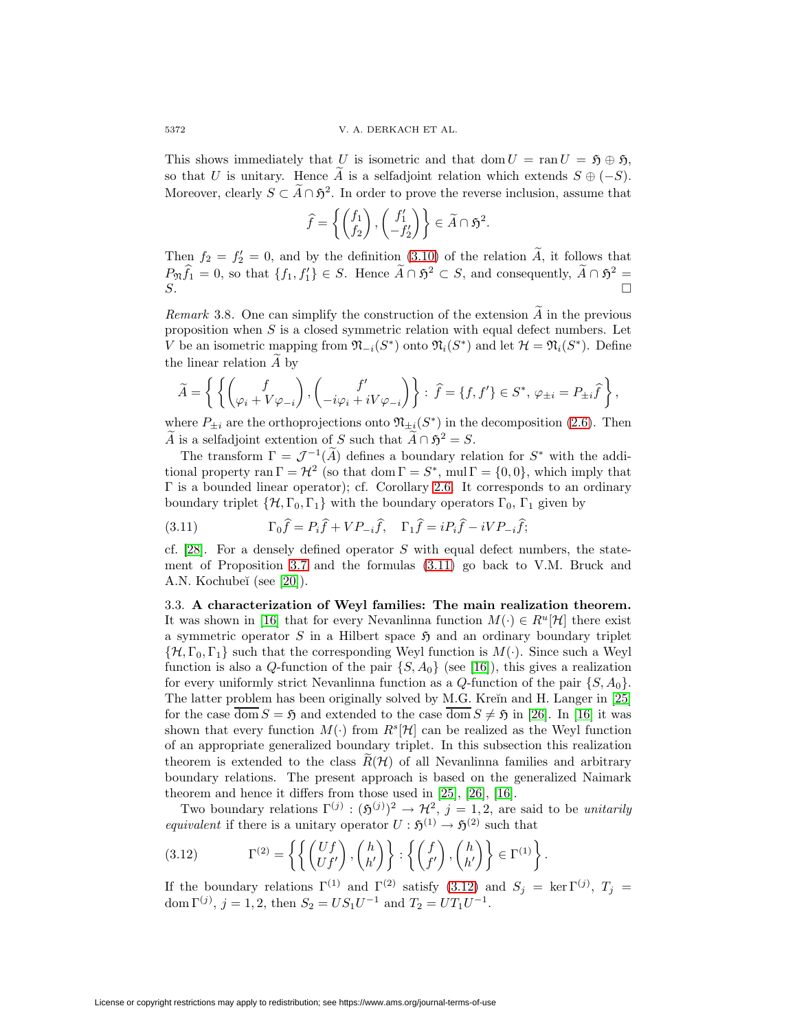This shows immediately that $U$ is isometric and that $\operatorname{dom} U = \operatorname{ran} U = \mathfrak{H} \oplus \mathfrak{H}$, so that $U$ is unitary. Hence $\widetilde{A}$ is a selfadjoint relation which extends $S \oplus (-S)$. Moreover, clearly $S \subset \widetilde{A} \cap \mathfrak{H}^2$. In order to prove the reverse inclusion, assume that

$$\widehat{f} = \left\{ \begin{pmatrix} f_1 \\ f_2 \end{pmatrix}, \begin{pmatrix} f_1' \\ -f_2' \end{pmatrix} \right\} \in \widetilde{A} \cap \mathfrak{H}^2.$$

Then $f_2 = f_2' = 0$, and by the definition (3.10) of the relation $\widetilde{A}$, it follows that $P_{\mathfrak{N}} \widehat{f}_1 = 0$, so that $\{f_1, f_1'\} \in S$. Hence $\widetilde{A} \cap \mathfrak{H}^2 \subset S$, and consequently, $\widetilde{A} \cap \mathfrak{H}^2 = S$. $\square$

*Remark* 3.8. One can simplify the construction of the extension $\widetilde{A}$ in the previous proposition when $S$ is a closed symmetric relation with equal defect numbers. Let $V$ be an isometric mapping from $\mathfrak{N}_{-i}(S^*)$ onto $\mathfrak{N}_i(S^*)$ and let $\mathcal{H} = \mathfrak{N}_i(S^*)$. Define the linear relation $\widetilde{A}$ by

$$\widetilde{A} = \left\{ \left\{ \begin{pmatrix} f \\ \varphi_i + V\varphi_{-i} \end{pmatrix}, \begin{pmatrix} f' \\ -i\varphi_i + iV\varphi_{-i} \end{pmatrix} \right\} : \widehat{f} = \{f, f'\} \in S^*, \ \varphi_{\pm i} = P_{\pm i}\widehat{f} \right\},$$

where $P_{\pm i}$ are the orthoprojections onto $\mathfrak{N}_{\pm i}(S^*)$ in the decomposition (2.6). Then $\widetilde{A}$ is a selfadjoint extention of $S$ such that $\widetilde{A} \cap \mathfrak{H}^2 = S$.

The transform $\Gamma = \mathcal{J}^{-1}(\widetilde{A})$ defines a boundary relation for $S^*$ with the additional property $\operatorname{ran} \Gamma = \mathcal{H}^2$ (so that $\operatorname{dom} \Gamma = S^*$, $\operatorname{mul} \Gamma = \{0, 0\}$, which imply that $\Gamma$ is a bounded linear operator); cf. Corollary 2.6. It corresponds to an ordinary boundary triplet $\{\mathcal{H}, \Gamma_0, \Gamma_1\}$ with the boundary operators $\Gamma_0$, $\Gamma_1$ given by

$$\Gamma_0 \widehat{f} = P_i \widehat{f} + V P_{-i} \widehat{f}, \quad \Gamma_1 \widehat{f} = i P_i \widehat{f} - i V P_{-i} \widehat{f}; \tag{3.11}$$

cf. [28]. For a densely defined operator $S$ with equal defect numbers, the statement of Proposition 3.7 and the formulas (3.11) go back to V.M. Bruck and A.N. Kochubeĭ (see [20]).

### 3.3. A characterization of Weyl families: The main realization theorem.

It was shown in [16] that for every Nevanlinna function $M(\cdot) \in R^u[\mathcal{H}]$ there exist a symmetric operator $S$ in a Hilbert space $\mathfrak{H}$ and an ordinary boundary triplet $\{\mathcal{H}, \Gamma_0, \Gamma_1\}$ such that the corresponding Weyl function is $M(\cdot)$. Since such a Weyl function is also a $Q$-function of the pair $\{S, A_0\}$ (see [16]), this gives a realization for every uniformly strict Nevanlinna function as a $Q$-function of the pair $\{S, A_0\}$. The latter problem has been originally solved by M.G. Kreĭn and H. Langer in [25] for the case $\overline{\operatorname{dom}}\, S = \mathfrak{H}$ and extended to the case $\overline{\operatorname{dom}}\, S \neq \mathfrak{H}$ in [26]. In [16] it was shown that every function $M(\cdot)$ from $R^s[\mathcal{H}]$ can be realized as the Weyl function of an appropriate generalized boundary triplet. In this subsection this realization theorem is extended to the class $\widetilde{R}(\mathcal{H})$ of all Nevanlinna families and arbitrary boundary relations. The present approach is based on the generalized Naimark theorem and hence it differs from those used in [25], [26], [16].

Two boundary relations $\Gamma^{(j)} : (\mathfrak{H}^{(j)})^2 \to \mathcal{H}^2$, $j = 1, 2$, are said to be *unitarily equivalent* if there is a unitary operator $U : \mathfrak{H}^{(1)} \to \mathfrak{H}^{(2)}$ such that

$$\Gamma^{(2)} = \left\{ \left\{ \begin{pmatrix} Uf \\ Uf' \end{pmatrix}, \begin{pmatrix} h \\ h' \end{pmatrix} \right\} : \left\{ \begin{pmatrix} f \\ f' \end{pmatrix}, \begin{pmatrix} h \\ h' \end{pmatrix} \right\} \in \Gamma^{(1)} \right\}. \tag{3.12}$$

If the boundary relations $\Gamma^{(1)}$ and $\Gamma^{(2)}$ satisfy (3.12) and $S_j = \ker \Gamma^{(j)}$, $T_j = \operatorname{dom} \Gamma^{(j)}$, $j = 1, 2$, then $S_2 = U S_1 U^{-1}$ and $T_2 = U T_1 U^{-1}$.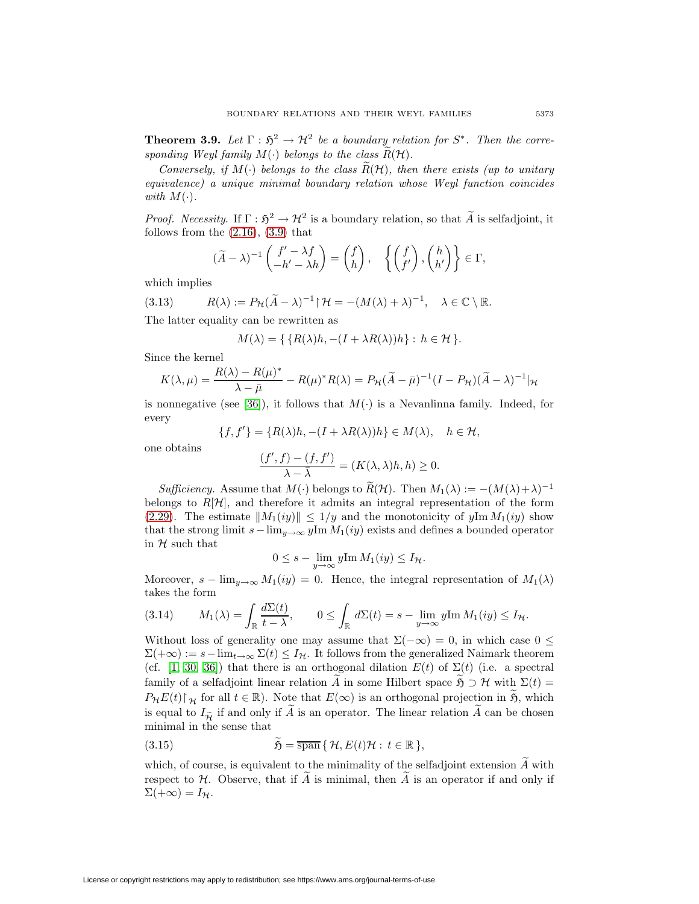**Theorem 3.9.** *Let $\Gamma : \mathfrak{H}^2 \to \mathcal{H}^2$ be a boundary relation for $S^*$. Then the corresponding Weyl family $M(\cdot)$ belongs to the class $\widetilde{R}(\mathcal{H})$.*

*Conversely, if $M(\cdot)$ belongs to the class $\widetilde{R}(\mathcal{H})$, then there exists (up to unitary equivalence) a unique minimal boundary relation whose Weyl function coincides with $M(\cdot)$.*

*Proof. Necessity.* If $\Gamma : \mathfrak{H}^2 \to \mathcal{H}^2$ is a boundary relation, so that $\widetilde{A}$ is selfadjoint, it follows from the (2.16), (3.9) that

$$(\widetilde{A} - \lambda)^{-1} \begin{pmatrix} f' - \lambda f \\ -h' - \lambda h \end{pmatrix} = \begin{pmatrix} f \\ h \end{pmatrix}, \quad \left\{ \begin{pmatrix} f \\ f' \end{pmatrix}, \begin{pmatrix} h \\ h' \end{pmatrix} \right\} \in \Gamma,$$

which implies

$$R(\lambda) := P_{\mathcal{H}}(\widetilde{A} - \lambda)^{-1} \upharpoonright \mathcal{H} = -(M(\lambda) + \lambda)^{-1}, \quad \lambda \in \mathbb{C} \setminus \mathbb{R}. \tag{3.13}$$

The latter equality can be rewritten as

$$M(\lambda) = \{ \{R(\lambda)h, -(I + \lambda R(\lambda))h\} : h \in \mathcal{H} \}.$$

Since the kernel

$$K(\lambda, \mu) = \frac{R(\lambda) - R(\mu)^*}{\lambda - \bar{\mu}} - R(\mu)^* R(\lambda) = P_{\mathcal{H}}(\widetilde{A} - \bar{\mu})^{-1}(I - P_{\mathcal{H}})(\widetilde{A} - \lambda)^{-1}|_{\mathcal{H}}$$

is nonnegative (see [36]), it follows that $M(\cdot)$ is a Nevanlinna family. Indeed, for every

$$\{f, f'\} = \{R(\lambda)h, -(I + \lambda R(\lambda))h\} \in M(\lambda), \quad h \in \mathcal{H},$$

one obtains

$$\frac{(f', f) - (f, f')}{\lambda - \bar{\lambda}} = (K(\lambda, \lambda)h, h) \geq 0.$$

*Sufficiency.* Assume that $M(\cdot)$ belongs to $\widetilde{R}(\mathcal{H})$. Then $M_1(\lambda) := -(M(\lambda)+\lambda)^{-1}$ belongs to $R[\mathcal{H}]$, and therefore it admits an integral representation of the form (2.29). The estimate $\|M_1(iy)\| \leq 1/y$ and the monotonicity of $y\mathrm{Im}\, M_1(iy)$ show that the strong limit $s - \lim_{y\to\infty} y\mathrm{Im}\, M_1(iy)$ exists and defines a bounded operator in $\mathcal{H}$ such that

$$0 \leq s - \lim_{y\to\infty} y\mathrm{Im}\, M_1(iy) \leq I_{\mathcal{H}}.$$

Moreover, $s - \lim_{y\to\infty} M_1(iy) = 0$. Hence, the integral representation of $M_1(\lambda)$ takes the form

$$M_1(\lambda) = \int_{\mathbb{R}} \frac{d\Sigma(t)}{t - \lambda}, \qquad 0 \leq \int_{\mathbb{R}} d\Sigma(t) = s - \lim_{y\to\infty} y\mathrm{Im}\, M_1(iy) \leq I_{\mathcal{H}}. \tag{3.14}$$

Without loss of generality one may assume that $\Sigma(-\infty) = 0$, in which case $0 \leq \Sigma(+\infty) := s - \lim_{t\to\infty} \Sigma(t) \leq I_{\mathcal{H}}$. It follows from the generalized Naimark theorem (cf. [1, 30, 36]) that there is an orthogonal dilation $E(t)$ of $\Sigma(t)$ (i.e. a spectral family of a selfadjoint linear relation $\widetilde{A}$ in some Hilbert space $\widetilde{\mathfrak{H}} \supset \mathcal{H}$ with $\Sigma(t) = P_{\mathcal{H}} E(t) \upharpoonright_{\mathcal{H}}$ for all $t \in \mathbb{R}$). Note that $E(\infty)$ is an orthogonal projection in $\widetilde{\mathfrak{H}}$, which is equal to $I_{\widetilde{\mathcal{H}}}$ if and only if $\widetilde{A}$ is an operator. The linear relation $\widetilde{A}$ can be chosen minimal in the sense that

$$\widetilde{\mathfrak{H}} = \overline{\mathrm{span}}\, \{ \mathcal{H}, E(t)\mathcal{H} : t \in \mathbb{R} \}, \tag{3.15}$$

which, of course, is equivalent to the minimality of the selfadjoint extension $\widetilde{A}$ with respect to $\mathcal{H}$. Observe, that if $\widetilde{A}$ is minimal, then $\widetilde{A}$ is an operator if and only if $\Sigma(+\infty) = I_{\mathcal{H}}$.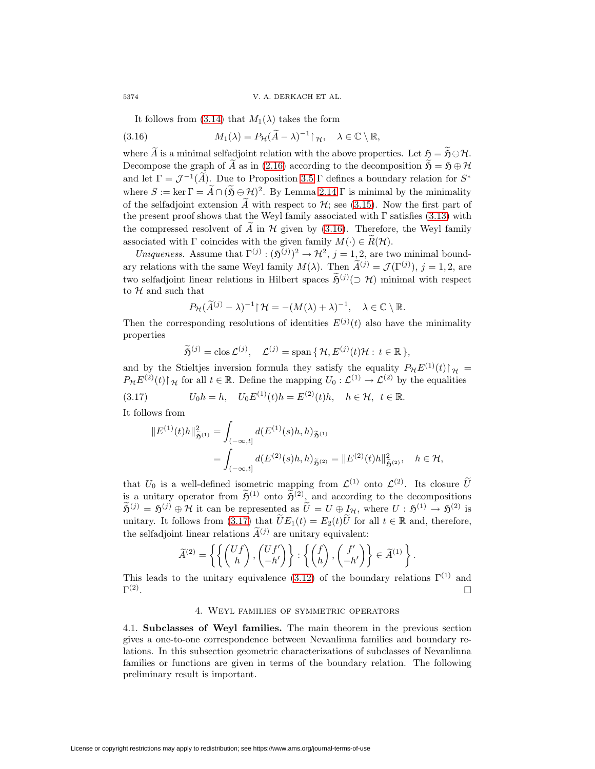It follows from (3.14) that $M_1(\lambda)$ takes the form

$$M_1(\lambda) = P_{\mathcal{H}}(\widetilde{A} - \lambda)^{-1}\upharpoonright_{\mathcal{H}}, \quad \lambda \in \mathbb{C} \setminus \mathbb{R}, \tag{3.16}$$

where $\widetilde{A}$ is a minimal selfadjoint relation with the above properties. Let $\mathfrak{H} = \widetilde{\mathfrak{H}} \ominus \mathcal{H}$. Decompose the graph of $\widetilde{A}$ as in (2.16) according to the decomposition $\widetilde{\mathfrak{H}} = \mathfrak{H} \oplus \mathcal{H}$ and let $\Gamma = \mathcal{J}^{-1}(\widetilde{A})$. Due to Proposition 3.5 $\Gamma$ defines a boundary relation for $S^*$ where $S := \ker \Gamma = \widetilde{A} \cap (\widetilde{\mathfrak{H}} \ominus \mathcal{H})^2$. By Lemma 2.14 $\Gamma$ is minimal by the minimality of the selfadjoint extension $\widetilde{A}$ with respect to $\mathcal{H}$; see (3.15). Now the first part of the present proof shows that the Weyl family associated with $\Gamma$ satisfies (3.13) with the compressed resolvent of $\widetilde{A}$ in $\mathcal{H}$ given by (3.16). Therefore, the Weyl family associated with $\Gamma$ coincides with the given family $M(\cdot) \in \widetilde{R}(\mathcal{H})$.

*Uniqueness.* Assume that $\Gamma^{(j)} : (\mathfrak{H}^{(j)})^2 \to \mathcal{H}^2$, $j = 1, 2$, are two minimal boundary relations with the same Weyl family $M(\lambda)$. Then $\widetilde{A}^{(j)} = \mathcal{J}(\Gamma^{(j)})$, $j = 1, 2$, are two selfadjoint linear relations in Hilbert spaces $\widetilde{\mathfrak{H}}^{(j)} (\supset \mathcal{H})$ minimal with respect to $\mathcal{H}$ and such that

$$P_{\mathcal{H}}(\widetilde{A}^{(j)} - \lambda)^{-1}\upharpoonright\mathcal{H} = -(M(\lambda) + \lambda)^{-1}, \quad \lambda \in \mathbb{C} \setminus \mathbb{R}.$$

Then the corresponding resolutions of identities $E^{(j)}(t)$ also have the minimality properties

$$\widetilde{\mathfrak{H}}^{(j)} = \operatorname{clos} \mathcal{L}^{(j)}, \quad \mathcal{L}^{(j)} = \operatorname{span}\{\, \mathcal{H}, E^{(j)}(t)\mathcal{H} : t \in \mathbb{R}\,\},$$

and by the Stieltjes inversion formula they satisfy the equality $P_{\mathcal{H}}E^{(1)}(t)\upharpoonright_{\mathcal{H}} = P_{\mathcal{H}}E^{(2)}(t)\upharpoonright_{\mathcal{H}}$ for all $t \in \mathbb{R}$. Define the mapping $U_0 : \mathcal{L}^{(1)} \to \mathcal{L}^{(2)}$ by the equalities

$$U_0 h = h, \quad U_0 E^{(1)}(t)h = E^{(2)}(t)h, \quad h \in \mathcal{H}, \; t \in \mathbb{R}. \tag{3.17}$$

It follows from

$$\begin{aligned}
\|E^{(1)}(t)h\|^2_{\widetilde{\mathfrak{H}}^{(1)}} &= \int_{(-\infty,t]} d(E^{(1)}(s)h, h)_{\widetilde{\mathfrak{H}}^{(1)}} \\
&= \int_{(-\infty,t]} d(E^{(2)}(s)h, h)_{\widetilde{\mathfrak{H}}^{(2)}} = \|E^{(2)}(t)h\|^2_{\widetilde{\mathfrak{H}}^{(2)}}, \quad h \in \mathcal{H},
\end{aligned}$$

that $U_0$ is a well-defined isometric mapping from $\mathcal{L}^{(1)}$ onto $\mathcal{L}^{(2)}$. Its closure $\widetilde{U}$ is a unitary operator from $\widetilde{\mathfrak{H}}^{(1)}$ onto $\widetilde{\mathfrak{H}}^{(2)}$, and according to the decompositions $\widetilde{\mathfrak{H}}^{(j)} = \mathfrak{H}^{(j)} \oplus \mathcal{H}$ it can be represented as $\widetilde{U} = U \oplus I_{\mathcal{H}}$, where $U : \mathfrak{H}^{(1)} \to \mathfrak{H}^{(2)}$ is unitary. It follows from (3.17) that $\widetilde{U}E_1(t) = E_2(t)\widetilde{U}$ for all $t \in \mathbb{R}$ and, therefore, the selfadjoint linear relations $\widetilde{A}^{(j)}$ are unitary equivalent:

$$\widetilde{A}^{(2)} = \left\{ \left\{ \begin{pmatrix} Uf \\ h \end{pmatrix}, \begin{pmatrix} Uf' \\ -h' \end{pmatrix} \right\} : \left\{ \begin{pmatrix} f \\ h \end{pmatrix}, \begin{pmatrix} f' \\ -h' \end{pmatrix} \right\} \in \widetilde{A}^{(1)} \right\}.$$

This leads to the unitary equivalence (3.12) of the boundary relations $\Gamma^{(1)}$ and $\Gamma^{(2)}$. $\square$

## 4. Weyl families of symmetric operators

4.1. **Subclasses of Weyl families.** The main theorem in the previous section gives a one-to-one correspondence between Nevanlinna families and boundary relations. In this subsection geometric characterizations of subclasses of Nevanlinna families or functions are given in terms of the boundary relation. The following preliminary result is important.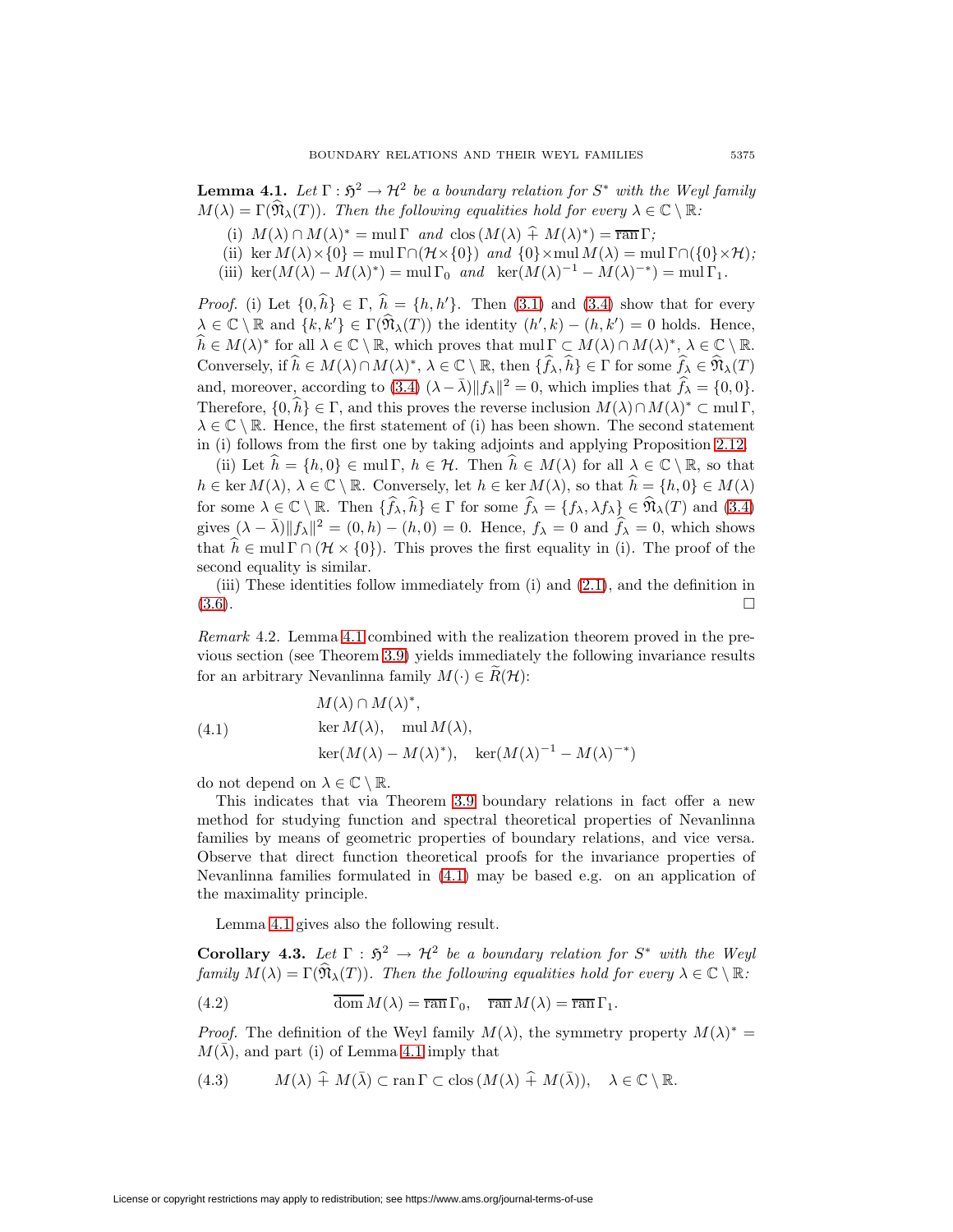**Lemma 4.1.** *Let $\Gamma : \mathfrak{H}^2 \to \mathcal{H}^2$ be a boundary relation for $S^*$ with the Weyl family $M(\lambda) = \Gamma(\widehat{\mathfrak{N}}_\lambda(T))$. Then the following equalities hold for every $\lambda \in \mathbb{C} \setminus \mathbb{R}$:*

(i) $M(\lambda) \cap M(\lambda)^* = \operatorname{mul} \Gamma$ *and* $\operatorname{clos}(M(\lambda) \mathbin{\widehat{+}} M(\lambda)^*) = \overline{\operatorname{ran}}\, \Gamma$*;*

(ii) $\ker M(\lambda) \times \{0\} = \operatorname{mul} \Gamma \cap (\mathcal{H} \times \{0\})$ *and* $\{0\} \times \operatorname{mul} M(\lambda) = \operatorname{mul} \Gamma \cap (\{0\} \times \mathcal{H})$*;*

(iii) $\ker(M(\lambda) - M(\lambda)^*) = \operatorname{mul} \Gamma_0$ *and* $\ker(M(\lambda)^{-1} - M(\lambda)^{-*}) = \operatorname{mul} \Gamma_1$.

*Proof.* (i) Let $\{0, \widehat{h}\} \in \Gamma$, $\widehat{h} = \{h, h'\}$. Then (3.1) and (3.4) show that for every $\lambda \in \mathbb{C} \setminus \mathbb{R}$ and $\{k, k'\} \in \Gamma(\widehat{\mathfrak{N}}_\lambda(T))$ the identity $(h', k) - (h, k') = 0$ holds. Hence, $\widehat{h} \in M(\lambda)^*$ for all $\lambda \in \mathbb{C} \setminus \mathbb{R}$, which proves that $\operatorname{mul} \Gamma \subset M(\lambda) \cap M(\lambda)^*$, $\lambda \in \mathbb{C} \setminus \mathbb{R}$. Conversely, if $\widehat{h} \in M(\lambda) \cap M(\lambda)^*$, $\lambda \in \mathbb{C} \setminus \mathbb{R}$, then $\{\widehat{f}_\lambda, \widehat{h}\} \in \Gamma$ for some $\widehat{f}_\lambda \in \widehat{\mathfrak{N}}_\lambda(T)$ and, moreover, according to (3.4) $(\lambda - \bar{\lambda})\|f_\lambda\|^2 = 0$, which implies that $\widehat{f}_\lambda = \{0, 0\}$. Therefore, $\{0, \widehat{h}\} \in \Gamma$, and this proves the reverse inclusion $M(\lambda) \cap M(\lambda)^* \subset \operatorname{mul} \Gamma$, $\lambda \in \mathbb{C} \setminus \mathbb{R}$. Hence, the first statement of (i) has been shown. The second statement in (i) follows from the first one by taking adjoints and applying Proposition 2.12.

(ii) Let $\widehat{h} = \{h, 0\} \in \operatorname{mul} \Gamma$, $h \in \mathcal{H}$. Then $\widehat{h} \in M(\lambda)$ for all $\lambda \in \mathbb{C} \setminus \mathbb{R}$, so that $h \in \ker M(\lambda)$, $\lambda \in \mathbb{C} \setminus \mathbb{R}$. Conversely, let $h \in \ker M(\lambda)$, so that $\widehat{h} = \{h, 0\} \in M(\lambda)$ for some $\lambda \in \mathbb{C} \setminus \mathbb{R}$. Then $\{\widehat{f}_\lambda, \widehat{h}\} \in \Gamma$ for some $\widehat{f}_\lambda = \{f_\lambda, \lambda f_\lambda\} \in \widehat{\mathfrak{N}}_\lambda(T)$ and (3.4) gives $(\lambda - \bar{\lambda})\|f_\lambda\|^2 = (0, h) - (h, 0) = 0$. Hence, $f_\lambda = 0$ and $\widehat{f}_\lambda = 0$, which shows that $\widehat{h} \in \operatorname{mul} \Gamma \cap (\mathcal{H} \times \{0\})$. This proves the first equality in (i). The proof of the second equality is similar.

(iii) These identities follow immediately from (i) and (2.1), and the definition in (3.6). $\square$

*Remark* 4.2. Lemma 4.1 combined with the realization theorem proved in the previous section (see Theorem 3.9) yields immediately the following invariance results for an arbitrary Nevanlinna family $M(\cdot) \in \widetilde{R}(\mathcal{H})$:

$$
\begin{aligned}
&M(\lambda) \cap M(\lambda)^*, \\
&\ker M(\lambda), \quad \operatorname{mul} M(\lambda), \qquad\qquad (4.1)\\
&\ker(M(\lambda) - M(\lambda)^*), \quad \ker(M(\lambda)^{-1} - M(\lambda)^{-*})
\end{aligned}
$$

do not depend on $\lambda \in \mathbb{C} \setminus \mathbb{R}$.

This indicates that via Theorem 3.9 boundary relations in fact offer a new method for studying function and spectral theoretical properties of Nevanlinna families by means of geometric properties of boundary relations, and vice versa. Observe that direct function theoretical proofs for the invariance properties of Nevanlinna families formulated in (4.1) may be based e.g. on an application of the maximality principle.

Lemma 4.1 gives also the following result.

**Corollary 4.3.** *Let $\Gamma : \mathfrak{H}^2 \to \mathcal{H}^2$ be a boundary relation for $S^*$ with the Weyl family $M(\lambda) = \Gamma(\widehat{\mathfrak{N}}_\lambda(T))$. Then the following equalities hold for every $\lambda \in \mathbb{C} \setminus \mathbb{R}$:*

$$
\overline{\operatorname{dom}}\, M(\lambda) = \overline{\operatorname{ran}}\, \Gamma_0, \quad \overline{\operatorname{ran}}\, M(\lambda) = \overline{\operatorname{ran}}\, \Gamma_1. \qquad (4.2)
$$

*Proof.* The definition of the Weyl family $M(\lambda)$, the symmetry property $M(\lambda)^* = M(\bar{\lambda})$, and part (i) of Lemma 4.1 imply that

$$
M(\lambda) \mathbin{\widehat{+}} M(\bar{\lambda}) \subset \operatorname{ran} \Gamma \subset \operatorname{clos}(M(\lambda) \mathbin{\widehat{+}} M(\bar{\lambda})), \quad \lambda \in \mathbb{C} \setminus \mathbb{R}. \qquad (4.3)
$$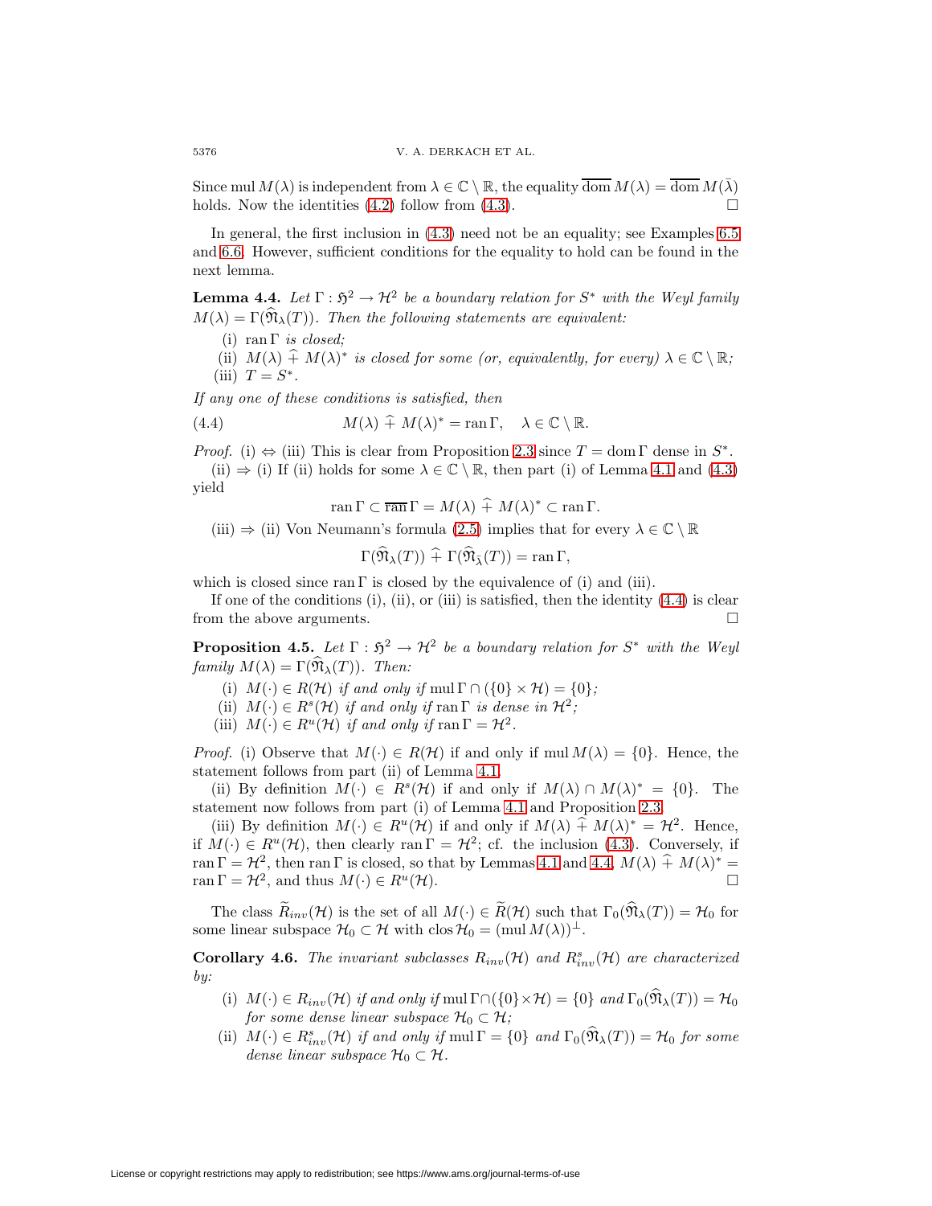Since $\operatorname{mul} M(\lambda)$ is independent from $\lambda \in \mathbb{C} \setminus \mathbb{R}$, the equality $\overline{\operatorname{dom}}\, M(\lambda) = \overline{\operatorname{dom}}\, M(\bar{\lambda})$ holds. Now the identities (4.2) follow from (4.3). $\square$

In general, the first inclusion in (4.3) need not be an equality; see Examples 6.5 and 6.6. However, sufficient conditions for the equality to hold can be found in the next lemma.

**Lemma 4.4.** *Let $\Gamma : \mathfrak{H}^2 \to \mathcal{H}^2$ be a boundary relation for $S^*$ with the Weyl family $M(\lambda) = \Gamma(\widehat{\mathfrak{N}}_\lambda(T))$. Then the following statements are equivalent:*

- (i) *$\operatorname{ran} \Gamma$ is closed;*
- (ii) *$M(\lambda) \,\widehat{+}\, M(\lambda)^*$ is closed for some (or, equivalently, for every) $\lambda \in \mathbb{C} \setminus \mathbb{R}$;*
- (iii) *$T = S^*$.*

*If any one of these conditions is satisfied, then*

$$M(\lambda) \,\widehat{+}\, M(\lambda)^* = \operatorname{ran} \Gamma, \quad \lambda \in \mathbb{C} \setminus \mathbb{R}. \tag{4.4}$$

*Proof.* (i) $\Leftrightarrow$ (iii) This is clear from Proposition 2.3 since $T = \operatorname{dom} \Gamma$ dense in $S^*$.

(ii) $\Rightarrow$ (i) If (ii) holds for some $\lambda \in \mathbb{C} \setminus \mathbb{R}$, then part (i) of Lemma 4.1 and (4.3) yield

$$\operatorname{ran} \Gamma \subset \overline{\operatorname{ran}}\, \Gamma = M(\lambda) \,\widehat{+}\, M(\lambda)^* \subset \operatorname{ran} \Gamma.$$

(iii) $\Rightarrow$ (ii) Von Neumann's formula (2.5) implies that for every $\lambda \in \mathbb{C} \setminus \mathbb{R}$

$$\Gamma(\widehat{\mathfrak{N}}_\lambda(T)) \,\widehat{+}\, \Gamma(\widehat{\mathfrak{N}}_{\bar{\lambda}}(T)) = \operatorname{ran} \Gamma,$$

which is closed since $\operatorname{ran} \Gamma$ is closed by the equivalence of (i) and (iii).

If one of the conditions (i), (ii), or (iii) is satisfied, then the identity (4.4) is clear from the above arguments. $\square$

**Proposition 4.5.** *Let $\Gamma : \mathfrak{H}^2 \to \mathcal{H}^2$ be a boundary relation for $S^*$ with the Weyl family $M(\lambda) = \Gamma(\widehat{\mathfrak{N}}_\lambda(T))$. Then:*

- (i) *$M(\cdot) \in R(\mathcal{H})$ if and only if $\operatorname{mul} \Gamma \cap (\{0\} \times \mathcal{H}) = \{0\}$;*
- (ii) *$M(\cdot) \in R^s(\mathcal{H})$ if and only if $\operatorname{ran} \Gamma$ is dense in $\mathcal{H}^2$;*
- (iii) *$M(\cdot) \in R^u(\mathcal{H})$ if and only if $\operatorname{ran} \Gamma = \mathcal{H}^2$.*

*Proof.* (i) Observe that $M(\cdot) \in R(\mathcal{H})$ if and only if $\operatorname{mul} M(\lambda) = \{0\}$. Hence, the statement follows from part (ii) of Lemma 4.1.

(ii) By definition $M(\cdot) \in R^s(\mathcal{H})$ if and only if $M(\lambda) \cap M(\lambda)^* = \{0\}$. The statement now follows from part (i) of Lemma 4.1 and Proposition 2.3.

(iii) By definition $M(\cdot) \in R^u(\mathcal{H})$ if and only if $M(\lambda) \,\widehat{+}\, M(\lambda)^* = \mathcal{H}^2$. Hence, if $M(\cdot) \in R^u(\mathcal{H})$, then clearly $\operatorname{ran} \Gamma = \mathcal{H}^2$; cf. the inclusion (4.3). Conversely, if $\operatorname{ran} \Gamma = \mathcal{H}^2$, then $\operatorname{ran} \Gamma$ is closed, so that by Lemmas 4.1 and 4.4, $M(\lambda) \,\widehat{+}\, M(\lambda)^* = \operatorname{ran} \Gamma = \mathcal{H}^2$, and thus $M(\cdot) \in R^u(\mathcal{H})$. $\square$

The class $\widetilde{R}_{inv}(\mathcal{H})$ is the set of all $M(\cdot) \in \widetilde{R}(\mathcal{H})$ such that $\Gamma_0(\widehat{\mathfrak{N}}_\lambda(T)) = \mathcal{H}_0$ for some linear subspace $\mathcal{H}_0 \subset \mathcal{H}$ with $\operatorname{clos} \mathcal{H}_0 = (\operatorname{mul} M(\lambda))^\perp$.

**Corollary 4.6.** *The invariant subclasses $R_{inv}(\mathcal{H})$ and $R^s_{inv}(\mathcal{H})$ are characterized by:*

- (i) *$M(\cdot) \in R_{inv}(\mathcal{H})$ if and only if $\operatorname{mul} \Gamma \cap (\{0\} \times \mathcal{H}) = \{0\}$ and $\Gamma_0(\widehat{\mathfrak{N}}_\lambda(T)) = \mathcal{H}_0$ for some dense linear subspace $\mathcal{H}_0 \subset \mathcal{H}$;*
- (ii) *$M(\cdot) \in R^s_{inv}(\mathcal{H})$ if and only if $\operatorname{mul} \Gamma = \{0\}$ and $\Gamma_0(\widehat{\mathfrak{N}}_\lambda(T)) = \mathcal{H}_0$ for some dense linear subspace $\mathcal{H}_0 \subset \mathcal{H}$.*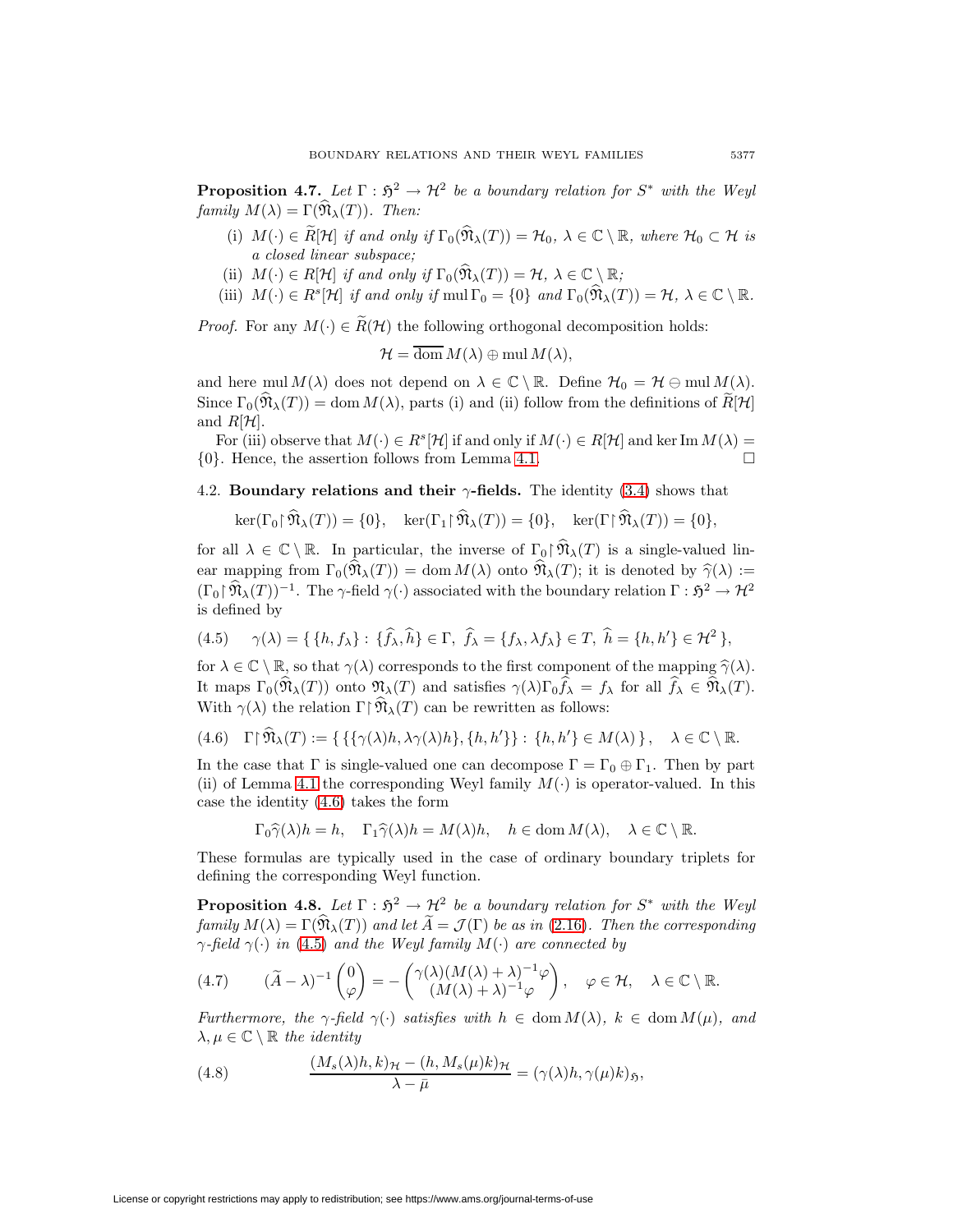**Proposition 4.7.** *Let $\Gamma : \mathfrak{H}^2 \to \mathcal{H}^2$ be a boundary relation for $S^*$ with the Weyl family $M(\lambda) = \Gamma(\widehat{\mathfrak{N}}_\lambda(T))$. Then:*

(i) *$M(\cdot) \in \widetilde{R}[\mathcal{H}]$ if and only if $\Gamma_0(\widehat{\mathfrak{N}}_\lambda(T)) = \mathcal{H}_0$, $\lambda \in \mathbb{C} \setminus \mathbb{R}$, where $\mathcal{H}_0 \subset \mathcal{H}$ is a closed linear subspace;*

(ii) *$M(\cdot) \in R[\mathcal{H}]$ if and only if $\Gamma_0(\widehat{\mathfrak{N}}_\lambda(T)) = \mathcal{H}$, $\lambda \in \mathbb{C} \setminus \mathbb{R}$;*

(iii) *$M(\cdot) \in R^s[\mathcal{H}]$ if and only if $\operatorname{mul} \Gamma_0 = \{0\}$ and $\Gamma_0(\widehat{\mathfrak{N}}_\lambda(T)) = \mathcal{H}$, $\lambda \in \mathbb{C} \setminus \mathbb{R}$.*

*Proof.* For any $M(\cdot) \in \widetilde{R}(\mathcal{H})$ the following orthogonal decomposition holds:

$$\mathcal{H} = \overline{\operatorname{dom}}\, M(\lambda) \oplus \operatorname{mul} M(\lambda),$$

and here $\operatorname{mul} M(\lambda)$ does not depend on $\lambda \in \mathbb{C} \setminus \mathbb{R}$. Define $\mathcal{H}_0 = \mathcal{H} \ominus \operatorname{mul} M(\lambda)$. Since $\Gamma_0(\widehat{\mathfrak{N}}_\lambda(T)) = \operatorname{dom} M(\lambda)$, parts (i) and (ii) follow from the definitions of $\widetilde{R}[\mathcal{H}]$ and $R[\mathcal{H}]$.

For (iii) observe that $M(\cdot) \in R^s[\mathcal{H}]$ if and only if $M(\cdot) \in R[\mathcal{H}]$ and $\ker \operatorname{Im} M(\lambda) = \{0\}$. Hence, the assertion follows from Lemma 4.1. $\square$

4.2. **Boundary relations and their $\gamma$-fields.** The identity (3.4) shows that

$$\ker(\Gamma_0 \restriction \widehat{\mathfrak{N}}_\lambda(T)) = \{0\}, \quad \ker(\Gamma_1 \restriction \widehat{\mathfrak{N}}_\lambda(T)) = \{0\}, \quad \ker(\Gamma \restriction \widehat{\mathfrak{N}}_\lambda(T)) = \{0\},$$

for all $\lambda \in \mathbb{C} \setminus \mathbb{R}$. In particular, the inverse of $\Gamma_0 \restriction \widehat{\mathfrak{N}}_\lambda(T)$ is a single-valued linear mapping from $\Gamma_0(\widehat{\mathfrak{N}}_\lambda(T)) = \operatorname{dom} M(\lambda)$ onto $\widehat{\mathfrak{N}}_\lambda(T)$; it is denoted by $\widehat{\gamma}(\lambda) := (\Gamma_0 \restriction \widehat{\mathfrak{N}}_\lambda(T))^{-1}$. The $\gamma$-field $\gamma(\cdot)$ associated with the boundary relation $\Gamma : \mathfrak{H}^2 \to \mathcal{H}^2$ is defined by

$$\gamma(\lambda) = \{\, \{h, f_\lambda\} : \{\widehat{f}_\lambda, \widehat{h}\} \in \Gamma,\ \widehat{f}_\lambda = \{f_\lambda, \lambda f_\lambda\} \in T,\ \widehat{h} = \{h, h'\} \in \mathcal{H}^2 \,\}, \tag{4.5}$$

for $\lambda \in \mathbb{C} \setminus \mathbb{R}$, so that $\gamma(\lambda)$ corresponds to the first component of the mapping $\widehat{\gamma}(\lambda)$. It maps $\Gamma_0(\widehat{\mathfrak{N}}_\lambda(T))$ onto $\mathfrak{N}_\lambda(T)$ and satisfies $\gamma(\lambda)\Gamma_0 \widehat{f}_\lambda = f_\lambda$ for all $\widehat{f}_\lambda \in \widehat{\mathfrak{N}}_\lambda(T)$. With $\gamma(\lambda)$ the relation $\Gamma \restriction \widehat{\mathfrak{N}}_\lambda(T)$ can be rewritten as follows:

$$\Gamma \restriction \widehat{\mathfrak{N}}_\lambda(T) := \{\, \{\{\gamma(\lambda)h, \lambda\gamma(\lambda)h\}, \{h, h'\}\} : \{h, h'\} \in M(\lambda) \,\}, \quad \lambda \in \mathbb{C} \setminus \mathbb{R}. \tag{4.6}$$

In the case that $\Gamma$ is single-valued one can decompose $\Gamma = \Gamma_0 \oplus \Gamma_1$. Then by part (ii) of Lemma 4.1 the corresponding Weyl family $M(\cdot)$ is operator-valued. In this case the identity (4.6) takes the form

$$\Gamma_0 \widehat{\gamma}(\lambda)h = h, \quad \Gamma_1 \widehat{\gamma}(\lambda)h = M(\lambda)h, \quad h \in \operatorname{dom} M(\lambda), \quad \lambda \in \mathbb{C} \setminus \mathbb{R}.$$

These formulas are typically used in the case of ordinary boundary triplets for defining the corresponding Weyl function.

**Proposition 4.8.** *Let $\Gamma : \mathfrak{H}^2 \to \mathcal{H}^2$ be a boundary relation for $S^*$ with the Weyl family $M(\lambda) = \Gamma(\widehat{\mathfrak{N}}_\lambda(T))$ and let $\widetilde{A} = \mathcal{J}(\Gamma)$ be as in (2.16). Then the corresponding $\gamma$-field $\gamma(\cdot)$ in (4.5) and the Weyl family $M(\cdot)$ are connected by*

$$(\widetilde{A} - \lambda)^{-1} \begin{pmatrix} 0 \\ \varphi \end{pmatrix} = - \begin{pmatrix} \gamma(\lambda)(M(\lambda) + \lambda)^{-1}\varphi \\ (M(\lambda) + \lambda)^{-1}\varphi \end{pmatrix}, \quad \varphi \in \mathcal{H}, \quad \lambda \in \mathbb{C} \setminus \mathbb{R}. \tag{4.7}$$

*Furthermore, the $\gamma$-field $\gamma(\cdot)$ satisfies with $h \in \operatorname{dom} M(\lambda)$, $k \in \operatorname{dom} M(\mu)$, and $\lambda, \mu \in \mathbb{C} \setminus \mathbb{R}$ the identity*

$$\frac{(M_s(\lambda)h, k)_{\mathcal{H}} - (h, M_s(\mu)k)_{\mathcal{H}}}{\lambda - \bar{\mu}} = (\gamma(\lambda)h, \gamma(\mu)k)_{\mathfrak{H}}, \tag{4.8}$$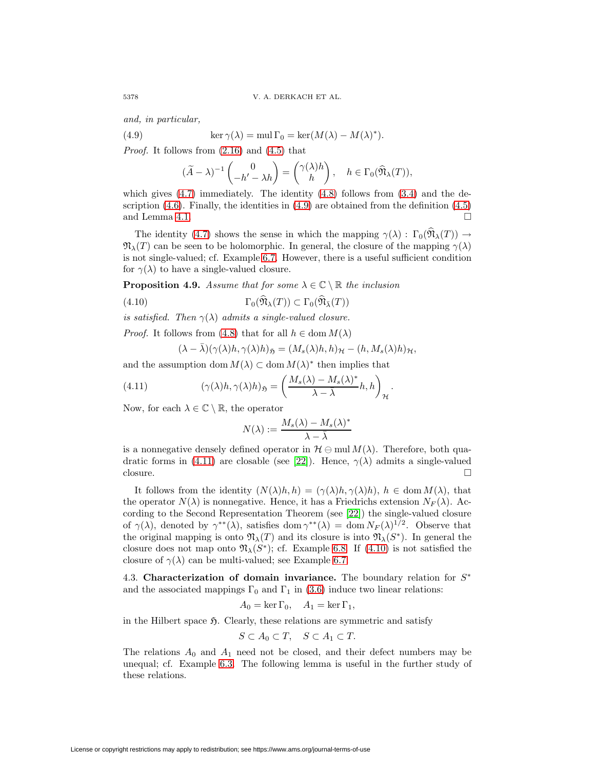*and, in particular,*

$$\ker \gamma(\lambda) = \operatorname{mul} \Gamma_0 = \ker(M(\lambda) - M(\lambda)^*). \tag{4.9}$$

*Proof.* It follows from (2.16) and (4.5) that

$$(\widetilde{A} - \lambda)^{-1} \begin{pmatrix} 0 \\ -h' - \lambda h \end{pmatrix} = \begin{pmatrix} \gamma(\lambda) h \\ h \end{pmatrix}, \quad h \in \Gamma_0(\widehat{\mathfrak{N}}_\lambda(T)),$$

which gives (4.7) immediately. The identity (4.8) follows from (3.4) and the description (4.6). Finally, the identities in (4.9) are obtained from the definition (4.5) and Lemma 4.1. □

The identity (4.7) shows the sense in which the mapping $\gamma(\lambda) : \Gamma_0(\widehat{\mathfrak{N}}_\lambda(T)) \to \mathfrak{N}_\lambda(T)$ can be seen to be holomorphic. In general, the closure of the mapping $\gamma(\lambda)$ is not single-valued; cf. Example 6.7. However, there is a useful sufficient condition for $\gamma(\lambda)$ to have a single-valued closure.

**Proposition 4.9.** *Assume that for some $\lambda \in \mathbb{C} \setminus \mathbb{R}$ the inclusion*

$$\Gamma_0(\widehat{\mathfrak{N}}_\lambda(T)) \subset \Gamma_0(\widehat{\mathfrak{N}}_{\bar{\lambda}}(T)) \tag{4.10}$$

*is satisfied. Then $\gamma(\lambda)$ admits a single-valued closure.*

*Proof.* It follows from (4.8) that for all $h \in \operatorname{dom} M(\lambda)$

$$(\lambda - \bar{\lambda})(\gamma(\lambda)h, \gamma(\lambda)h)_{\mathfrak{H}} = (M_s(\lambda)h, h)_{\mathcal{H}} - (h, M_s(\lambda)h)_{\mathcal{H}},$$

and the assumption $\operatorname{dom} M(\lambda) \subset \operatorname{dom} M(\lambda)^*$ then implies that

$$(\gamma(\lambda)h, \gamma(\lambda)h)_{\mathfrak{H}} = \left( \frac{M_s(\lambda) - M_s(\lambda)^*}{\lambda - \bar{\lambda}} h, h \right)_{\mathcal{H}}. \tag{4.11}$$

Now, for each $\lambda \in \mathbb{C} \setminus \mathbb{R}$, the operator

$$N(\lambda) := \frac{M_s(\lambda) - M_s(\lambda)^*}{\lambda - \bar{\lambda}}$$

is a nonnegative densely defined operator in $\mathcal{H} \ominus \operatorname{mul} M(\lambda)$. Therefore, both quadratic forms in (4.11) are closable (see [22]). Hence, $\gamma(\lambda)$ admits a single-valued closure. □

It follows from the identity $(N(\lambda)h, h) = (\gamma(\lambda)h, \gamma(\lambda)h)$, $h \in \operatorname{dom} M(\lambda)$, that the operator $N(\lambda)$ is nonnegative. Hence, it has a Friedrichs extension $N_F(\lambda)$. According to the Second Representation Theorem (see [22]) the single-valued closure of $\gamma(\lambda)$, denoted by $\gamma^{**}(\lambda)$, satisfies $\operatorname{dom} \gamma^{**}(\lambda) = \operatorname{dom} N_F(\lambda)^{1/2}$. Observe that the original mapping is onto $\mathfrak{N}_\lambda(T)$ and its closure is into $\mathfrak{N}_\lambda(S^*)$. In general the closure does not map onto $\mathfrak{N}_\lambda(S^*)$; cf. Example 6.8. If (4.10) is not satisfied the closure of $\gamma(\lambda)$ can be multi-valued; see Example 6.7.

4.3. **Characterization of domain invariance.** The boundary relation for $S^*$ and the associated mappings $\Gamma_0$ and $\Gamma_1$ in (3.6) induce two linear relations:

$$A_0 = \ker \Gamma_0, \quad A_1 = \ker \Gamma_1,$$

in the Hilbert space $\mathfrak{H}$. Clearly, these relations are symmetric and satisfy

$$S \subset A_0 \subset T, \quad S \subset A_1 \subset T.$$

The relations $A_0$ and $A_1$ need not be closed, and their defect numbers may be unequal; cf. Example 6.3. The following lemma is useful in the further study of these relations.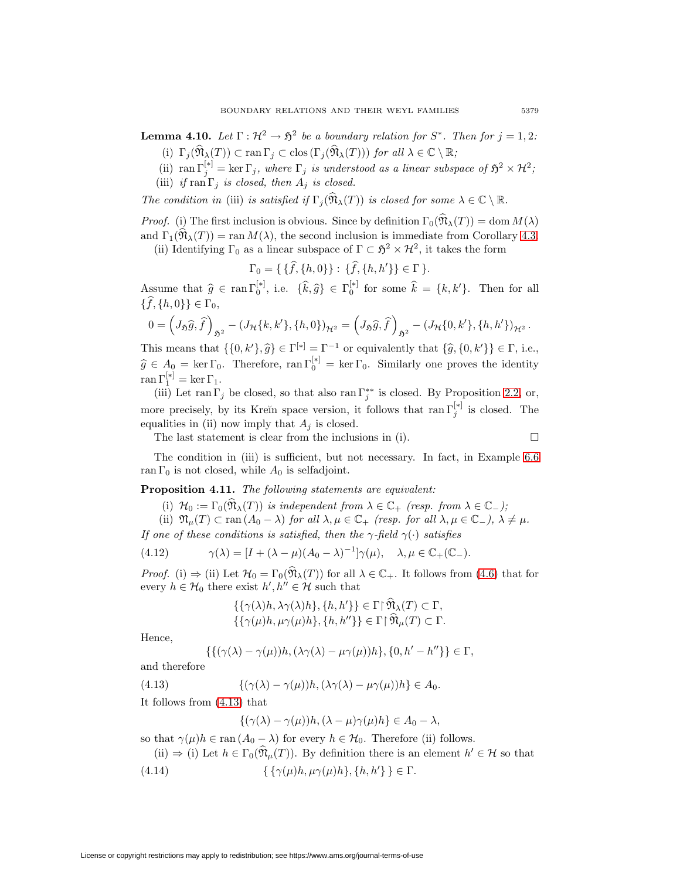**Lemma 4.10.** *Let $\Gamma : \mathcal{H}^2 \to \mathfrak{H}^2$ be a boundary relation for $S^*$. Then for $j = 1, 2$:*

(i) $\Gamma_j(\widehat{\mathfrak{N}}_\lambda(T)) \subset \operatorname{ran}\Gamma_j \subset \operatorname{clos}(\Gamma_j(\widehat{\mathfrak{N}}_\lambda(T)))$ *for all* $\lambda \in \mathbb{C}\setminus\mathbb{R}$*;*

(ii) $\operatorname{ran}\Gamma_j^{[*]} = \ker\Gamma_j$*, where* $\Gamma_j$ *is understood as a linear subspace of* $\mathfrak{H}^2 \times \mathcal{H}^2$*;*

(iii) *if* $\operatorname{ran}\Gamma_j$ *is closed, then* $A_j$ *is closed.*

*The condition in* (iii) *is satisfied if* $\Gamma_j(\widehat{\mathfrak{N}}_\lambda(T))$ *is closed for some* $\lambda \in \mathbb{C}\setminus\mathbb{R}$.

*Proof.* (i) The first inclusion is obvious. Since by definition $\Gamma_0(\widehat{\mathfrak{N}}_\lambda(T)) = \operatorname{dom} M(\lambda)$ and $\Gamma_1(\widehat{\mathfrak{N}}_\lambda(T)) = \operatorname{ran} M(\lambda)$, the second inclusion is immediate from Corollary 4.3.

(ii) Identifying $\Gamma_0$ as a linear subspace of $\Gamma \subset \mathfrak{H}^2 \times \mathcal{H}^2$, it takes the form

$$\Gamma_0 = \{\, \{\widehat{f}, \{h, 0\}\} : \{\widehat{f}, \{h, h'\}\} \in \Gamma \,\}.$$

Assume that $\widehat{g} \in \operatorname{ran}\Gamma_0^{[*]}$, i.e. $\{\widehat{k}, \widehat{g}\} \in \Gamma_0^{[*]}$ for some $\widehat{k} = \{k, k'\}$. Then for all $\{\widehat{f}, \{h, 0\}\} \in \Gamma_0$,

$$0 = \left(J_{\mathfrak{H}}\widehat{g}, \widehat{f}\right)_{\mathfrak{H}^2} - (J_{\mathcal{H}}\{k, k'\}, \{h, 0\})_{\mathcal{H}^2} = \left(J_{\mathfrak{H}}\widehat{g}, \widehat{f}\right)_{\mathfrak{H}^2} - (J_{\mathcal{H}}\{0, k'\}, \{h, h'\})_{\mathcal{H}^2}.$$

This means that $\{\{0, k'\}, \widehat{g}\} \in \Gamma^{[*]} = \Gamma^{-1}$ or equivalently that $\{\widehat{g}, \{0, k'\}\} \in \Gamma$, i.e., $\widehat{g} \in A_0 = \ker\Gamma_0$. Therefore, $\operatorname{ran}\Gamma_0^{[*]} = \ker\Gamma_0$. Similarly one proves the identity $\operatorname{ran}\Gamma_1^{[*]} = \ker\Gamma_1$.

(iii) Let $\operatorname{ran}\Gamma_j$ be closed, so that also $\operatorname{ran}\Gamma_j^{**}$ is closed. By Proposition 2.2, or, more precisely, by its Kreĭn space version, it follows that $\operatorname{ran}\Gamma_j^{[*]}$ is closed. The equalities in (ii) now imply that $A_j$ is closed.

The last statement is clear from the inclusions in (i). $\square$

The condition in (iii) is sufficient, but not necessary. In fact, in Example 6.6 $\operatorname{ran}\Gamma_0$ is not closed, while $A_0$ is selfadjoint.

**Proposition 4.11.** *The following statements are equivalent:*

(i) $\mathcal{H}_0 := \Gamma_0(\widehat{\mathfrak{N}}_\lambda(T))$ *is independent from* $\lambda \in \mathbb{C}_+$ *(resp. from* $\lambda \in \mathbb{C}_-$*);*

(ii) $\mathfrak{N}_\mu(T) \subset \operatorname{ran}(A_0 - \lambda)$ *for all* $\lambda, \mu \in \mathbb{C}_+$ *(resp. for all* $\lambda, \mu \in \mathbb{C}_-$*),* $\lambda \neq \mu$.

*If one of these conditions is satisfied, then the* $\gamma$*-field* $\gamma(\cdot)$ *satisfies*

$$\gamma(\lambda) = [I + (\lambda - \mu)(A_0 - \lambda)^{-1}]\gamma(\mu), \quad \lambda, \mu \in \mathbb{C}_+(\mathbb{C}_-). \tag{4.12}$$

*Proof.* (i) $\Rightarrow$ (ii) Let $\mathcal{H}_0 = \Gamma_0(\widehat{\mathfrak{N}}_\lambda(T))$ for all $\lambda \in \mathbb{C}_+$. It follows from (4.6) that for every $h \in \mathcal{H}_0$ there exist $h', h'' \in \mathcal{H}$ such that

$$\{\{\gamma(\lambda)h, \lambda\gamma(\lambda)h\}, \{h, h'\}\} \in \Gamma \upharpoonright \widehat{\mathfrak{N}}_\lambda(T) \subset \Gamma,$$
$$\{\{\gamma(\mu)h, \mu\gamma(\mu)h\}, \{h, h''\}\} \in \Gamma \upharpoonright \widehat{\mathfrak{N}}_\mu(T) \subset \Gamma.$$

Hence,

$$\{\{(\gamma(\lambda) - \gamma(\mu))h, (\lambda\gamma(\lambda) - \mu\gamma(\mu))h\}, \{0, h' - h''\}\} \in \Gamma,$$

and therefore

$$\{(\gamma(\lambda) - \gamma(\mu))h, (\lambda\gamma(\lambda) - \mu\gamma(\mu))h\} \in A_0. \tag{4.13}$$

It follows from (4.13) that

$$\{(\gamma(\lambda) - \gamma(\mu))h, (\lambda - \mu)\gamma(\mu)h\} \in A_0 - \lambda,$$

so that $\gamma(\mu)h \in \operatorname{ran}(A_0 - \lambda)$ for every $h \in \mathcal{H}_0$. Therefore (ii) follows.

(ii) $\Rightarrow$ (i) Let $h \in \Gamma_0(\widehat{\mathfrak{N}}_\mu(T))$. By definition there is an element $h' \in \mathcal{H}$ so that

$$\{\,\{\gamma(\mu)h, \mu\gamma(\mu)h\}, \{h, h'\}\,\} \in \Gamma. \tag{4.14}$$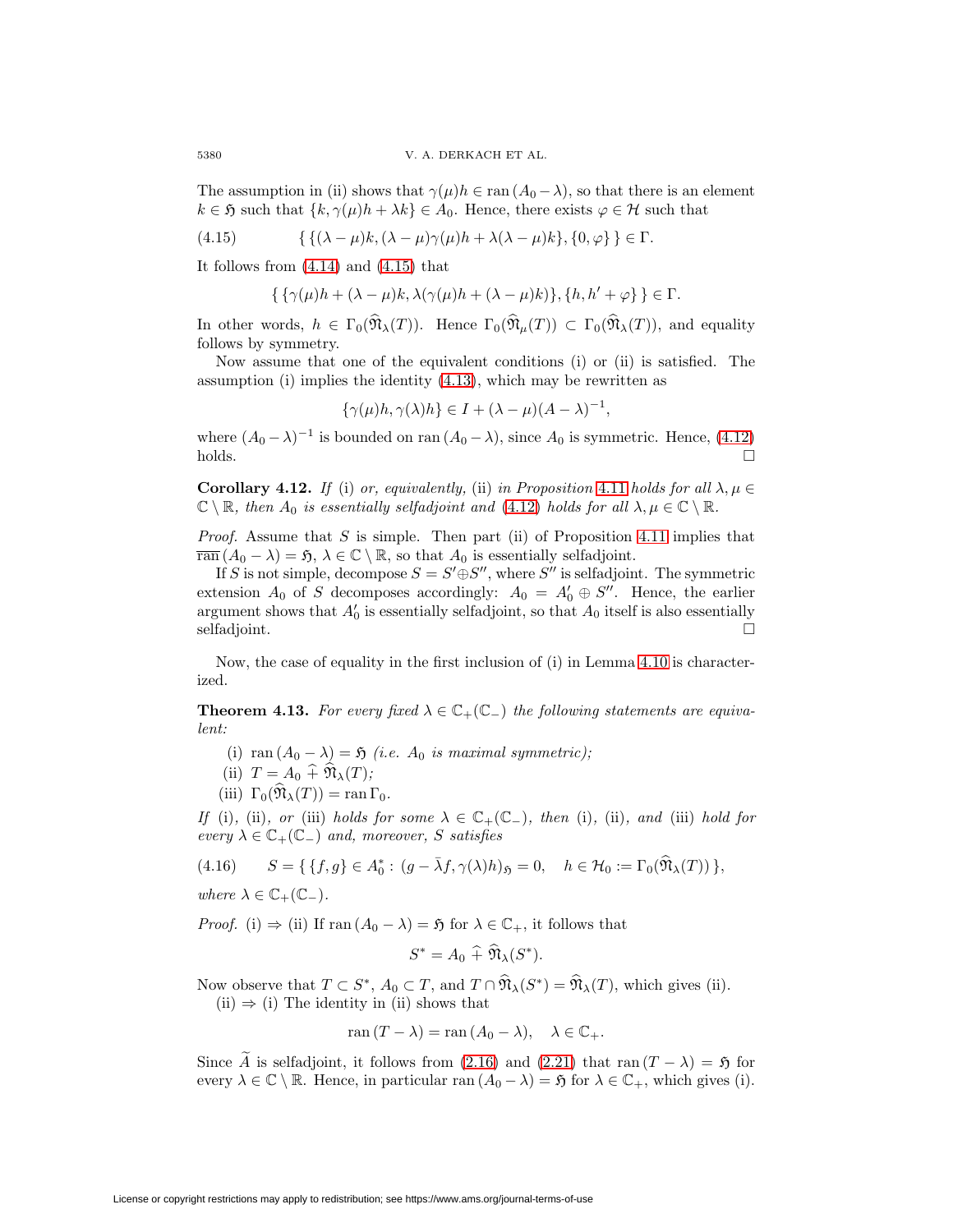The assumption in (ii) shows that $\gamma(\mu)h \in \operatorname{ran}(A_0 - \lambda)$, so that there is an element $k \in \mathfrak{H}$ such that $\{k, \gamma(\mu)h + \lambda k\} \in A_0$. Hence, there exists $\varphi \in \mathcal{H}$ such that

$$\{\,\{(\lambda-\mu)k, (\lambda-\mu)\gamma(\mu)h + \lambda(\lambda-\mu)k\}, \{0, \varphi\}\,\} \in \Gamma. \tag{4.15}$$

It follows from (4.14) and (4.15) that

$$\{\,\{\gamma(\mu)h + (\lambda-\mu)k, \lambda(\gamma(\mu)h + (\lambda-\mu)k)\}, \{h, h' + \varphi\}\,\} \in \Gamma.$$

In other words, $h \in \Gamma_0(\widehat{\mathfrak{N}}_\lambda(T))$. Hence $\Gamma_0(\widehat{\mathfrak{N}}_\mu(T)) \subset \Gamma_0(\widehat{\mathfrak{N}}_\lambda(T))$, and equality follows by symmetry.

Now assume that one of the equivalent conditions (i) or (ii) is satisfied. The assumption (i) implies the identity (4.13), which may be rewritten as

$$\{\gamma(\mu)h, \gamma(\lambda)h\} \in I + (\lambda-\mu)(A-\lambda)^{-1},$$

where $(A_0-\lambda)^{-1}$ is bounded on $\operatorname{ran}(A_0-\lambda)$, since $A_0$ is symmetric. Hence, (4.12) holds. □

**Corollary 4.12.** *If* (i) *or, equivalently,* (ii) *in Proposition* 4.11 *holds for all* $\lambda, \mu \in \mathbb{C}\setminus\mathbb{R}$*, then* $A_0$ *is essentially selfadjoint and* (4.12) *holds for all* $\lambda, \mu \in \mathbb{C}\setminus\mathbb{R}$.

*Proof.* Assume that $S$ is simple. Then part (ii) of Proposition 4.11 implies that $\overline{\operatorname{ran}}(A_0-\lambda) = \mathfrak{H}$, $\lambda \in \mathbb{C}\setminus\mathbb{R}$, so that $A_0$ is essentially selfadjoint.

If $S$ is not simple, decompose $S = S' \oplus S''$, where $S''$ is selfadjoint. The symmetric extension $A_0$ of $S$ decomposes accordingly: $A_0 = A_0' \oplus S''$. Hence, the earlier argument shows that $A_0'$ is essentially selfadjoint, so that $A_0$ itself is also essentially selfadjoint. □

Now, the case of equality in the first inclusion of (i) in Lemma 4.10 is characterized.

**Theorem 4.13.** *For every fixed* $\lambda \in \mathbb{C}_+(\mathbb{C}_-)$ *the following statements are equivalent:*

(i) $\operatorname{ran}(A_0-\lambda) = \mathfrak{H}$ *(i.e.* $A_0$ *is maximal symmetric);*
(ii) $T = A_0 \,\widehat{+}\, \widehat{\mathfrak{N}}_\lambda(T)$*;*
(iii) $\Gamma_0(\widehat{\mathfrak{N}}_\lambda(T)) = \operatorname{ran}\Gamma_0$.

*If* (i), (ii), *or* (iii) *holds for some* $\lambda \in \mathbb{C}_+(\mathbb{C}_-)$*, then* (i), (ii), *and* (iii) *hold for every* $\lambda \in \mathbb{C}_+(\mathbb{C}_-)$ *and, moreover,* $S$ *satisfies*

$$S = \{\,\{f,g\} \in A_0^* : (g - \bar\lambda f, \gamma(\lambda)h)_{\mathfrak{H}} = 0, \quad h \in \mathcal{H}_0 := \Gamma_0(\widehat{\mathfrak{N}}_\lambda(T))\,\}, \tag{4.16}$$

*where* $\lambda \in \mathbb{C}_+(\mathbb{C}_-)$.

*Proof.* (i) $\Rightarrow$ (ii) If $\operatorname{ran}(A_0-\lambda) = \mathfrak{H}$ for $\lambda \in \mathbb{C}_+$, it follows that

$$S^* = A_0 \,\widehat{+}\, \widehat{\mathfrak{N}}_\lambda(S^*).$$

Now observe that $T \subset S^*$, $A_0 \subset T$, and $T \cap \widehat{\mathfrak{N}}_\lambda(S^*) = \widehat{\mathfrak{N}}_\lambda(T)$, which gives (ii).

(ii) $\Rightarrow$ (i) The identity in (ii) shows that

$$\operatorname{ran}(T-\lambda) = \operatorname{ran}(A_0-\lambda), \quad \lambda \in \mathbb{C}_+.$$

Since $\widetilde{A}$ is selfadjoint, it follows from (2.16) and (2.21) that $\operatorname{ran}(T-\lambda) = \mathfrak{H}$ for every $\lambda \in \mathbb{C}\setminus\mathbb{R}$. Hence, in particular $\operatorname{ran}(A_0-\lambda) = \mathfrak{H}$ for $\lambda \in \mathbb{C}_+$, which gives (i).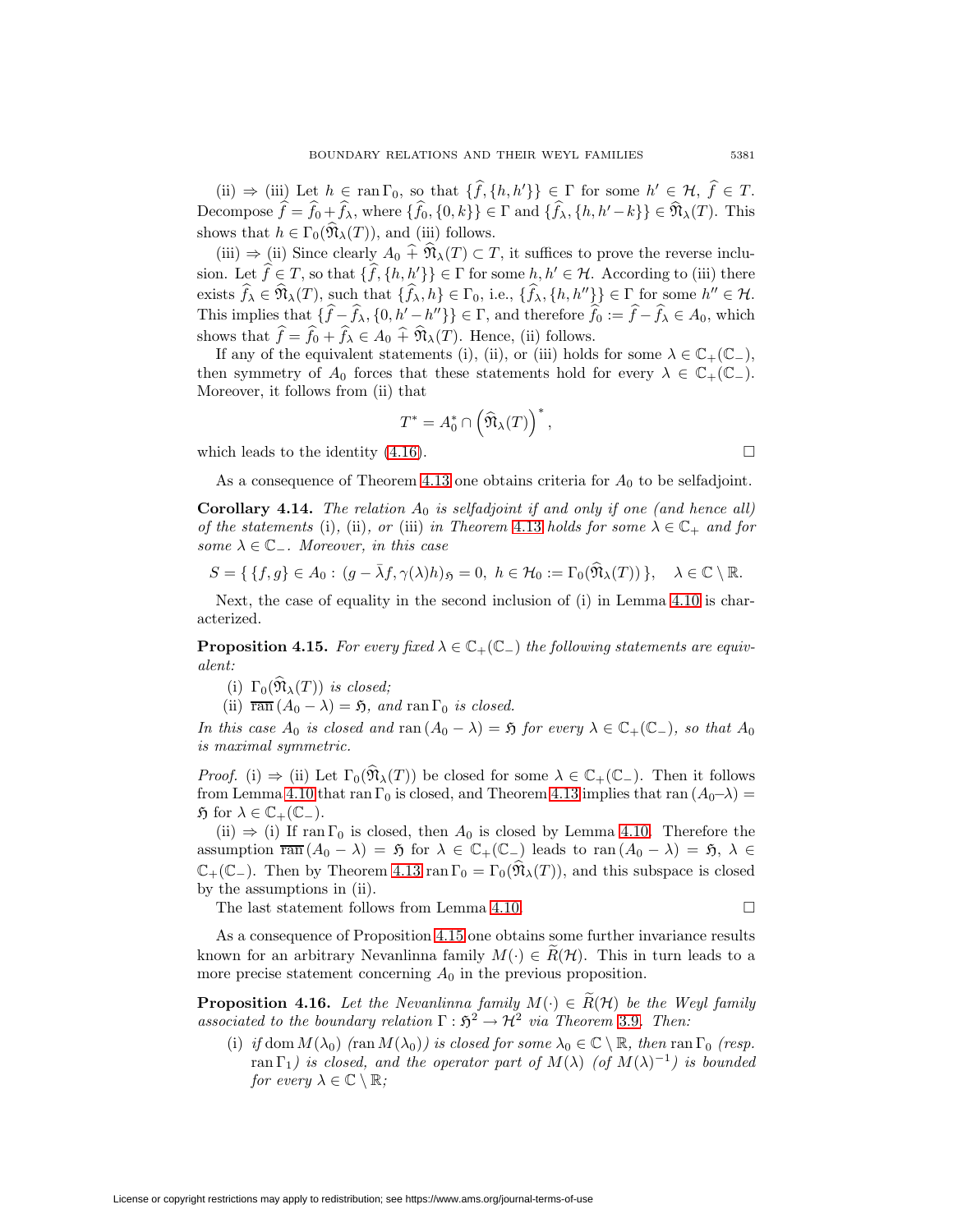(ii) ⇒ (iii) Let $h \in \operatorname{ran} \Gamma_0$, so that $\{\widehat{f}, \{h, h'\}\} \in \Gamma$ for some $h' \in \mathcal{H}$, $\widehat{f} \in T$. Decompose $\widehat{f} = \widehat{f}_0 + \widehat{f}_\lambda$, where $\{\widehat{f}_0, \{0, k\}\} \in \Gamma$ and $\{\widehat{f}_\lambda, \{h, h' - k\}\} \in \widehat{\mathfrak{N}}_\lambda(T)$. This shows that $h \in \Gamma_0(\widehat{\mathfrak{N}}_\lambda(T))$, and (iii) follows.

(iii) ⇒ (ii) Since clearly $A_0 \,\widehat{+}\, \widehat{\mathfrak{N}}_\lambda(T) \subset T$, it suffices to prove the reverse inclusion. Let $\widehat{f} \in T$, so that $\{\widehat{f}, \{h, h'\}\} \in \Gamma$ for some $h, h' \in \mathcal{H}$. According to (iii) there exists $\widehat{f}_\lambda \in \widehat{\mathfrak{N}}_\lambda(T)$, such that $\{\widehat{f}_\lambda, h\} \in \Gamma_0$, i.e., $\{\widehat{f}_\lambda, \{h, h''\}\} \in \Gamma$ for some $h'' \in \mathcal{H}$. This implies that $\{\widehat{f} - \widehat{f}_\lambda, \{0, h' - h''\}\} \in \Gamma$, and therefore $\widehat{f}_0 := \widehat{f} - \widehat{f}_\lambda \in A_0$, which shows that $\widehat{f} = \widehat{f}_0 + \widehat{f}_\lambda \in A_0 \,\widehat{+}\, \widehat{\mathfrak{N}}_\lambda(T)$. Hence, (ii) follows.

If any of the equivalent statements (i), (ii), or (iii) holds for some $\lambda \in \mathbb{C}_+(\mathbb{C}_-)$, then symmetry of $A_0$ forces that these statements hold for every $\lambda \in \mathbb{C}_+(\mathbb{C}_-)$. Moreover, it follows from (ii) that

$$T^* = A_0^* \cap \left(\widehat{\mathfrak{N}}_\lambda(T)\right)^*,$$

which leads to the identity (4.16). □

As a consequence of Theorem 4.13 one obtains criteria for $A_0$ to be selfadjoint.

**Corollary 4.14.** *The relation $A_0$ is selfadjoint if and only if one (and hence all) of the statements* (i), (ii), *or* (iii) *in Theorem 4.13 holds for some $\lambda \in \mathbb{C}_+$ and for some $\lambda \in \mathbb{C}_-$. Moreover, in this case*

$$S = \{\, \{f, g\} \in A_0 : (g - \bar{\lambda} f, \gamma(\lambda) h)_{\mathfrak{H}} = 0,\ h \in \mathcal{H}_0 := \Gamma_0(\widehat{\mathfrak{N}}_\lambda(T)) \,\}, \quad \lambda \in \mathbb{C} \setminus \mathbb{R}.$$

Next, the case of equality in the second inclusion of (i) in Lemma 4.10 is characterized.

**Proposition 4.15.** *For every fixed $\lambda \in \mathbb{C}_+(\mathbb{C}_-)$ the following statements are equivalent:*

(i) *$\Gamma_0(\widehat{\mathfrak{N}}_\lambda(T))$ is closed;*

(ii) *$\overline{\operatorname{ran}}\,(A_0 - \lambda) = \mathfrak{H}$, and $\operatorname{ran} \Gamma_0$ is closed.*

*In this case $A_0$ is closed and $\operatorname{ran}(A_0 - \lambda) = \mathfrak{H}$ for every $\lambda \in \mathbb{C}_+(\mathbb{C}_-)$, so that $A_0$ is maximal symmetric.*

*Proof.* (i) ⇒ (ii) Let $\Gamma_0(\widehat{\mathfrak{N}}_\lambda(T))$ be closed for some $\lambda \in \mathbb{C}_+(\mathbb{C}_-)$. Then it follows from Lemma 4.10 that $\operatorname{ran} \Gamma_0$ is closed, and Theorem 4.13 implies that $\operatorname{ran}(A_0 - \lambda) = \mathfrak{H}$ for $\lambda \in \mathbb{C}_+(\mathbb{C}_-)$.

(ii) ⇒ (i) If $\operatorname{ran} \Gamma_0$ is closed, then $A_0$ is closed by Lemma 4.10. Therefore the assumption $\overline{\operatorname{ran}}\,(A_0 - \lambda) = \mathfrak{H}$ for $\lambda \in \mathbb{C}_+(\mathbb{C}_-)$ leads to $\operatorname{ran}(A_0 - \lambda) = \mathfrak{H}$, $\lambda \in \mathbb{C}_+(\mathbb{C}_-)$. Then by Theorem 4.13 $\operatorname{ran} \Gamma_0 = \Gamma_0(\widehat{\mathfrak{N}}_\lambda(T))$, and this subspace is closed by the assumptions in (ii).

The last statement follows from Lemma 4.10. □

As a consequence of Proposition 4.15 one obtains some further invariance results known for an arbitrary Nevanlinna family $M(\cdot) \in \widetilde{R}(\mathcal{H})$. This in turn leads to a more precise statement concerning $A_0$ in the previous proposition.

**Proposition 4.16.** *Let the Nevanlinna family $M(\cdot) \in \widetilde{R}(\mathcal{H})$ be the Weyl family associated to the boundary relation $\Gamma : \mathfrak{H}^2 \to \mathcal{H}^2$ via Theorem 3.9. Then:*

(i) *if $\operatorname{dom} M(\lambda_0)$ ($\operatorname{ran} M(\lambda_0)$) is closed for some $\lambda_0 \in \mathbb{C} \setminus \mathbb{R}$, then $\operatorname{ran} \Gamma_0$ (resp. $\operatorname{ran} \Gamma_1$) is closed, and the operator part of $M(\lambda)$ (of $M(\lambda)^{-1}$) is bounded for every $\lambda \in \mathbb{C} \setminus \mathbb{R}$;*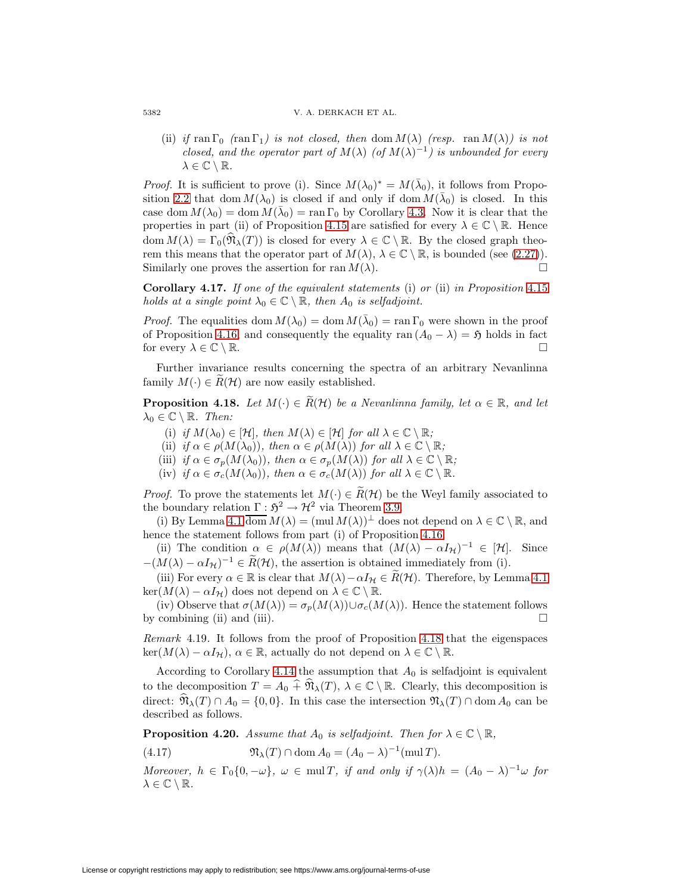(ii) *if* $\operatorname{ran}\Gamma_0$ *(*$\operatorname{ran}\Gamma_1$*) is not closed, then* $\operatorname{dom} M(\lambda)$ *(resp.* $\operatorname{ran} M(\lambda)$*) is not closed, and the operator part of* $M(\lambda)$ *(of* $M(\lambda)^{-1}$*) is unbounded for every* $\lambda \in \mathbb{C}\setminus\mathbb{R}$.

*Proof.* It is sufficient to prove (i). Since $M(\lambda_0)^* = M(\bar\lambda_0)$, it follows from Proposition 2.2 that $\operatorname{dom} M(\lambda_0)$ is closed if and only if $\operatorname{dom} M(\bar\lambda_0)$ is closed. In this case $\operatorname{dom} M(\lambda_0) = \operatorname{dom} M(\bar\lambda_0) = \operatorname{ran}\Gamma_0$ by Corollary 4.3. Now it is clear that the properties in part (ii) of Proposition 4.15 are satisfied for every $\lambda \in \mathbb{C}\setminus\mathbb{R}$. Hence $\operatorname{dom} M(\lambda) = \Gamma_0(\widehat{\mathfrak{N}}_\lambda(T))$ is closed for every $\lambda \in \mathbb{C}\setminus\mathbb{R}$. By the closed graph theorem this means that the operator part of $M(\lambda)$, $\lambda \in \mathbb{C}\setminus\mathbb{R}$, is bounded (see (2.27)). Similarly one proves the assertion for $\operatorname{ran} M(\lambda)$. □

**Corollary 4.17.** *If one of the equivalent statements* (i) *or* (ii) *in Proposition* 4.15 *holds at a single point* $\lambda_0 \in \mathbb{C}\setminus\mathbb{R}$*, then* $A_0$ *is selfadjoint.*

*Proof.* The equalities $\operatorname{dom} M(\lambda_0) = \operatorname{dom} M(\bar\lambda_0) = \operatorname{ran}\Gamma_0$ were shown in the proof of Proposition 4.16, and consequently the equality $\operatorname{ran}(A_0 - \lambda) = \mathfrak{H}$ holds in fact for every $\lambda \in \mathbb{C}\setminus\mathbb{R}$. □

Further invariance results concerning the spectra of an arbitrary Nevanlinna family $M(\cdot) \in \widetilde{R}(\mathcal{H})$ are now easily established.

**Proposition 4.18.** *Let* $M(\cdot) \in \widetilde{R}(\mathcal{H})$ *be a Nevanlinna family, let* $\alpha \in \mathbb{R}$*, and let* $\lambda_0 \in \mathbb{C}\setminus\mathbb{R}$*. Then:*

(i) *if* $M(\lambda_0) \in [\mathcal{H}]$*, then* $M(\lambda) \in [\mathcal{H}]$ *for all* $\lambda \in \mathbb{C}\setminus\mathbb{R}$*;*
(ii) *if* $\alpha \in \rho(M(\lambda_0))$*, then* $\alpha \in \rho(M(\lambda))$ *for all* $\lambda \in \mathbb{C}\setminus\mathbb{R}$*;*
(iii) *if* $\alpha \in \sigma_p(M(\lambda_0))$*, then* $\alpha \in \sigma_p(M(\lambda))$ *for all* $\lambda \in \mathbb{C}\setminus\mathbb{R}$*;*
(iv) *if* $\alpha \in \sigma_c(M(\lambda_0))$*, then* $\alpha \in \sigma_c(M(\lambda))$ *for all* $\lambda \in \mathbb{C}\setminus\mathbb{R}$*.*

*Proof.* To prove the statements let $M(\cdot) \in \widetilde{R}(\mathcal{H})$ be the Weyl family associated to the boundary relation $\Gamma : \mathfrak{H}^2 \to \mathcal{H}^2$ via Theorem 3.9.

(i) By Lemma 4.1 $\overline{\operatorname{dom}}\, M(\lambda) = (\operatorname{mul} M(\lambda))^\perp$ does not depend on $\lambda \in \mathbb{C}\setminus\mathbb{R}$, and hence the statement follows from part (i) of Proposition 4.16.

(ii) The condition $\alpha \in \rho(M(\lambda))$ means that $(M(\lambda) - \alpha I_{\mathcal{H}})^{-1} \in [\mathcal{H}]$. Since $-(M(\lambda) - \alpha I_{\mathcal{H}})^{-1} \in \widetilde{R}(\mathcal{H})$, the assertion is obtained immediately from (i).

(iii) For every $\alpha \in \mathbb{R}$ is clear that $M(\lambda) - \alpha I_{\mathcal{H}} \in \widetilde{R}(\mathcal{H})$. Therefore, by Lemma 4.1 $\ker(M(\lambda) - \alpha I_{\mathcal{H}})$ does not depend on $\lambda \in \mathbb{C}\setminus\mathbb{R}$.

(iv) Observe that $\sigma(M(\lambda)) = \sigma_p(M(\lambda)) \cup \sigma_c(M(\lambda))$. Hence the statement follows by combining (ii) and (iii). □

*Remark* 4.19. It follows from the proof of Proposition 4.18 that the eigenspaces $\ker(M(\lambda) - \alpha I_{\mathcal{H}})$, $\alpha \in \mathbb{R}$, actually do not depend on $\lambda \in \mathbb{C}\setminus\mathbb{R}$.

According to Corollary 4.14 the assumption that $A_0$ is selfadjoint is equivalent to the decomposition $T = A_0 \mathbin{\widehat{+}} \widehat{\mathfrak{N}}_\lambda(T)$, $\lambda \in \mathbb{C}\setminus\mathbb{R}$. Clearly, this decomposition is direct: $\widehat{\mathfrak{N}}_\lambda(T) \cap A_0 = \{0, 0\}$. In this case the intersection $\mathfrak{N}_\lambda(T) \cap \operatorname{dom} A_0$ can be described as follows.

**Proposition 4.20.** *Assume that* $A_0$ *is selfadjoint. Then for* $\lambda \in \mathbb{C}\setminus\mathbb{R}$*,*

$$\mathfrak{N}_\lambda(T) \cap \operatorname{dom} A_0 = (A_0 - \lambda)^{-1}(\operatorname{mul} T). \tag{4.17}$$

*Moreover,* $h \in \Gamma_0\{0, -\omega\}$*,* $\omega \in \operatorname{mul} T$*, if and only if* $\gamma(\lambda)h = (A_0 - \lambda)^{-1}\omega$ *for* $\lambda \in \mathbb{C}\setminus\mathbb{R}$*.*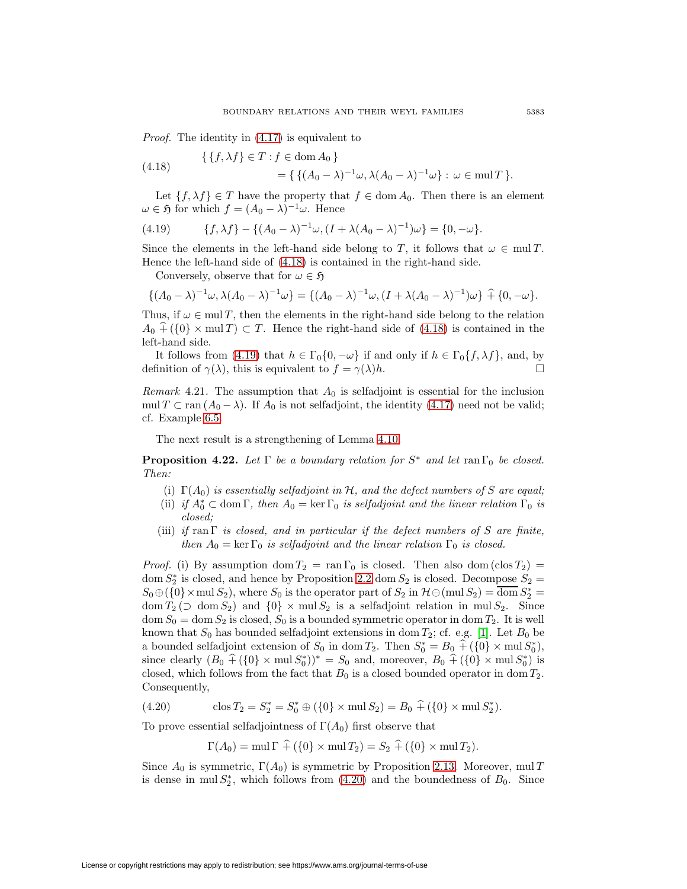*Proof.* The identity in (4.17) is equivalent to

$$
\begin{aligned}
(4.18) \qquad &\{\, \{f, \lambda f\} \in T : f \in \operatorname{dom} A_0 \,\} \\
&\qquad = \{\, \{(A_0 - \lambda)^{-1}\omega, \lambda(A_0-\lambda)^{-1}\omega\} : \omega \in \operatorname{mul} T \,\}.
\end{aligned}
$$

Let $\{f, \lambda f\} \in T$ have the property that $f \in \operatorname{dom} A_0$. Then there is an element $\omega \in \mathfrak{H}$ for which $f = (A_0 - \lambda)^{-1}\omega$. Hence

$$
(4.19) \qquad \{f, \lambda f\} - \{(A_0-\lambda)^{-1}\omega, (I + \lambda(A_0-\lambda)^{-1})\omega\} = \{0, -\omega\}.
$$

Since the elements in the left-hand side belong to $T$, it follows that $\omega \in \operatorname{mul} T$. Hence the left-hand side of (4.18) is contained in the right-hand side.

Conversely, observe that for $\omega \in \mathfrak{H}$

$$
\{(A_0-\lambda)^{-1}\omega, \lambda(A_0-\lambda)^{-1}\omega\} = \{(A_0-\lambda)^{-1}\omega, (I+\lambda(A_0-\lambda)^{-1})\omega\} \,\widehat{+}\, \{0, -\omega\}.
$$

Thus, if $\omega \in \operatorname{mul} T$, then the elements in the right-hand side belong to the relation $A_0 \,\widehat{+}\, (\{0\} \times \operatorname{mul} T) \subset T$. Hence the right-hand side of (4.18) is contained in the left-hand side.

It follows from (4.19) that $h \in \Gamma_0\{0, -\omega\}$ if and only if $h \in \Gamma_0\{f, \lambda f\}$, and, by definition of $\gamma(\lambda)$, this is equivalent to $f = \gamma(\lambda)h$. $\square$

*Remark* 4.21. The assumption that $A_0$ is selfadjoint is essential for the inclusion $\operatorname{mul} T \subset \operatorname{ran}(A_0 - \lambda)$. If $A_0$ is not selfadjoint, the identity (4.17) need not be valid; cf. Example 6.5.

The next result is a strengthening of Lemma 4.10.

**Proposition 4.22.** *Let $\Gamma$ be a boundary relation for $S^*$ and let $\operatorname{ran}\Gamma_0$ be closed. Then:*

- (i) *$\Gamma(A_0)$ is essentially selfadjoint in $\mathcal{H}$, and the defect numbers of $S$ are equal;*
- (ii) *if $A_0^* \subset \operatorname{dom}\Gamma$, then $A_0 = \ker\Gamma_0$ is selfadjoint and the linear relation $\Gamma_0$ is closed;*
- (iii) *if $\operatorname{ran}\Gamma$ is closed, and in particular if the defect numbers of $S$ are finite, then $A_0 = \ker\Gamma_0$ is selfadjoint and the linear relation $\Gamma_0$ is closed.*

*Proof.* (i) By assumption $\operatorname{dom} T_2 = \operatorname{ran}\Gamma_0$ is closed. Then also $\operatorname{dom}(\operatorname{clos} T_2) = \operatorname{dom} S_2^*$ is closed, and hence by Proposition 2.2 $\operatorname{dom} S_2$ is closed. Decompose $S_2 = S_0 \oplus (\{0\} \times \operatorname{mul} S_2)$, where $S_0$ is the operator part of $S_2$ in $\mathcal{H} \ominus (\operatorname{mul} S_2) = \overline{\operatorname{dom}}\, S_2^* = \operatorname{dom} T_2 \,(\supset \operatorname{dom} S_2)$ and $\{0\} \times \operatorname{mul} S_2$ is a selfadjoint relation in $\operatorname{mul} S_2$. Since $\operatorname{dom} S_0 = \operatorname{dom} S_2$ is closed, $S_0$ is a bounded symmetric operator in $\operatorname{dom} T_2$. It is well known that $S_0$ has bounded selfadjoint extensions in $\operatorname{dom} T_2$; cf. e.g. [1]. Let $B_0$ be a bounded selfadjoint extension of $S_0$ in $\operatorname{dom} T_2$. Then $S_0^* = B_0 \,\widehat{+}\, (\{0\} \times \operatorname{mul} S_0^*)$, since clearly $(B_0 \,\widehat{+}\, (\{0\} \times \operatorname{mul} S_0^*))^* = S_0$ and, moreover, $B_0 \,\widehat{+}\, (\{0\} \times \operatorname{mul} S_0^*)$ is closed, which follows from the fact that $B_0$ is a closed bounded operator in $\operatorname{dom} T_2$. Consequently,

$$
(4.20) \qquad \operatorname{clos} T_2 = S_2^* = S_0^* \oplus (\{0\} \times \operatorname{mul} S_2) = B_0 \,\widehat{+}\, (\{0\} \times \operatorname{mul} S_2^*).
$$

To prove essential selfadjointness of $\Gamma(A_0)$ first observe that

$$
\Gamma(A_0) = \operatorname{mul}\Gamma \,\widehat{+}\, (\{0\} \times \operatorname{mul} T_2) = S_2 \,\widehat{+}\, (\{0\} \times \operatorname{mul} T_2).
$$

Since $A_0$ is symmetric, $\Gamma(A_0)$ is symmetric by Proposition 2.13. Moreover, $\operatorname{mul} T$ is dense in $\operatorname{mul} S_2^*$, which follows from (4.20) and the boundedness of $B_0$. Since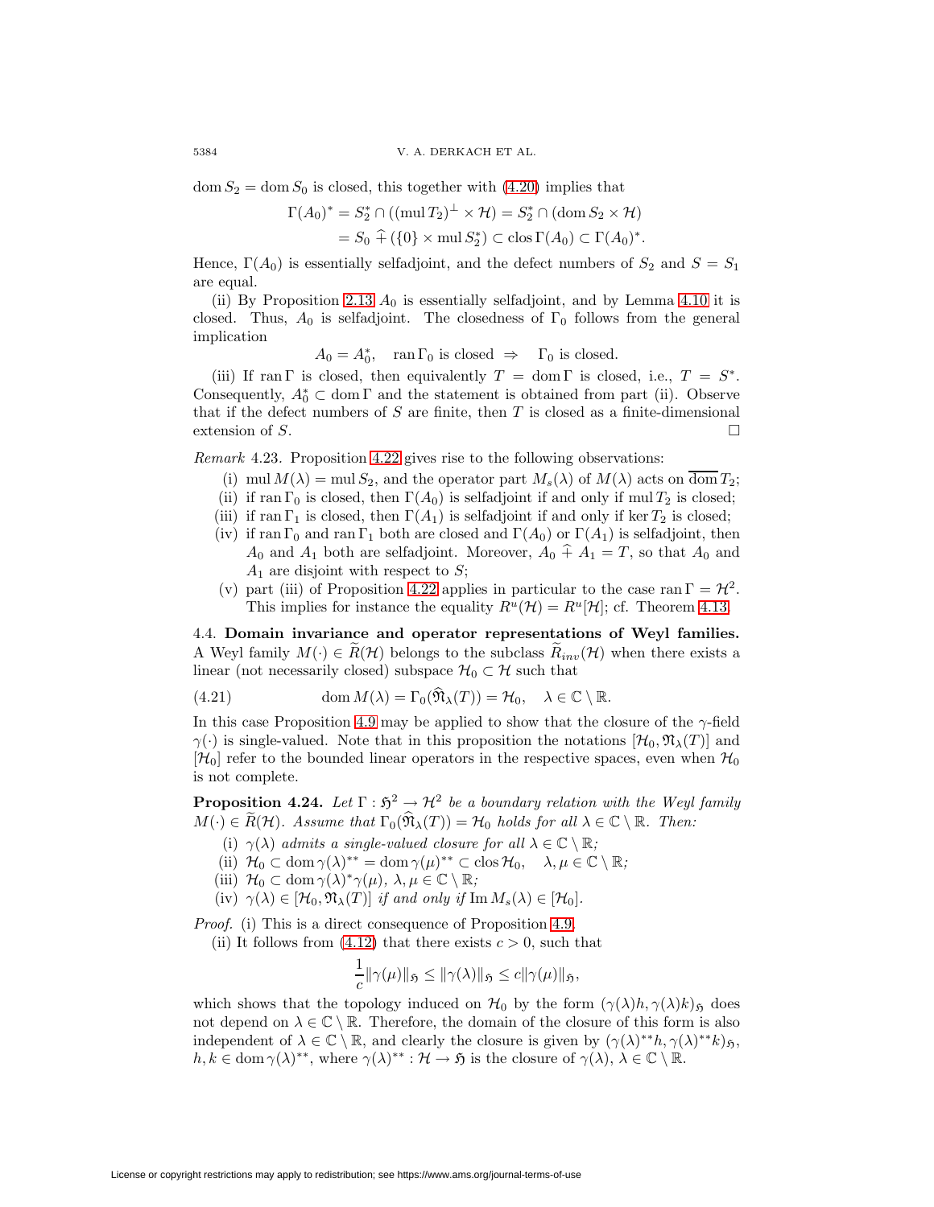$\operatorname{dom} S_2 = \operatorname{dom} S_0$ is closed, this together with (4.20) implies that

$$\Gamma(A_0)^* = S_2^* \cap ((\operatorname{mul} T_2)^\perp \times \mathcal{H}) = S_2^* \cap (\operatorname{dom} S_2 \times \mathcal{H})$$
$$= S_0 \mathbin{\widehat{+}} (\{0\} \times \operatorname{mul} S_2^*) \subset \operatorname{clos} \Gamma(A_0) \subset \Gamma(A_0)^*.$$

Hence, $\Gamma(A_0)$ is essentially selfadjoint, and the defect numbers of $S_2$ and $S = S_1$ are equal.

(ii) By Proposition 2.13 $A_0$ is essentially selfadjoint, and by Lemma 4.10 it is closed. Thus, $A_0$ is selfadjoint. The closedness of $\Gamma_0$ follows from the general implication

$$A_0 = A_0^*, \quad \operatorname{ran} \Gamma_0 \text{ is closed } \Rightarrow \quad \Gamma_0 \text{ is closed.}$$

(iii) If $\operatorname{ran} \Gamma$ is closed, then equivalently $T = \operatorname{dom} \Gamma$ is closed, i.e., $T = S^*$. Consequently, $A_0^* \subset \operatorname{dom} \Gamma$ and the statement is obtained from part (ii). Observe that if the defect numbers of $S$ are finite, then $T$ is closed as a finite-dimensional extension of $S$. $\square$

*Remark* 4.23. Proposition 4.22 gives rise to the following observations:

(i) $\operatorname{mul} M(\lambda) = \operatorname{mul} S_2$, and the operator part $M_s(\lambda)$ of $M(\lambda)$ acts on $\overline{\operatorname{dom} T_2}$;
(ii) if $\operatorname{ran} \Gamma_0$ is closed, then $\Gamma(A_0)$ is selfadjoint if and only if $\operatorname{mul} T_2$ is closed;
(iii) if $\operatorname{ran} \Gamma_1$ is closed, then $\Gamma(A_1)$ is selfadjoint if and only if $\ker T_2$ is closed;
(iv) if $\operatorname{ran} \Gamma_0$ and $\operatorname{ran} \Gamma_1$ both are closed and $\Gamma(A_0)$ or $\Gamma(A_1)$ is selfadjoint, then $A_0$ and $A_1$ both are selfadjoint. Moreover, $A_0 \mathbin{\widehat{+}} A_1 = T$, so that $A_0$ and $A_1$ are disjoint with respect to $S$;
(v) part (iii) of Proposition 4.22 applies in particular to the case $\operatorname{ran} \Gamma = \mathcal{H}^2$. This implies for instance the equality $R^u(\mathcal{H}) = R^u[\mathcal{H}]$; cf. Theorem 4.13.

### 4.4. Domain invariance and operator representations of Weyl families.

A Weyl family $M(\cdot) \in \widetilde{R}(\mathcal{H})$ belongs to the subclass $\widetilde{R}_{inv}(\mathcal{H})$ when there exists a linear (not necessarily closed) subspace $\mathcal{H}_0 \subset \mathcal{H}$ such that

$$\operatorname{dom} M(\lambda) = \Gamma_0(\widehat{\mathfrak{N}}_\lambda(T)) = \mathcal{H}_0, \quad \lambda \in \mathbb{C} \setminus \mathbb{R}. \tag{4.21}$$

In this case Proposition 4.9 may be applied to show that the closure of the $\gamma$-field $\gamma(\cdot)$ is single-valued. Note that in this proposition the notations $[\mathcal{H}_0, \mathfrak{N}_\lambda(T)]$ and $[\mathcal{H}_0]$ refer to the bounded linear operators in the respective spaces, even when $\mathcal{H}_0$ is not complete.

**Proposition 4.24.** *Let $\Gamma : \mathfrak{H}^2 \to \mathcal{H}^2$ be a boundary relation with the Weyl family $M(\cdot) \in \widetilde{R}(\mathcal{H})$. Assume that $\Gamma_0(\widehat{\mathfrak{N}}_\lambda(T)) = \mathcal{H}_0$ holds for all $\lambda \in \mathbb{C} \setminus \mathbb{R}$. Then:*

(i) *$\gamma(\lambda)$ admits a single-valued closure for all $\lambda \in \mathbb{C} \setminus \mathbb{R}$;*
(ii) *$\mathcal{H}_0 \subset \operatorname{dom} \gamma(\lambda)^{**} = \operatorname{dom} \gamma(\mu)^{**} \subset \operatorname{clos} \mathcal{H}_0, \quad \lambda, \mu \in \mathbb{C} \setminus \mathbb{R}$;*
(iii) *$\mathcal{H}_0 \subset \operatorname{dom} \gamma(\lambda)^* \gamma(\mu)$, $\lambda, \mu \in \mathbb{C} \setminus \mathbb{R}$;*
(iv) *$\gamma(\lambda) \in [\mathcal{H}_0, \mathfrak{N}_\lambda(T)]$ if and only if $\operatorname{Im} M_s(\lambda) \in [\mathcal{H}_0]$.*

*Proof.* (i) This is a direct consequence of Proposition 4.9.

(ii) It follows from (4.12) that there exists $c > 0$, such that

$$\frac{1}{c} \|\gamma(\mu)\|_{\mathfrak{H}} \le \|\gamma(\lambda)\|_{\mathfrak{H}} \le c \|\gamma(\mu)\|_{\mathfrak{H}},$$

which shows that the topology induced on $\mathcal{H}_0$ by the form $(\gamma(\lambda)h, \gamma(\lambda)k)_{\mathfrak{H}}$ does not depend on $\lambda \in \mathbb{C} \setminus \mathbb{R}$. Therefore, the domain of the closure of this form is also independent of $\lambda \in \mathbb{C} \setminus \mathbb{R}$, and clearly the closure is given by $(\gamma(\lambda)^{**}h, \gamma(\lambda)^{**}k)_{\mathfrak{H}}$, $h, k \in \operatorname{dom} \gamma(\lambda)^{**}$, where $\gamma(\lambda)^{**} : \mathcal{H} \to \mathfrak{H}$ is the closure of $\gamma(\lambda)$, $\lambda \in \mathbb{C} \setminus \mathbb{R}$.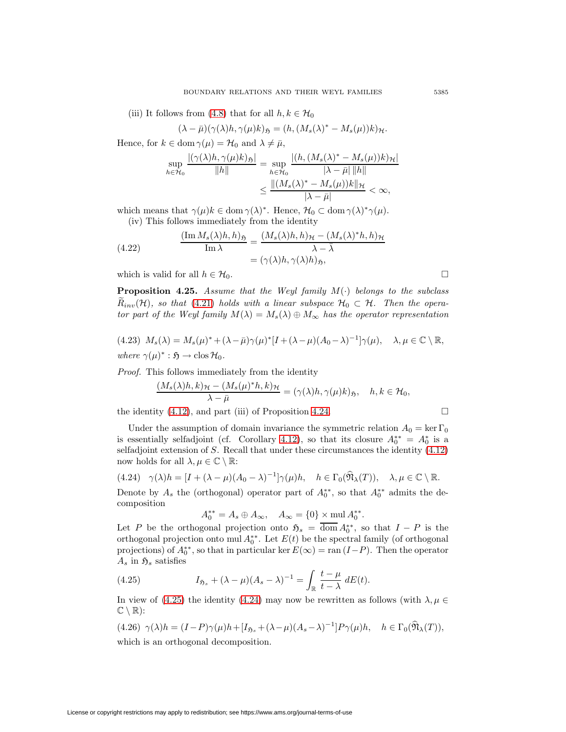(iii) It follows from (4.8) that for all $h, k \in \mathcal{H}_0$

$$(\lambda - \bar{\mu})(\gamma(\lambda)h, \gamma(\mu)k)_{\mathfrak{H}} = (h, (M_s(\lambda)^* - M_s(\mu))k)_{\mathcal{H}}.$$

Hence, for $k \in \operatorname{dom} \gamma(\mu) = \mathcal{H}_0$ and $\lambda \neq \bar{\mu}$,

$$\sup_{h \in \mathcal{H}_0} \frac{|(\gamma(\lambda)h, \gamma(\mu)k)_{\mathfrak{H}}|}{\|h\|} = \sup_{h \in \mathcal{H}_0} \frac{|(h, (M_s(\lambda)^* - M_s(\mu))k)_{\mathcal{H}}|}{|\lambda - \bar{\mu}| \, \|h\|} \leq \frac{\|(M_s(\lambda)^* - M_s(\mu))k\|_{\mathcal{H}}}{|\lambda - \bar{\mu}|} < \infty,$$

which means that $\gamma(\mu)k \in \operatorname{dom} \gamma(\lambda)^*$. Hence, $\mathcal{H}_0 \subset \operatorname{dom} \gamma(\lambda)^* \gamma(\mu)$.

(iv) This follows immediately from the identity

$$\frac{(\operatorname{Im} M_s(\lambda)h, h)_{\mathfrak{H}}}{\operatorname{Im} \lambda} = \frac{(M_s(\lambda)h, h)_{\mathcal{H}} - (M_s(\lambda)^* h, h)_{\mathcal{H}}}{\lambda - \bar{\lambda}} = (\gamma(\lambda)h, \gamma(\lambda)h)_{\mathfrak{H}}, \tag{4.22}$$

which is valid for all $h \in \mathcal{H}_0$. $\square$

**Proposition 4.25.** *Assume that the Weyl family $M(\cdot)$ belongs to the subclass $\widetilde{R}_{inv}(\mathcal{H})$, so that (4.21) holds with a linear subspace $\mathcal{H}_0 \subset \mathcal{H}$. Then the operator part of the Weyl family $M(\lambda) = M_s(\lambda) \oplus M_\infty$ has the operator representation*

$$M_s(\lambda) = M_s(\mu)^* + (\lambda - \bar{\mu})\gamma(\mu)^*[I + (\lambda - \mu)(A_0 - \lambda)^{-1}]\gamma(\mu), \quad \lambda, \mu \in \mathbb{C} \setminus \mathbb{R}, \tag{4.23}$$

*where $\gamma(\mu)^* : \mathfrak{H} \to \operatorname{clos} \mathcal{H}_0$.*

*Proof.* This follows immediately from the identity

$$\frac{(M_s(\lambda)h, k)_{\mathcal{H}} - (M_s(\mu)^* h, k)_{\mathcal{H}}}{\lambda - \bar{\mu}} = (\gamma(\lambda)h, \gamma(\mu)k)_{\mathfrak{H}}, \quad h, k \in \mathcal{H}_0,$$

the identity (4.12), and part (iii) of Proposition 4.24. $\square$

Under the assumption of domain invariance the symmetric relation $A_0 = \ker \Gamma_0$ is essentially selfadjoint (cf. Corollary 4.12), so that its closure $A_0^{**} = A_0^*$ is a selfadjoint extension of $S$. Recall that under these circumstances the identity (4.12) now holds for all $\lambda, \mu \in \mathbb{C} \setminus \mathbb{R}$:

$$\gamma(\lambda)h = [I + (\lambda - \mu)(A_0 - \lambda)^{-1}]\gamma(\mu)h, \quad h \in \Gamma_0(\widehat{\mathfrak{N}}_\lambda(T)), \quad \lambda, \mu \in \mathbb{C} \setminus \mathbb{R}. \tag{4.24}$$

Denote by $A_s$ the (orthogonal) operator part of $A_0^{**}$, so that $A_0^{**}$ admits the decomposition

$$A_0^{**} = A_s \oplus A_\infty, \quad A_\infty = \{0\} \times \operatorname{mul} A_0^{**}.$$

Let $P$ be the orthogonal projection onto $\mathfrak{H}_s = \overline{\operatorname{dom}}\, A_0^{**}$, so that $I - P$ is the orthogonal projection onto $\operatorname{mul} A_0^{**}$. Let $E(t)$ be the spectral family (of orthogonal projections) of $A_0^{**}$, so that in particular $\ker E(\infty) = \operatorname{ran}(I - P)$. Then the operator $A_s$ in $\mathfrak{H}_s$ satisfies

$$I_{\mathfrak{H}_s} + (\lambda - \mu)(A_s - \lambda)^{-1} = \int_{\mathbb{R}} \frac{t - \mu}{t - \lambda} \, dE(t). \tag{4.25}$$

In view of (4.25) the identity (4.24) may now be rewritten as follows (with $\lambda, \mu \in \mathbb{C} \setminus \mathbb{R}$):

$$\gamma(\lambda)h = (I - P)\gamma(\mu)h + [I_{\mathfrak{H}_s} + (\lambda - \mu)(A_s - \lambda)^{-1}]P\gamma(\mu)h, \quad h \in \Gamma_0(\widehat{\mathfrak{N}}_\lambda(T)), \tag{4.26}$$

which is an orthogonal decomposition.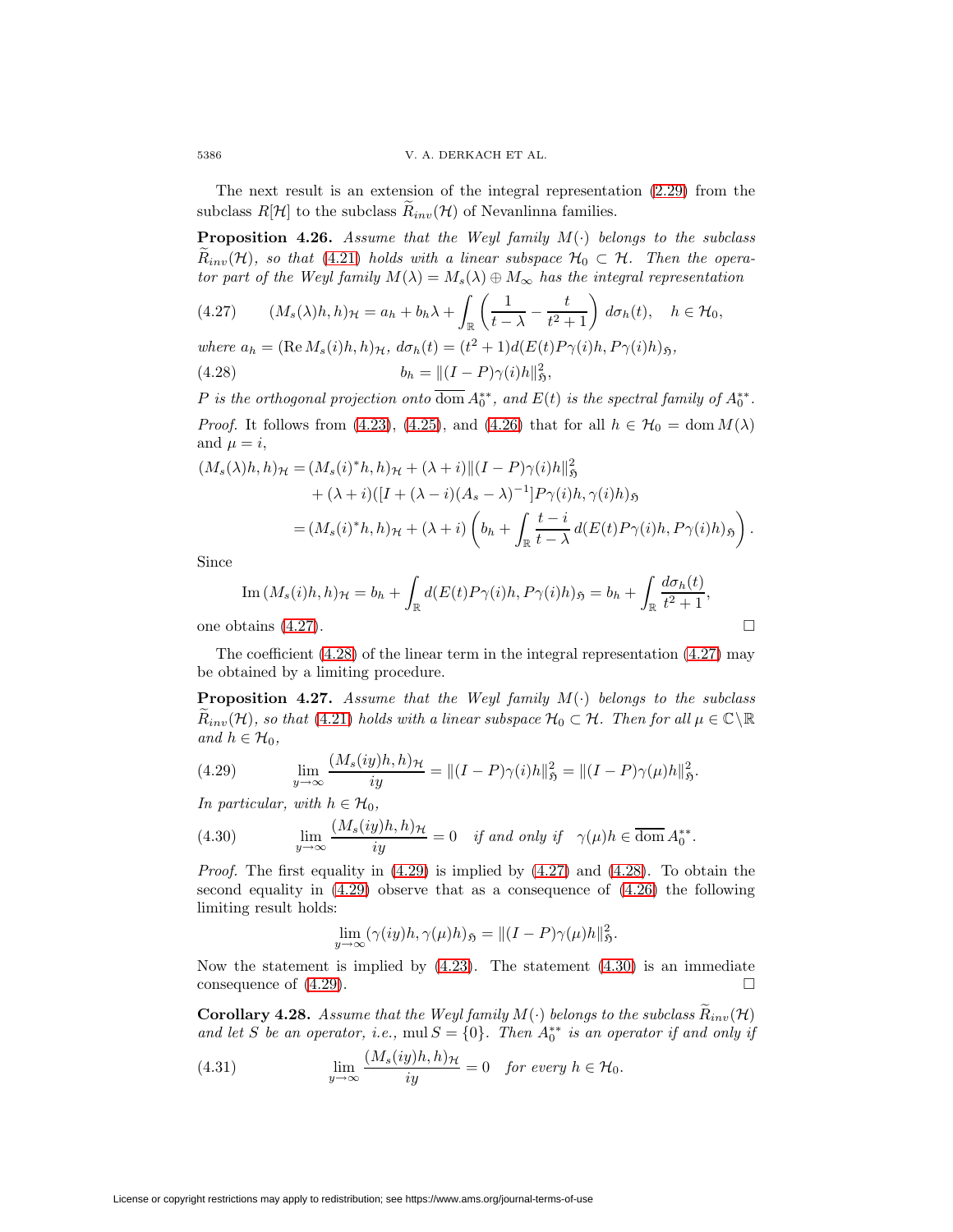The next result is an extension of the integral representation (2.29) from the subclass $R[\mathcal{H}]$ to the subclass $\widetilde{R}_{inv}(\mathcal{H})$ of Nevanlinna families.

**Proposition 4.26.** *Assume that the Weyl family $M(\cdot)$ belongs to the subclass $\widetilde{R}_{inv}(\mathcal{H})$, so that (4.21) holds with a linear subspace $\mathcal{H}_0 \subset \mathcal{H}$. Then the operator part of the Weyl family $M(\lambda) = M_s(\lambda) \oplus M_\infty$ has the integral representation*

$$
(4.27) \qquad (M_s(\lambda)h, h)_{\mathcal{H}} = a_h + b_h\lambda + \int_{\mathbb{R}} \left( \frac{1}{t-\lambda} - \frac{t}{t^2+1} \right) d\sigma_h(t), \quad h \in \mathcal{H}_0,
$$

*where $a_h = (\operatorname{Re} M_s(i)h, h)_{\mathcal{H}}$, $d\sigma_h(t) = (t^2+1)d(E(t)P\gamma(i)h, P\gamma(i)h)_{\mathfrak{H}}$,*

$$
(4.28) \qquad b_h = \|(I-P)\gamma(i)h\|_{\mathfrak{H}}^2,
$$

*$P$ is the orthogonal projection onto $\overline{\operatorname{dom}}\, A_0^{**}$, and $E(t)$ is the spectral family of $A_0^{**}$.*

*Proof.* It follows from (4.23), (4.25), and (4.26) that for all $h \in \mathcal{H}_0 = \operatorname{dom} M(\lambda)$ and $\mu = i$,

$$
\begin{aligned}
(M_s(\lambda)h, h)_{\mathcal{H}} &= (M_s(i)^*h, h)_{\mathcal{H}} + (\lambda + i)\|(I-P)\gamma(i)h\|_{\mathfrak{H}}^2 \\
&\quad + (\lambda + i)([I + (\lambda - i)(A_s - \lambda)^{-1}]P\gamma(i)h, \gamma(i)h)_{\mathfrak{H}} \\
&= (M_s(i)^*h, h)_{\mathcal{H}} + (\lambda + i)\left( b_h + \int_{\mathbb{R}} \frac{t-i}{t-\lambda}\, d(E(t)P\gamma(i)h, P\gamma(i)h)_{\mathfrak{H}} \right).
\end{aligned}
$$

Since

$$
\operatorname{Im}(M_s(i)h, h)_{\mathcal{H}} = b_h + \int_{\mathbb{R}} d(E(t)P\gamma(i)h, P\gamma(i)h)_{\mathfrak{H}} = b_h + \int_{\mathbb{R}} \frac{d\sigma_h(t)}{t^2+1},
$$

one obtains (4.27). $\square$

The coefficient (4.28) of the linear term in the integral representation (4.27) may be obtained by a limiting procedure.

**Proposition 4.27.** *Assume that the Weyl family $M(\cdot)$ belongs to the subclass $\widetilde{R}_{inv}(\mathcal{H})$, so that (4.21) holds with a linear subspace $\mathcal{H}_0 \subset \mathcal{H}$. Then for all $\mu \in \mathbb{C}\setminus\mathbb{R}$ and $h \in \mathcal{H}_0$,*

$$
(4.29) \qquad \lim_{y\to\infty} \frac{(M_s(iy)h, h)_{\mathcal{H}}}{iy} = \|(I-P)\gamma(i)h\|_{\mathfrak{H}}^2 = \|(I-P)\gamma(\mu)h\|_{\mathfrak{H}}^2.
$$

*In particular, with $h \in \mathcal{H}_0$,*

$$
(4.30) \qquad \lim_{y\to\infty} \frac{(M_s(iy)h, h)_{\mathcal{H}}}{iy} = 0 \quad \text{if and only if} \quad \gamma(\mu)h \in \overline{\operatorname{dom}}\, A_0^{**}.
$$

*Proof.* The first equality in (4.29) is implied by (4.27) and (4.28). To obtain the second equality in (4.29) observe that as a consequence of (4.26) the following limiting result holds:

$$
\lim_{y\to\infty} (\gamma(iy)h, \gamma(\mu)h)_{\mathfrak{H}} = \|(I-P)\gamma(\mu)h\|_{\mathfrak{H}}^2.
$$

Now the statement is implied by (4.23). The statement (4.30) is an immediate consequence of (4.29). $\square$

**Corollary 4.28.** *Assume that the Weyl family $M(\cdot)$ belongs to the subclass $\widetilde{R}_{inv}(\mathcal{H})$ and let $S$ be an operator, i.e., $\operatorname{mul} S = \{0\}$. Then $A_0^{**}$ is an operator if and only if*

$$
(4.31) \qquad \lim_{y\to\infty} \frac{(M_s(iy)h, h)_{\mathcal{H}}}{iy} = 0 \quad \text{for every } h \in \mathcal{H}_0.
$$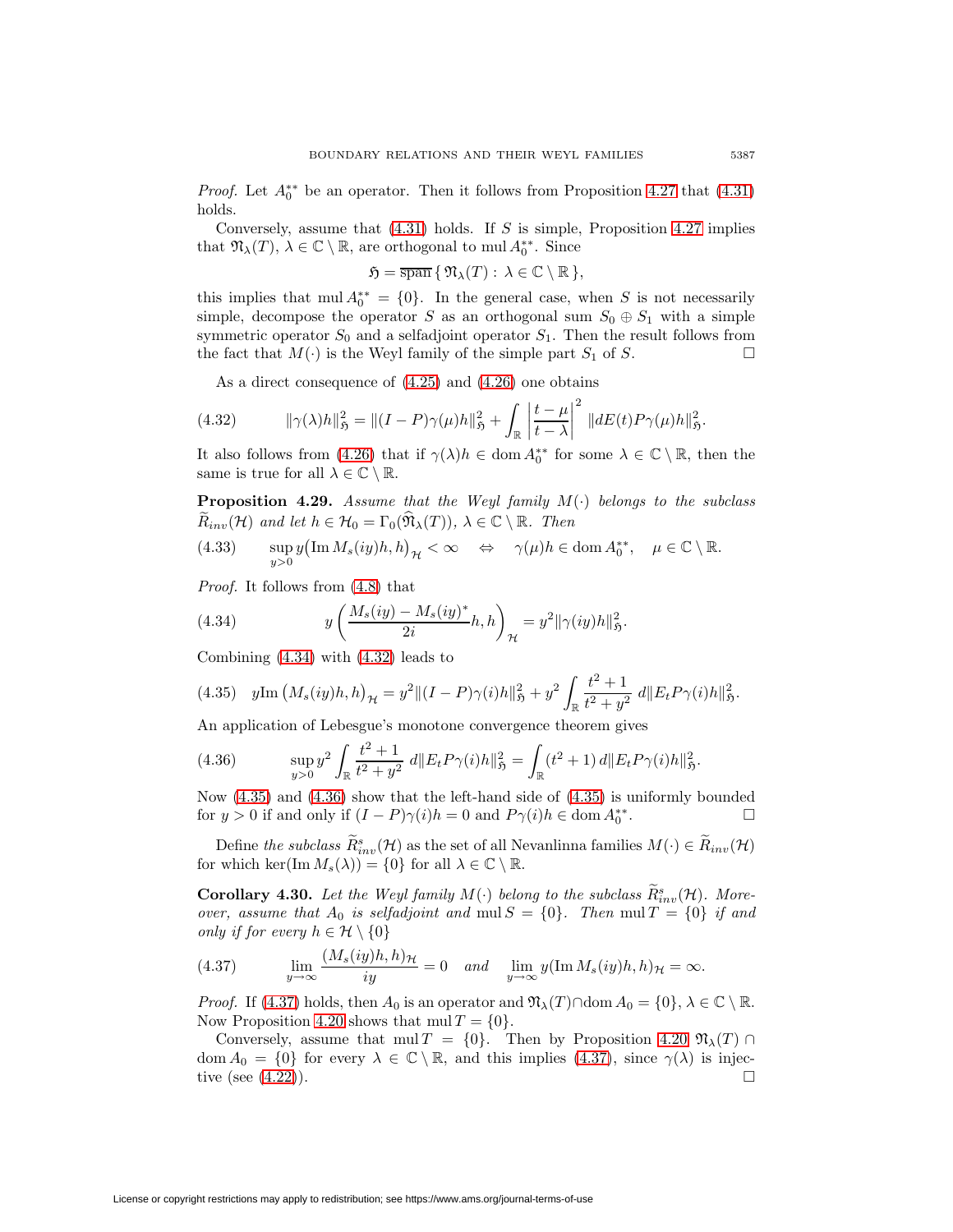*Proof.* Let $A_0^{**}$ be an operator. Then it follows from Proposition 4.27 that (4.31) holds.

Conversely, assume that (4.31) holds. If $S$ is simple, Proposition 4.27 implies that $\mathfrak{N}_\lambda(T)$, $\lambda \in \mathbb{C}\setminus\mathbb{R}$, are orthogonal to $\operatorname{mul} A_0^{**}$. Since

$$\mathfrak{H} = \overline{\operatorname{span}}\,\{\, \mathfrak{N}_\lambda(T) : \lambda \in \mathbb{C}\setminus\mathbb{R}\,\},$$

this implies that $\operatorname{mul} A_0^{**} = \{0\}$. In the general case, when $S$ is not necessarily simple, decompose the operator $S$ as an orthogonal sum $S_0 \oplus S_1$ with a simple symmetric operator $S_0$ and a selfadjoint operator $S_1$. Then the result follows from the fact that $M(\cdot)$ is the Weyl family of the simple part $S_1$ of $S$. $\square$

As a direct consequence of (4.25) and (4.26) one obtains

$$\|\gamma(\lambda)h\|_{\mathfrak{H}}^2 = \|(I-P)\gamma(\mu)h\|_{\mathfrak{H}}^2 + \int_{\mathbb{R}} \left|\frac{t-\mu}{t-\lambda}\right|^2 \|dE(t)P\gamma(\mu)h\|_{\mathfrak{H}}^2. \tag{4.32}$$

It also follows from (4.26) that if $\gamma(\lambda)h \in \operatorname{dom} A_0^{**}$ for some $\lambda \in \mathbb{C}\setminus\mathbb{R}$, then the same is true for all $\lambda \in \mathbb{C}\setminus\mathbb{R}$.

**Proposition 4.29.** *Assume that the Weyl family $M(\cdot)$ belongs to the subclass $\widetilde{R}_{inv}(\mathcal{H})$ and let $h \in \mathcal{H}_0 = \Gamma_0(\widehat{\mathfrak{N}}_\lambda(T))$, $\lambda \in \mathbb{C}\setminus\mathbb{R}$. Then*

$$\sup_{y>0} y\big(\operatorname{Im} M_s(iy)h, h\big)_{\mathcal{H}} < \infty \quad \Leftrightarrow \quad \gamma(\mu)h \in \operatorname{dom} A_0^{**}, \quad \mu \in \mathbb{C}\setminus\mathbb{R}. \tag{4.33}$$

*Proof.* It follows from (4.8) that

$$y\left(\frac{M_s(iy)-M_s(iy)^*}{2i}h, h\right)_{\mathcal{H}} = y^2\|\gamma(iy)h\|_{\mathfrak{H}}^2. \tag{4.34}$$

Combining (4.34) with (4.32) leads to

$$y\operatorname{Im}\big(M_s(iy)h,h\big)_{\mathcal{H}} = y^2\|(I-P)\gamma(i)h\|_{\mathfrak{H}}^2 + y^2\int_{\mathbb{R}} \frac{t^2+1}{t^2+y^2}\, d\|E_tP\gamma(i)h\|_{\mathfrak{H}}^2. \tag{4.35}$$

An application of Lebesgue's monotone convergence theorem gives

$$\sup_{y>0} y^2\int_{\mathbb{R}} \frac{t^2+1}{t^2+y^2}\, d\|E_tP\gamma(i)h\|_{\mathfrak{H}}^2 = \int_{\mathbb{R}} (t^2+1)\, d\|E_tP\gamma(i)h\|_{\mathfrak{H}}^2. \tag{4.36}$$

Now (4.35) and (4.36) show that the left-hand side of (4.35) is uniformly bounded for $y>0$ if and only if $(I-P)\gamma(i)h = 0$ and $P\gamma(i)h \in \operatorname{dom} A_0^{**}$. $\square$

Define *the subclass* $\widetilde{R}^s_{inv}(\mathcal{H})$ as the set of all Nevanlinna families $M(\cdot) \in \widetilde{R}_{inv}(\mathcal{H})$ for which $\ker(\operatorname{Im} M_s(\lambda)) = \{0\}$ for all $\lambda \in \mathbb{C}\setminus\mathbb{R}$.

**Corollary 4.30.** *Let the Weyl family $M(\cdot)$ belong to the subclass $\widetilde{R}^s_{inv}(\mathcal{H})$. Moreover, assume that $A_0$ is selfadjoint and $\operatorname{mul} S = \{0\}$. Then $\operatorname{mul} T = \{0\}$ if and only if for every $h \in \mathcal{H}\setminus\{0\}$*

$$\lim_{y\to\infty} \frac{(M_s(iy)h,h)_{\mathcal{H}}}{iy} = 0 \quad \textit{and} \quad \lim_{y\to\infty} y(\operatorname{Im} M_s(iy)h,h)_{\mathcal{H}} = \infty. \tag{4.37}$$

*Proof.* If (4.37) holds, then $A_0$ is an operator and $\mathfrak{N}_\lambda(T)\cap\operatorname{dom} A_0 = \{0\}$, $\lambda \in \mathbb{C}\setminus\mathbb{R}$. Now Proposition 4.20 shows that $\operatorname{mul} T = \{0\}$.

Conversely, assume that $\operatorname{mul} T = \{0\}$. Then by Proposition 4.20 $\mathfrak{N}_\lambda(T)\cap\operatorname{dom} A_0 = \{0\}$ for every $\lambda \in \mathbb{C}\setminus\mathbb{R}$, and this implies (4.37), since $\gamma(\lambda)$ is injective (see (4.22)). $\square$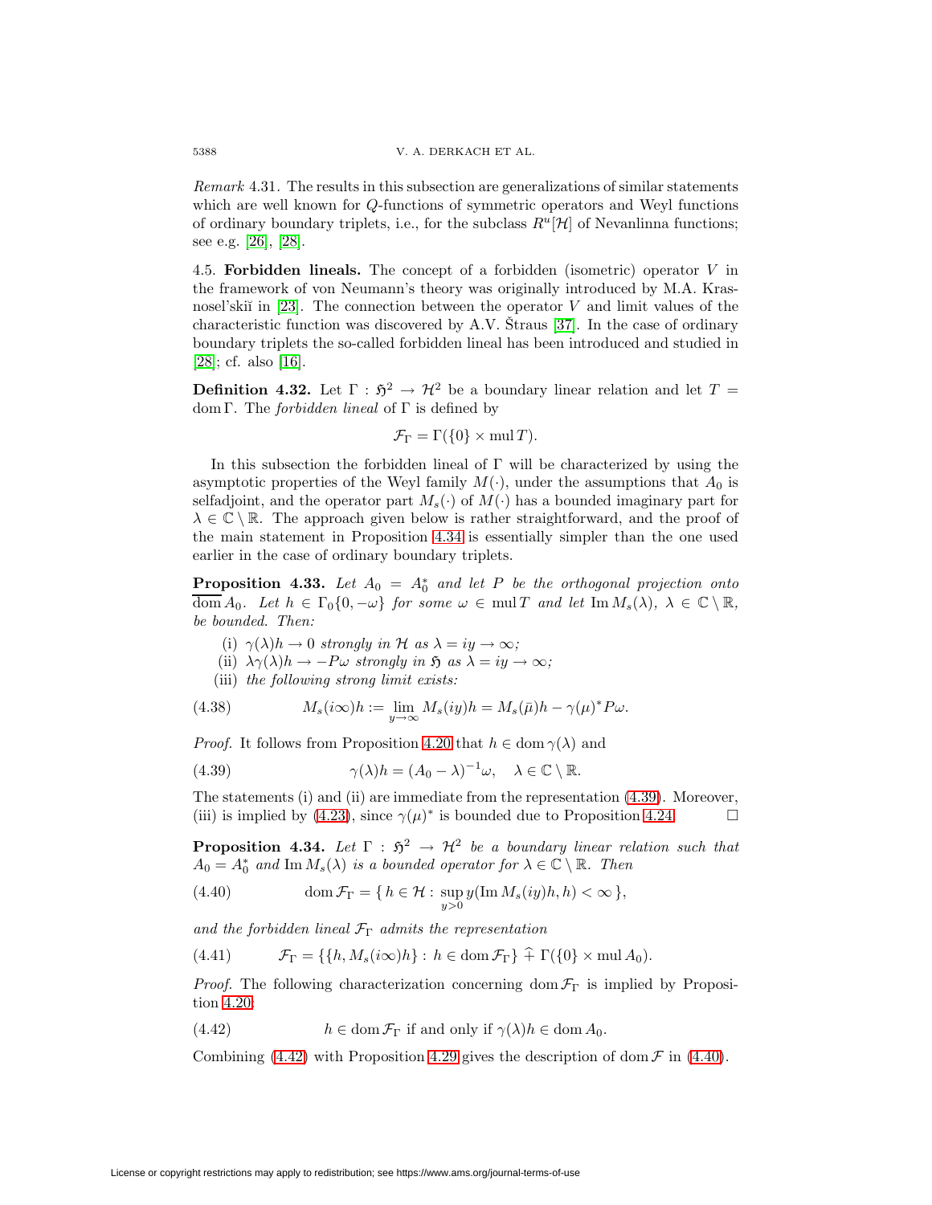*Remark* 4.31. The results in this subsection are generalizations of similar statements which are well known for $Q$-functions of symmetric operators and Weyl functions of ordinary boundary triplets, i.e., for the subclass $R^u[\mathcal{H}]$ of Nevanlinna functions; see e.g. [26], [28].

4.5. **Forbidden lineals.** The concept of a forbidden (isometric) operator $V$ in the framework of von Neumann's theory was originally introduced by M.A. Krasnosel'skiĭ in [23]. The connection between the operator $V$ and limit values of the characteristic function was discovered by A.V. Štraus [37]. In the case of ordinary boundary triplets the so-called forbidden lineal has been introduced and studied in [28]; cf. also [16].

**Definition 4.32.** Let $\Gamma : \mathfrak{H}^2 \to \mathcal{H}^2$ be a boundary linear relation and let $T = \operatorname{dom}\Gamma$. The *forbidden lineal* of $\Gamma$ is defined by

$$\mathcal{F}_\Gamma = \Gamma(\{0\} \times \operatorname{mul} T).$$

In this subsection the forbidden lineal of $\Gamma$ will be characterized by using the asymptotic properties of the Weyl family $M(\cdot)$, under the assumptions that $A_0$ is selfadjoint, and the operator part $M_s(\cdot)$ of $M(\cdot)$ has a bounded imaginary part for $\lambda \in \mathbb{C} \setminus \mathbb{R}$. The approach given below is rather straightforward, and the proof of the main statement in Proposition 4.34 is essentially simpler than the one used earlier in the case of ordinary boundary triplets.

**Proposition 4.33.** *Let $A_0 = A_0^*$ and let $P$ be the orthogonal projection onto $\overline{\operatorname{dom} A_0}$. Let $h \in \Gamma_0\{0, -\omega\}$ for some $\omega \in \operatorname{mul} T$ and let $\operatorname{Im} M_s(\lambda)$, $\lambda \in \mathbb{C} \setminus \mathbb{R}$, be bounded. Then:*

(i) *$\gamma(\lambda)h \to 0$ strongly in $\mathcal{H}$ as $\lambda = iy \to \infty$;*

(ii) *$\lambda\gamma(\lambda)h \to -P\omega$ strongly in $\mathfrak{H}$ as $\lambda = iy \to \infty$;*

(iii) *the following strong limit exists:*

$$M_s(i\infty)h := \lim_{y\to\infty} M_s(iy)h = M_s(\bar\mu)h - \gamma(\mu)^* P\omega. \tag{4.38}$$

*Proof.* It follows from Proposition 4.20 that $h \in \operatorname{dom}\gamma(\lambda)$ and

$$\gamma(\lambda)h = (A_0 - \lambda)^{-1}\omega, \quad \lambda \in \mathbb{C} \setminus \mathbb{R}. \tag{4.39}$$

The statements (i) and (ii) are immediate from the representation (4.39). Moreover, (iii) is implied by (4.23), since $\gamma(\mu)^*$ is bounded due to Proposition 4.24. $\square$

**Proposition 4.34.** *Let $\Gamma : \mathfrak{H}^2 \to \mathcal{H}^2$ be a boundary linear relation such that $A_0 = A_0^*$ and $\operatorname{Im} M_s(\lambda)$ is a bounded operator for $\lambda \in \mathbb{C} \setminus \mathbb{R}$. Then*

$$\operatorname{dom}\mathcal{F}_\Gamma = \{\, h \in \mathcal{H} : \sup_{y>0} y(\operatorname{Im} M_s(iy)h, h) < \infty \,\}, \tag{4.40}$$

*and the forbidden lineal $\mathcal{F}_\Gamma$ admits the representation*

$$\mathcal{F}_\Gamma = \{\{h, M_s(i\infty)h\} : h \in \operatorname{dom}\mathcal{F}_\Gamma\} \mathbin{\widehat{+}} \Gamma(\{0\} \times \operatorname{mul} A_0). \tag{4.41}$$

*Proof.* The following characterization concerning $\operatorname{dom}\mathcal{F}_\Gamma$ is implied by Proposition 4.20:

$$h \in \operatorname{dom}\mathcal{F}_\Gamma \text{ if and only if } \gamma(\lambda)h \in \operatorname{dom} A_0. \tag{4.42}$$

Combining (4.42) with Proposition 4.29 gives the description of $\operatorname{dom}\mathcal{F}$ in (4.40).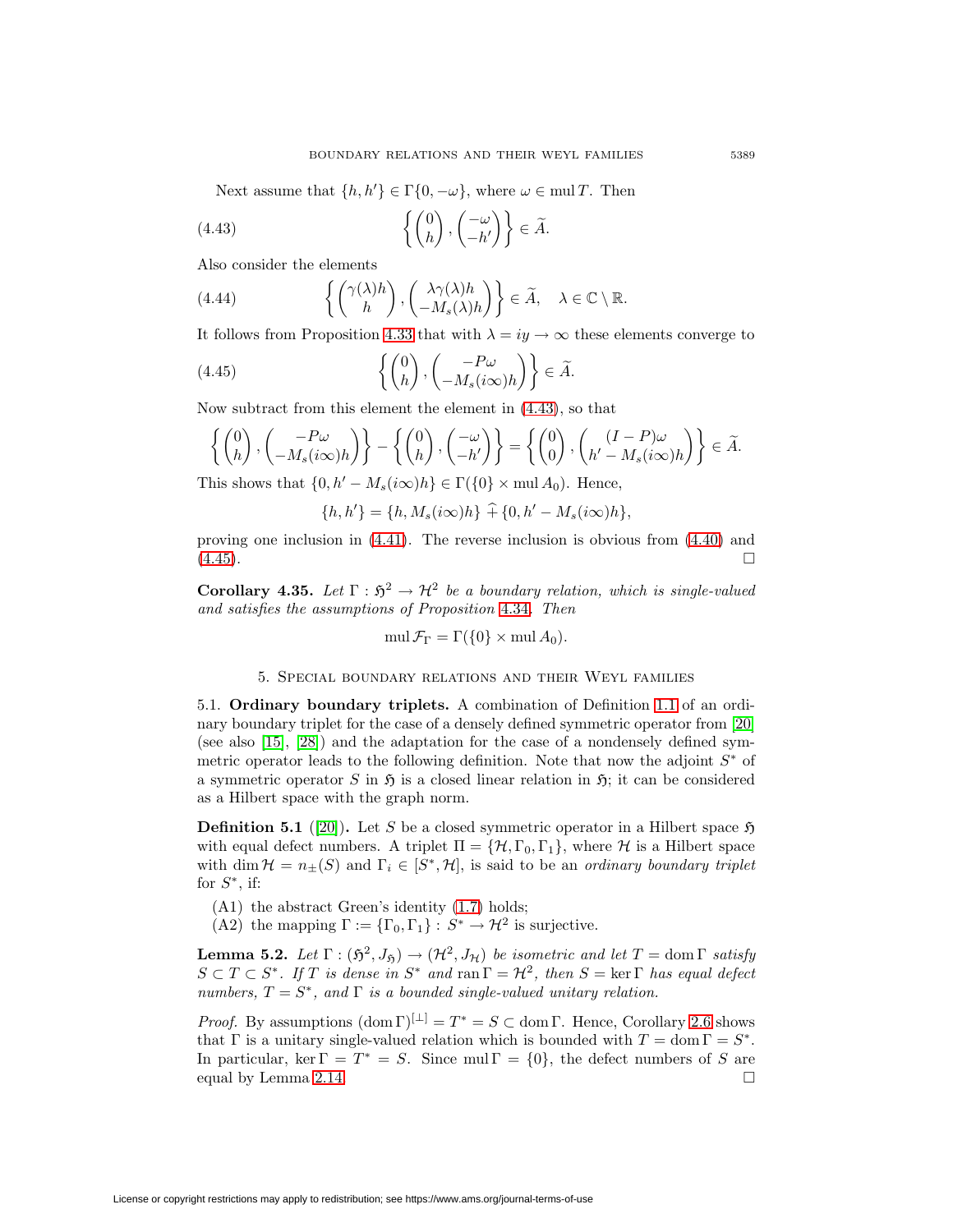Next assume that $\{h, h'\} \in \Gamma\{0, -\omega\}$, where $\omega \in \operatorname{mul} T$. Then

$$\left\{ \begin{pmatrix} 0 \\ h \end{pmatrix}, \begin{pmatrix} -\omega \\ -h' \end{pmatrix} \right\} \in \widetilde{A}. \tag{4.43}$$

Also consider the elements

$$\left\{ \begin{pmatrix} \gamma(\lambda)h \\ h \end{pmatrix}, \begin{pmatrix} \lambda\gamma(\lambda)h \\ -M_s(\lambda)h \end{pmatrix} \right\} \in \widetilde{A}, \quad \lambda \in \mathbb{C} \setminus \mathbb{R}. \tag{4.44}$$

It follows from Proposition 4.33 that with $\lambda = iy \to \infty$ these elements converge to

$$\left\{ \begin{pmatrix} 0 \\ h \end{pmatrix}, \begin{pmatrix} -P\omega \\ -M_s(i\infty)h \end{pmatrix} \right\} \in \widetilde{A}. \tag{4.45}$$

Now subtract from this element the element in (4.43), so that

$$\left\{ \begin{pmatrix} 0 \\ h \end{pmatrix}, \begin{pmatrix} -P\omega \\ -M_s(i\infty)h \end{pmatrix} \right\} - \left\{ \begin{pmatrix} 0 \\ h \end{pmatrix}, \begin{pmatrix} -\omega \\ -h' \end{pmatrix} \right\} = \left\{ \begin{pmatrix} 0 \\ 0 \end{pmatrix}, \begin{pmatrix} (I-P)\omega \\ h' - M_s(i\infty)h \end{pmatrix} \right\} \in \widetilde{A}.$$

This shows that $\{0, h' - M_s(i\infty)h\} \in \Gamma(\{0\} \times \operatorname{mul} A_0)$. Hence,

$$\{h, h'\} = \{h, M_s(i\infty)h\} \mathbin{\widehat{+}} \{0, h' - M_s(i\infty)h\},$$

proving one inclusion in (4.41). The reverse inclusion is obvious from (4.40) and (4.45). $\square$

**Corollary 4.35.** *Let $\Gamma : \mathfrak{H}^2 \to \mathcal{H}^2$ be a boundary relation, which is single-valued and satisfies the assumptions of Proposition 4.34. Then*

$$\operatorname{mul} \mathcal{F}_\Gamma = \Gamma(\{0\} \times \operatorname{mul} A_0).$$

## 5. Special boundary relations and their Weyl families

5.1. **Ordinary boundary triplets.** A combination of Definition 1.1 of an ordinary boundary triplet for the case of a densely defined symmetric operator from [20] (see also [15], [28]) and the adaptation for the case of a nondensely defined symmetric operator leads to the following definition. Note that now the adjoint $S^*$ of a symmetric operator $S$ in $\mathfrak{H}$ is a closed linear relation in $\mathfrak{H}$; it can be considered as a Hilbert space with the graph norm.

**Definition 5.1** ([20])**.** Let $S$ be a closed symmetric operator in a Hilbert space $\mathfrak{H}$ with equal defect numbers. A triplet $\Pi = \{\mathcal{H}, \Gamma_0, \Gamma_1\}$, where $\mathcal{H}$ is a Hilbert space with $\dim \mathcal{H} = n_\pm(S)$ and $\Gamma_i \in [S^*, \mathcal{H}]$, is said to be an *ordinary boundary triplet* for $S^*$, if:

- (A1) the abstract Green's identity (1.7) holds;
- (A2) the mapping $\Gamma := \{\Gamma_0, \Gamma_1\} : S^* \to \mathcal{H}^2$ is surjective.

**Lemma 5.2.** *Let $\Gamma : (\mathfrak{H}^2, J_\mathfrak{H}) \to (\mathcal{H}^2, J_\mathcal{H})$ be isometric and let $T = \operatorname{dom} \Gamma$ satisfy $S \subset T \subset S^*$. If $T$ is dense in $S^*$ and $\operatorname{ran} \Gamma = \mathcal{H}^2$, then $S = \ker \Gamma$ has equal defect numbers, $T = S^*$, and $\Gamma$ is a bounded single-valued unitary relation.*

*Proof.* By assumptions $(\operatorname{dom} \Gamma)^{[\perp]} = T^* = S \subset \operatorname{dom} \Gamma$. Hence, Corollary 2.6 shows that $\Gamma$ is a unitary single-valued relation which is bounded with $T = \operatorname{dom} \Gamma = S^*$. In particular, $\ker \Gamma = T^* = S$. Since $\operatorname{mul} \Gamma = \{0\}$, the defect numbers of $S$ are equal by Lemma 2.14. $\square$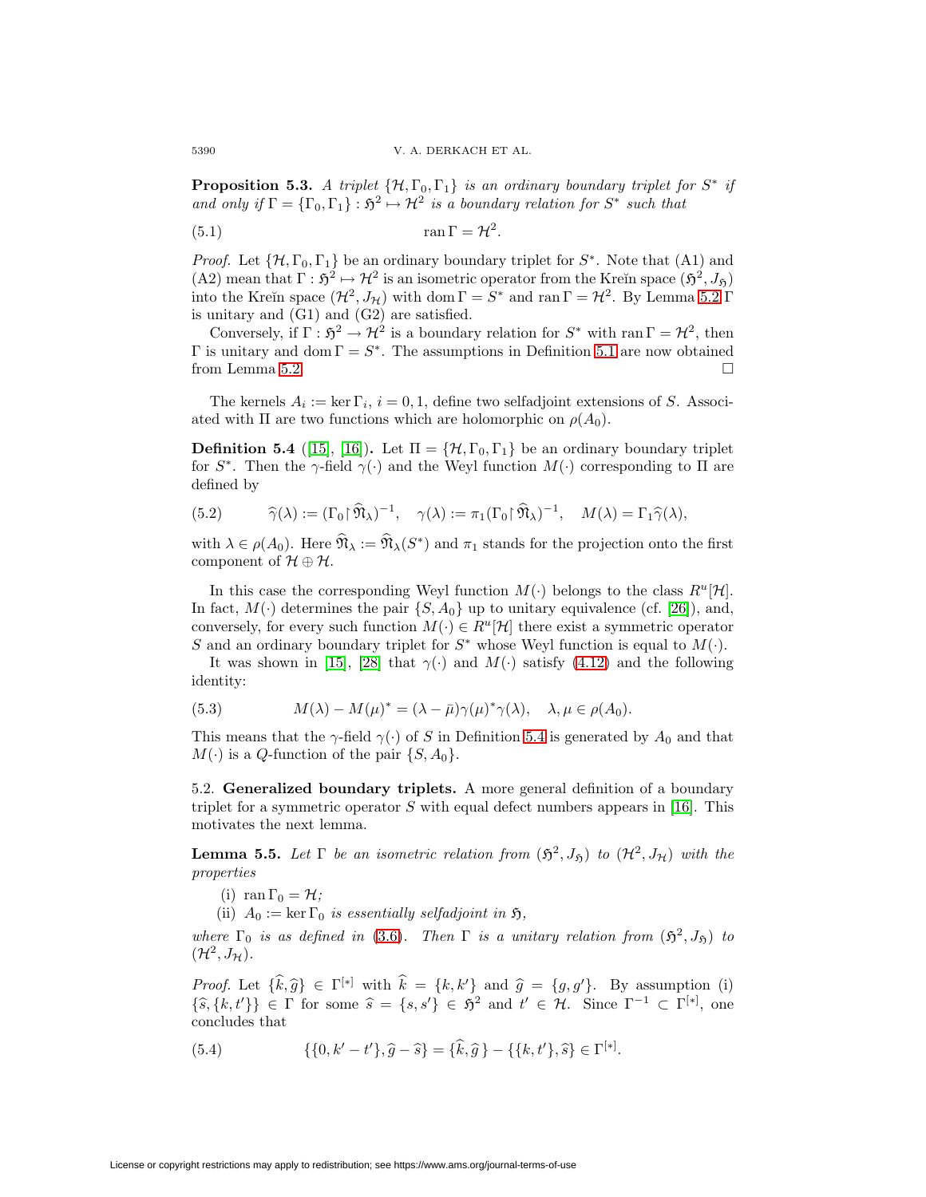**Proposition 5.3.** *A triplet $\{\mathcal{H}, \Gamma_0, \Gamma_1\}$ is an ordinary boundary triplet for $S^*$ if and only if $\Gamma = \{\Gamma_0, \Gamma_1\} : \mathfrak{H}^2 \mapsto \mathcal{H}^2$ is a boundary relation for $S^*$ such that*

$$\operatorname{ran} \Gamma = \mathcal{H}^2. \tag{5.1}$$

*Proof.* Let $\{\mathcal{H}, \Gamma_0, \Gamma_1\}$ be an ordinary boundary triplet for $S^*$. Note that (A1) and (A2) mean that $\Gamma : \mathfrak{H}^2 \mapsto \mathcal{H}^2$ is an isometric operator from the Kreĭn space $(\mathfrak{H}^2, J_{\mathfrak{H}})$ into the Kreĭn space $(\mathcal{H}^2, J_{\mathcal{H}})$ with $\operatorname{dom} \Gamma = S^*$ and $\operatorname{ran} \Gamma = \mathcal{H}^2$. By Lemma 5.2 $\Gamma$ is unitary and (G1) and (G2) are satisfied.

Conversely, if $\Gamma : \mathfrak{H}^2 \to \mathcal{H}^2$ is a boundary relation for $S^*$ with $\operatorname{ran} \Gamma = \mathcal{H}^2$, then $\Gamma$ is unitary and $\operatorname{dom} \Gamma = S^*$. The assumptions in Definition 5.1 are now obtained from Lemma 5.2. $\square$

The kernels $A_i := \ker \Gamma_i$, $i = 0, 1$, define two selfadjoint extensions of $S$. Associated with $\Pi$ are two functions which are holomorphic on $\rho(A_0)$.

**Definition 5.4** ([15], [16])**.** Let $\Pi = \{\mathcal{H}, \Gamma_0, \Gamma_1\}$ be an ordinary boundary triplet for $S^*$. Then the $\gamma$-field $\gamma(\cdot)$ and the Weyl function $M(\cdot)$ corresponding to $\Pi$ are defined by

$$\widehat{\gamma}(\lambda) := (\Gamma_0 \upharpoonright \widehat{\mathfrak{N}}_\lambda)^{-1}, \quad \gamma(\lambda) := \pi_1 (\Gamma_0 \upharpoonright \widehat{\mathfrak{N}}_\lambda)^{-1}, \quad M(\lambda) = \Gamma_1 \widehat{\gamma}(\lambda), \tag{5.2}$$

with $\lambda \in \rho(A_0)$. Here $\widehat{\mathfrak{N}}_\lambda := \widehat{\mathfrak{N}}_\lambda(S^*)$ and $\pi_1$ stands for the projection onto the first component of $\mathcal{H} \oplus \mathcal{H}$.

In this case the corresponding Weyl function $M(\cdot)$ belongs to the class $R^u[\mathcal{H}]$. In fact, $M(\cdot)$ determines the pair $\{S, A_0\}$ up to unitary equivalence (cf. [26]), and, conversely, for every such function $M(\cdot) \in R^u[\mathcal{H}]$ there exist a symmetric operator $S$ and an ordinary boundary triplet for $S^*$ whose Weyl function is equal to $M(\cdot)$.

It was shown in [15], [28] that $\gamma(\cdot)$ and $M(\cdot)$ satisfy (4.12) and the following identity:

$$M(\lambda) - M(\mu)^* = (\lambda - \bar{\mu}) \gamma(\mu)^* \gamma(\lambda), \quad \lambda, \mu \in \rho(A_0). \tag{5.3}$$

This means that the $\gamma$-field $\gamma(\cdot)$ of $S$ in Definition 5.4 is generated by $A_0$ and that $M(\cdot)$ is a $Q$-function of the pair $\{S, A_0\}$.

5.2. **Generalized boundary triplets.** A more general definition of a boundary triplet for a symmetric operator $S$ with equal defect numbers appears in [16]. This motivates the next lemma.

**Lemma 5.5.** *Let $\Gamma$ be an isometric relation from $(\mathfrak{H}^2, J_{\mathfrak{H}})$ to $(\mathcal{H}^2, J_{\mathcal{H}})$ with the properties*

(i) *$\operatorname{ran} \Gamma_0 = \mathcal{H}$;*
(ii) *$A_0 := \ker \Gamma_0$ is essentially selfadjoint in $\mathfrak{H}$,*

*where $\Gamma_0$ is as defined in (3.6). Then $\Gamma$ is a unitary relation from $(\mathfrak{H}^2, J_{\mathfrak{H}})$ to $(\mathcal{H}^2, J_{\mathcal{H}})$.*

*Proof.* Let $\{\widehat{k}, \widehat{g}\} \in \Gamma^{[*]}$ with $\widehat{k} = \{k, k'\}$ and $\widehat{g} = \{g, g'\}$. By assumption (i) $\{\widehat{s}, \{k, t'\}\} \in \Gamma$ for some $\widehat{s} = \{s, s'\} \in \mathfrak{H}^2$ and $t' \in \mathcal{H}$. Since $\Gamma^{-1} \subset \Gamma^{[*]}$, one concludes that

$$\{\{0, k' - t'\}, \widehat{g} - \widehat{s}\} = \{\widehat{k}, \widehat{g}\} - \{\{k, t'\}, \widehat{s}\} \in \Gamma^{[*]}. \tag{5.4}$$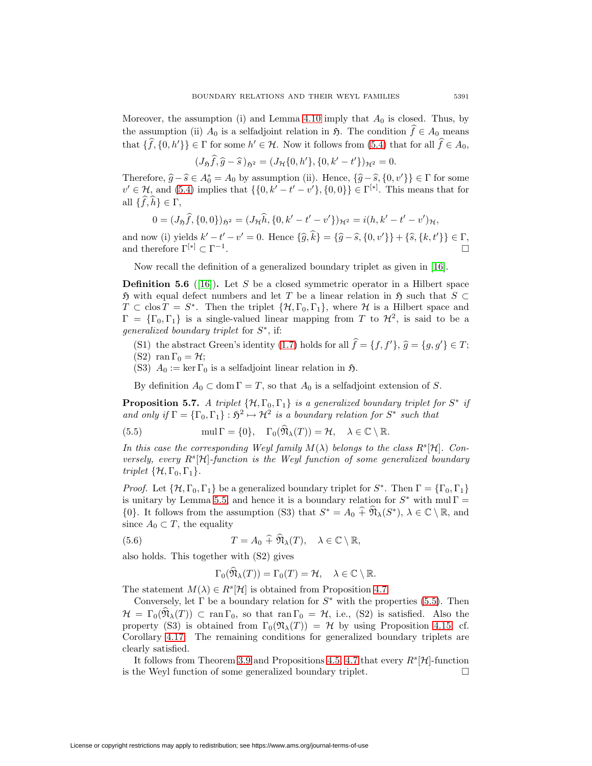Moreover, the assumption (i) and Lemma 4.10 imply that $A_0$ is closed. Thus, by the assumption (ii) $A_0$ is a selfadjoint relation in $\mathfrak{H}$. The condition $\widehat{f} \in A_0$ means that $\{\widehat{f}, \{0, h'\}\} \in \Gamma$ for some $h' \in \mathcal{H}$. Now it follows from (5.4) that for all $\widehat{f} \in A_0$,

$$(J_{\mathfrak{H}}\widehat{f}, \widehat{g} - \widehat{s})_{\mathfrak{H}^2} = (J_{\mathcal{H}}\{0, h'\}, \{0, k' - t'\})_{\mathcal{H}^2} = 0.$$

Therefore, $\widehat{g} - \widehat{s} \in A_0^* = A_0$ by assumption (ii). Hence, $\{\widehat{g} - \widehat{s}, \{0, v'\}\} \in \Gamma$ for some $v' \in \mathcal{H}$, and (5.4) implies that $\{\{0, k' - t' - v'\}, \{0, 0\}\} \in \Gamma^{[*]}$. This means that for all $\{\widehat{f}, \widehat{h}\} \in \Gamma$,

$$0 = (J_{\mathfrak{H}}\widehat{f}, \{0, 0\})_{\mathfrak{H}^2} = (J_{\mathcal{H}}\widehat{h}, \{0, k' - t' - v'\})_{\mathcal{H}^2} = i(h, k' - t' - v')_{\mathcal{H}},$$

and now (i) yields $k' - t' - v' = 0$. Hence $\{\widehat{g}, \widehat{k}\} = \{\widehat{g} - \widehat{s}, \{0, v'\}\} + \{\widehat{s}, \{k, t'\}\} \in \Gamma$, and therefore $\Gamma^{[*]} \subset \Gamma^{-1}$. $\square$

Now recall the definition of a generalized boundary triplet as given in [16].

**Definition 5.6** ([16])**.** Let $S$ be a closed symmetric operator in a Hilbert space $\mathfrak{H}$ with equal defect numbers and let $T$ be a linear relation in $\mathfrak{H}$ such that $S \subset T \subset \operatorname{clos} T = S^*$. Then the triplet $\{\mathcal{H}, \Gamma_0, \Gamma_1\}$, where $\mathcal{H}$ is a Hilbert space and $\Gamma = \{\Gamma_0, \Gamma_1\}$ is a single-valued linear mapping from $T$ to $\mathcal{H}^2$, is said to be a *generalized boundary triplet* for $S^*$, if:

(S1) the abstract Green's identity (1.7) holds for all $\widehat{f} = \{f, f'\}$, $\widehat{g} = \{g, g'\} \in T$;
(S2) $\operatorname{ran} \Gamma_0 = \mathcal{H}$;
(S3) $A_0 := \ker \Gamma_0$ is a selfadjoint linear relation in $\mathfrak{H}$.

By definition $A_0 \subset \operatorname{dom} \Gamma = T$, so that $A_0$ is a selfadjoint extension of $S$.

**Proposition 5.7.** *A triplet $\{\mathcal{H}, \Gamma_0, \Gamma_1\}$ is a generalized boundary triplet for $S^*$ if and only if $\Gamma = \{\Gamma_0, \Gamma_1\} : \mathfrak{H}^2 \mapsto \mathcal{H}^2$ is a boundary relation for $S^*$ such that*

$$\operatorname{mul} \Gamma = \{0\}, \quad \Gamma_0(\widehat{\mathfrak{N}}_\lambda(T)) = \mathcal{H}, \quad \lambda \in \mathbb{C} \setminus \mathbb{R}. \tag{5.5}$$

*In this case the corresponding Weyl family $M(\lambda)$ belongs to the class $R^s[\mathcal{H}]$. Conversely, every $R^s[\mathcal{H}]$-function is the Weyl function of some generalized boundary triplet $\{\mathcal{H}, \Gamma_0, \Gamma_1\}$.*

*Proof.* Let $\{\mathcal{H}, \Gamma_0, \Gamma_1\}$ be a generalized boundary triplet for $S^*$. Then $\Gamma = \{\Gamma_0, \Gamma_1\}$ is unitary by Lemma 5.5 and hence it is a boundary relation for $S^*$ with $\operatorname{mul} \Gamma = \{0\}$. It follows from the assumption (S3) that $S^* = A_0 \,\widehat{+}\, \widehat{\mathfrak{N}}_\lambda(S^*)$, $\lambda \in \mathbb{C} \setminus \mathbb{R}$, and since $A_0 \subset T$, the equality

$$T = A_0 \,\widehat{+}\, \widehat{\mathfrak{N}}_\lambda(T), \quad \lambda \in \mathbb{C} \setminus \mathbb{R}, \tag{5.6}$$

also holds. This together with (S2) gives

$$\Gamma_0(\widehat{\mathfrak{N}}_\lambda(T)) = \Gamma_0(T) = \mathcal{H}, \quad \lambda \in \mathbb{C} \setminus \mathbb{R}.$$

The statement $M(\lambda) \in R^s[\mathcal{H}]$ is obtained from Proposition 4.7.

Conversely, let $\Gamma$ be a boundary relation for $S^*$ with the properties (5.5). Then $\mathcal{H} = \Gamma_0(\widehat{\mathfrak{N}}_\lambda(T)) \subset \operatorname{ran} \Gamma_0$, so that $\operatorname{ran} \Gamma_0 = \mathcal{H}$, i.e., (S2) is satisfied. Also the property (S3) is obtained from $\Gamma_0(\mathfrak{N}_\lambda(T)) = \mathcal{H}$ by using Proposition 4.15, cf. Corollary 4.17. The remaining conditions for generalized boundary triplets are clearly satisfied.

It follows from Theorem 3.9 and Propositions 4.5, 4.7 that every $R^s[\mathcal{H}]$-function is the Weyl function of some generalized boundary triplet. $\square$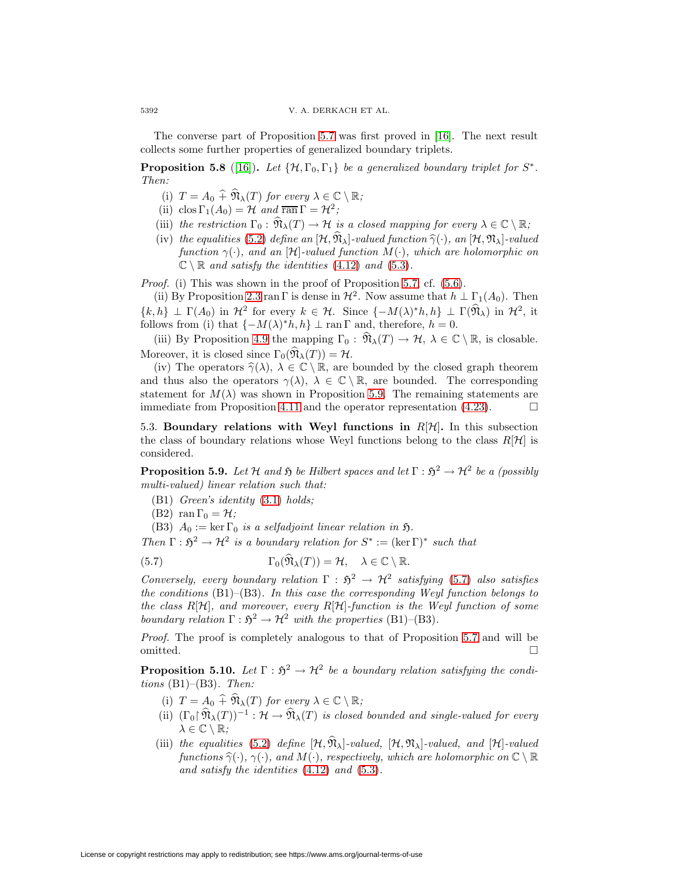The converse part of Proposition 5.7 was first proved in [16]. The next result collects some further properties of generalized boundary triplets.

**Proposition 5.8** ([16]). *Let $\{\mathcal{H}, \Gamma_0, \Gamma_1\}$ be a generalized boundary triplet for $S^*$. Then:*

(i) $T = A_0 \mathbin{\widehat{+}} \widehat{\mathfrak{N}}_\lambda(T)$ *for every* $\lambda \in \mathbb{C} \setminus \mathbb{R}$*;*

(ii) $\operatorname{clos} \Gamma_1(A_0) = \mathcal{H}$ *and* $\overline{\operatorname{ran}}\, \Gamma = \mathcal{H}^2$*;*

(iii) *the restriction* $\Gamma_0 : \widehat{\mathfrak{N}}_\lambda(T) \to \mathcal{H}$ *is a closed mapping for every* $\lambda \in \mathbb{C} \setminus \mathbb{R}$*;*

(iv) *the equalities* (5.2) *define an* $[\mathcal{H}, \widehat{\mathfrak{N}}_\lambda]$*-valued function* $\widehat{\gamma}(\cdot)$*, an* $[\mathcal{H}, \mathfrak{N}_\lambda]$*-valued function* $\gamma(\cdot)$*, and an* $[\mathcal{H}]$*-valued function* $M(\cdot)$*, which are holomorphic on* $\mathbb{C} \setminus \mathbb{R}$ *and satisfy the identities* (4.12) *and* (5.3)*.*

*Proof.* (i) This was shown in the proof of Proposition 5.7, cf. (5.6).

(ii) By Proposition 2.3 $\operatorname{ran} \Gamma$ is dense in $\mathcal{H}^2$. Now assume that $h \perp \Gamma_1(A_0)$. Then $\{k, h\} \perp \Gamma(A_0)$ in $\mathcal{H}^2$ for every $k \in \mathcal{H}$. Since $\{-M(\lambda)^* h, h\} \perp \Gamma(\widehat{\mathfrak{N}}_\lambda)$ in $\mathcal{H}^2$, it follows from (i) that $\{-M(\lambda)^* h, h\} \perp \operatorname{ran} \Gamma$ and, therefore, $h = 0$.

(iii) By Proposition 4.9 the mapping $\Gamma_0 : \widehat{\mathfrak{N}}_\lambda(T) \to \mathcal{H}$, $\lambda \in \mathbb{C} \setminus \mathbb{R}$, is closable. Moreover, it is closed since $\Gamma_0(\widehat{\mathfrak{N}}_\lambda(T)) = \mathcal{H}$.

(iv) The operators $\widehat{\gamma}(\lambda)$, $\lambda \in \mathbb{C} \setminus \mathbb{R}$, are bounded by the closed graph theorem and thus also the operators $\gamma(\lambda)$, $\lambda \in \mathbb{C} \setminus \mathbb{R}$, are bounded. The corresponding statement for $M(\lambda)$ was shown in Proposition 5.9. The remaining statements are immediate from Proposition 4.11 and the operator representation (4.23). $\square$

5.3. **Boundary relations with Weyl functions in** $R[\mathcal{H}]$**.** In this subsection the class of boundary relations whose Weyl functions belong to the class $R[\mathcal{H}]$ is considered.

**Proposition 5.9.** *Let* $\mathcal{H}$ *and* $\mathfrak{H}$ *be Hilbert spaces and let* $\Gamma : \mathfrak{H}^2 \to \mathcal{H}^2$ *be a (possibly multi-valued) linear relation such that:*

(B1) *Green's identity* (3.1) *holds;*

(B2) $\operatorname{ran} \Gamma_0 = \mathcal{H}$*;*

(B3) $A_0 := \ker \Gamma_0$ *is a selfadjoint linear relation in* $\mathfrak{H}$*.*

*Then* $\Gamma : \mathfrak{H}^2 \to \mathcal{H}^2$ *is a boundary relation for* $S^* := (\ker \Gamma)^*$ *such that*

$$\Gamma_0(\widehat{\mathfrak{N}}_\lambda(T)) = \mathcal{H}, \quad \lambda \in \mathbb{C} \setminus \mathbb{R}. \tag{5.7}$$

*Conversely, every boundary relation* $\Gamma : \mathfrak{H}^2 \to \mathcal{H}^2$ *satisfying* (5.7) *also satisfies the conditions* (B1)–(B3)*. In this case the corresponding Weyl function belongs to the class* $R[\mathcal{H}]$*, and moreover, every* $R[\mathcal{H}]$*-function is the Weyl function of some boundary relation* $\Gamma : \mathfrak{H}^2 \to \mathcal{H}^2$ *with the properties* (B1)–(B3)*.*

*Proof.* The proof is completely analogous to that of Proposition 5.7 and will be omitted. $\square$

**Proposition 5.10.** *Let* $\Gamma : \mathfrak{H}^2 \to \mathcal{H}^2$ *be a boundary relation satisfying the conditions* (B1)–(B3)*. Then:*

(i) $T = A_0 \mathbin{\widehat{+}} \widehat{\mathfrak{N}}_\lambda(T)$ *for every* $\lambda \in \mathbb{C} \setminus \mathbb{R}$*;*

(ii) $(\Gamma_0 \upharpoonright \widehat{\mathfrak{N}}_\lambda(T))^{-1} : \mathcal{H} \to \widehat{\mathfrak{N}}_\lambda(T)$ *is closed bounded and single-valued for every* $\lambda \in \mathbb{C} \setminus \mathbb{R}$*;*

(iii) *the equalities* (5.2) *define* $[\mathcal{H}, \widehat{\mathfrak{N}}_\lambda]$*-valued,* $[\mathcal{H}, \mathfrak{N}_\lambda]$*-valued, and* $[\mathcal{H}]$*-valued functions* $\widehat{\gamma}(\cdot)$*,* $\gamma(\cdot)$*, and* $M(\cdot)$*, respectively, which are holomorphic on* $\mathbb{C} \setminus \mathbb{R}$ *and satisfy the identities* (4.12) *and* (5.3)*.*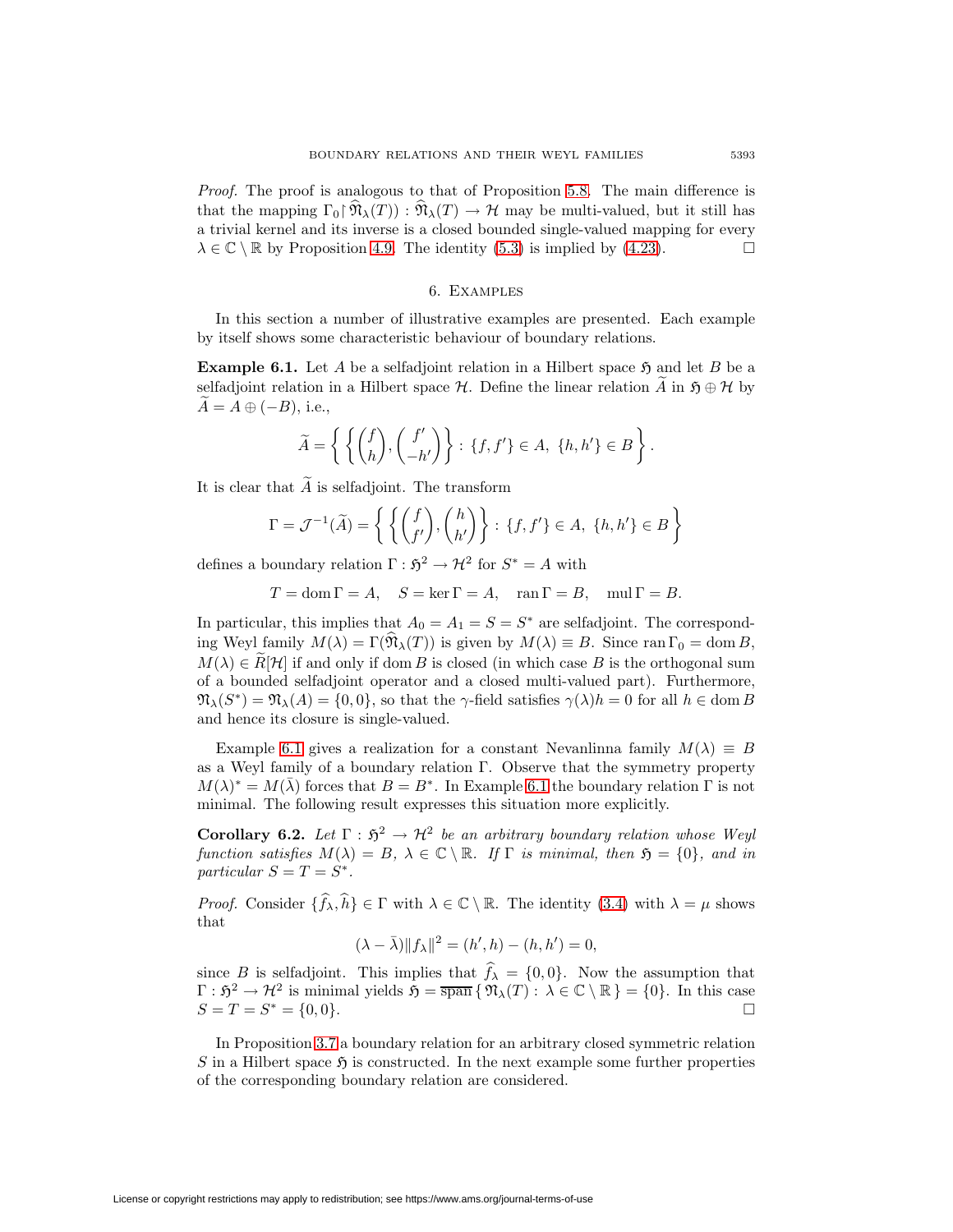*Proof.* The proof is analogous to that of Proposition 5.8. The main difference is that the mapping $\Gamma_0 \upharpoonright \widehat{\mathfrak{N}}_\lambda(T)) : \widehat{\mathfrak{N}}_\lambda(T) \to \mathcal{H}$ may be multi-valued, but it still has a trivial kernel and its inverse is a closed bounded single-valued mapping for every $\lambda \in \mathbb{C} \setminus \mathbb{R}$ by Proposition 4.9. The identity (5.3) is implied by (4.23). $\square$

## 6. Examples

In this section a number of illustrative examples are presented. Each example by itself shows some characteristic behaviour of boundary relations.

**Example 6.1.** Let $A$ be a selfadjoint relation in a Hilbert space $\mathfrak{H}$ and let $B$ be a selfadjoint relation in a Hilbert space $\mathcal{H}$. Define the linear relation $\widetilde{A}$ in $\mathfrak{H} \oplus \mathcal{H}$ by $\widetilde{A} = A \oplus (-B)$, i.e.,

$$\widetilde{A} = \left\{ \left\{ \begin{pmatrix} f \\ h \end{pmatrix}, \begin{pmatrix} f' \\ -h' \end{pmatrix} \right\} : \{f, f'\} \in A,\ \{h, h'\} \in B \right\}.$$

It is clear that $\widetilde{A}$ is selfadjoint. The transform

$$\Gamma = \mathcal{J}^{-1}(\widetilde{A}) = \left\{ \left\{ \begin{pmatrix} f \\ f' \end{pmatrix}, \begin{pmatrix} h \\ h' \end{pmatrix} \right\} : \{f, f'\} \in A,\ \{h, h'\} \in B \right\}$$

defines a boundary relation $\Gamma : \mathfrak{H}^2 \to \mathcal{H}^2$ for $S^* = A$ with

$$T = \operatorname{dom} \Gamma = A, \quad S = \ker \Gamma = A, \quad \operatorname{ran} \Gamma = B, \quad \operatorname{mul} \Gamma = B.$$

In particular, this implies that $A_0 = A_1 = S = S^*$ are selfadjoint. The corresponding Weyl family $M(\lambda) = \Gamma(\widehat{\mathfrak{N}}_\lambda(T))$ is given by $M(\lambda) \equiv B$. Since $\operatorname{ran} \Gamma_0 = \operatorname{dom} B$, $M(\lambda) \in \widetilde{R}[\mathcal{H}]$ if and only if $\operatorname{dom} B$ is closed (in which case $B$ is the orthogonal sum of a bounded selfadjoint operator and a closed multi-valued part). Furthermore, $\mathfrak{N}_\lambda(S^*) = \mathfrak{N}_\lambda(A) = \{0, 0\}$, so that the $\gamma$-field satisfies $\gamma(\lambda)h = 0$ for all $h \in \operatorname{dom} B$ and hence its closure is single-valued.

Example 6.1 gives a realization for a constant Nevanlinna family $M(\lambda) \equiv B$ as a Weyl family of a boundary relation $\Gamma$. Observe that the symmetry property $M(\lambda)^* = M(\bar{\lambda})$ forces that $B = B^*$. In Example 6.1 the boundary relation $\Gamma$ is not minimal. The following result expresses this situation more explicitly.

**Corollary 6.2.** *Let $\Gamma : \mathfrak{H}^2 \to \mathcal{H}^2$ be an arbitrary boundary relation whose Weyl function satisfies $M(\lambda) = B$, $\lambda \in \mathbb{C} \setminus \mathbb{R}$. If $\Gamma$ is minimal, then $\mathfrak{H} = \{0\}$, and in particular $S = T = S^*$.*

*Proof.* Consider $\{\widehat{f}_\lambda, \widehat{h}\} \in \Gamma$ with $\lambda \in \mathbb{C} \setminus \mathbb{R}$. The identity (3.4) with $\lambda = \mu$ shows that

$$(\lambda - \bar{\lambda})\|f_\lambda\|^2 = (h', h) - (h, h') = 0,$$

since $B$ is selfadjoint. This implies that $\widehat{f}_\lambda = \{0, 0\}$. Now the assumption that $\Gamma : \mathfrak{H}^2 \to \mathcal{H}^2$ is minimal yields $\mathfrak{H} = \overline{\operatorname{span}}\, \{ \mathfrak{N}_\lambda(T) : \lambda \in \mathbb{C} \setminus \mathbb{R} \} = \{0\}$. In this case $S = T = S^* = \{0, 0\}$. $\square$

In Proposition 3.7 a boundary relation for an arbitrary closed symmetric relation $S$ in a Hilbert space $\mathfrak{H}$ is constructed. In the next example some further properties of the corresponding boundary relation are considered.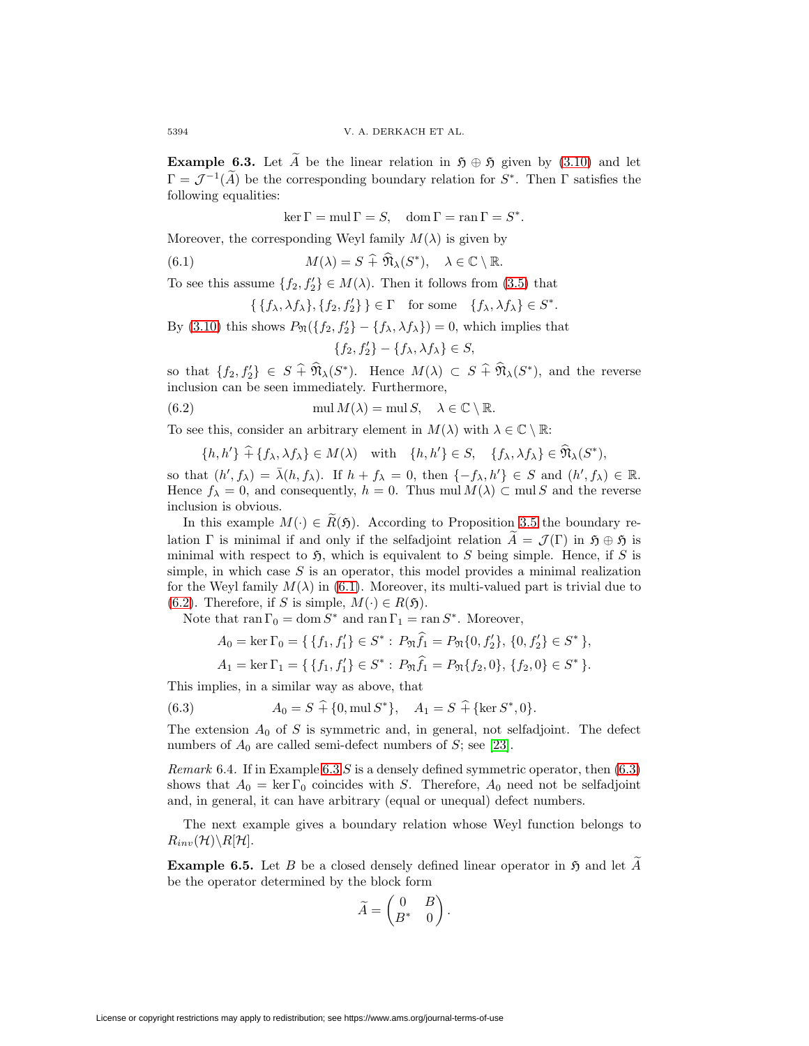**Example 6.3.** Let $\widetilde{A}$ be the linear relation in $\mathfrak{H} \oplus \mathfrak{H}$ given by (3.10) and let $\Gamma = \mathcal{J}^{-1}(\widetilde{A})$ be the corresponding boundary relation for $S^*$. Then $\Gamma$ satisfies the following equalities:

$$\ker \Gamma = \operatorname{mul} \Gamma = S, \quad \operatorname{dom} \Gamma = \operatorname{ran} \Gamma = S^*.$$

Moreover, the corresponding Weyl family $M(\lambda)$ is given by

$$M(\lambda) = S \,\widehat{+}\, \widehat{\mathfrak{N}}_\lambda(S^*), \quad \lambda \in \mathbb{C} \setminus \mathbb{R}. \tag{6.1}$$

To see this assume $\{f_2, f_2'\} \in M(\lambda)$. Then it follows from (3.5) that

$$\{\{f_\lambda, \lambda f_\lambda\}, \{f_2, f_2'\}\} \in \Gamma \quad \text{for some} \quad \{f_\lambda, \lambda f_\lambda\} \in S^*.$$

By (3.10) this shows $P_{\mathfrak{N}}(\{f_2, f_2'\} - \{f_\lambda, \lambda f_\lambda\}) = 0$, which implies that

$$\{f_2, f_2'\} - \{f_\lambda, \lambda f_\lambda\} \in S,$$

so that $\{f_2, f_2'\} \in S \,\widehat{+}\, \widehat{\mathfrak{N}}_\lambda(S^*)$. Hence $M(\lambda) \subset S \,\widehat{+}\, \widehat{\mathfrak{N}}_\lambda(S^*)$, and the reverse inclusion can be seen immediately. Furthermore,

$$\operatorname{mul} M(\lambda) = \operatorname{mul} S, \quad \lambda \in \mathbb{C} \setminus \mathbb{R}. \tag{6.2}$$

To see this, consider an arbitrary element in $M(\lambda)$ with $\lambda \in \mathbb{C} \setminus \mathbb{R}$:

$$\{h, h'\} \,\widehat{+}\, \{f_\lambda, \lambda f_\lambda\} \in M(\lambda) \quad \text{with} \quad \{h, h'\} \in S, \quad \{f_\lambda, \lambda f_\lambda\} \in \widehat{\mathfrak{N}}_\lambda(S^*),$$

so that $(h', f_\lambda) = \bar{\lambda}(h, f_\lambda)$. If $h + f_\lambda = 0$, then $\{-f_\lambda, h'\} \in S$ and $(h', f_\lambda) \in \mathbb{R}$. Hence $f_\lambda = 0$, and consequently, $h = 0$. Thus $\operatorname{mul} M(\lambda) \subset \operatorname{mul} S$ and the reverse inclusion is obvious.

In this example $M(\cdot) \in \widetilde{R}(\mathfrak{H})$. According to Proposition 3.5 the boundary relation $\Gamma$ is minimal if and only if the selfadjoint relation $\widetilde{A} = \mathcal{J}(\Gamma)$ in $\mathfrak{H} \oplus \mathfrak{H}$ is minimal with respect to $\mathfrak{H}$, which is equivalent to $S$ being simple. Hence, if $S$ is simple, in which case $S$ is an operator, this model provides a minimal realization for the Weyl family $M(\lambda)$ in (6.1). Moreover, its multi-valued part is trivial due to (6.2). Therefore, if $S$ is simple, $M(\cdot) \in R(\mathfrak{H})$.

Note that $\operatorname{ran} \Gamma_0 = \operatorname{dom} S^*$ and $\operatorname{ran} \Gamma_1 = \operatorname{ran} S^*$. Moreover,

$$A_0 = \ker \Gamma_0 = \{\{f_1, f_1'\} \in S^* : P_{\mathfrak{N}} \widehat{f}_1 = P_{\mathfrak{N}}\{0, f_2'\}, \{0, f_2'\} \in S^*\},$$

$$A_1 = \ker \Gamma_1 = \{\{f_1, f_1'\} \in S^* : P_{\mathfrak{N}} \widehat{f}_1 = P_{\mathfrak{N}}\{f_2, 0\}, \{f_2, 0\} \in S^*\}.$$

This implies, in a similar way as above, that

$$A_0 = S \,\widehat{+}\, \{0, \operatorname{mul} S^*\}, \quad A_1 = S \,\widehat{+}\, \{\ker S^*, 0\}. \tag{6.3}$$

The extension $A_0$ of $S$ is symmetric and, in general, not selfadjoint. The defect numbers of $A_0$ are called semi-defect numbers of $S$; see [23].

*Remark* 6.4. If in Example 6.3 $S$ is a densely defined symmetric operator, then (6.3) shows that $A_0 = \ker \Gamma_0$ coincides with $S$. Therefore, $A_0$ need not be selfadjoint and, in general, it can have arbitrary (equal or unequal) defect numbers.

The next example gives a boundary relation whose Weyl function belongs to $R_{inv}(\mathcal{H}) \setminus R[\mathcal{H}]$.

**Example 6.5.** Let $B$ be a closed densely defined linear operator in $\mathfrak{H}$ and let $\widetilde{A}$ be the operator determined by the block form

$$\widetilde{A} = \begin{pmatrix} 0 & B \\ B^* & 0 \end{pmatrix}.$$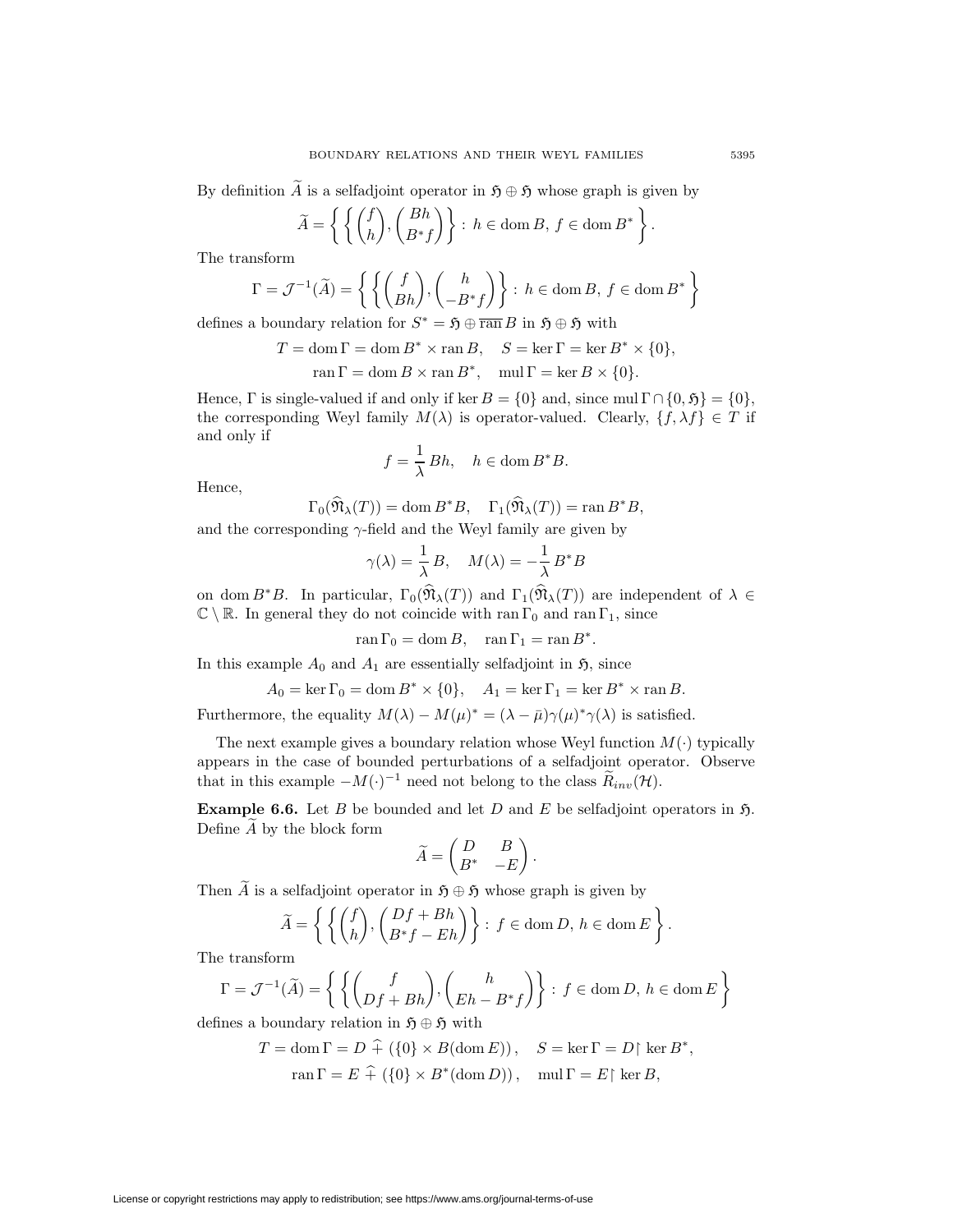By definition $\widetilde{A}$ is a selfadjoint operator in $\mathfrak{H} \oplus \mathfrak{H}$ whose graph is given by

$$\widetilde{A} = \left\{ \left\{ \begin{pmatrix} f \\ h \end{pmatrix}, \begin{pmatrix} Bh \\ B^* f \end{pmatrix} \right\} : \, h \in \operatorname{dom} B, \, f \in \operatorname{dom} B^* \right\}.$$

The transform

$$\Gamma = \mathcal{J}^{-1}(\widetilde{A}) = \left\{ \left\{ \begin{pmatrix} f \\ Bh \end{pmatrix}, \begin{pmatrix} h \\ -B^* f \end{pmatrix} \right\} : \, h \in \operatorname{dom} B, \, f \in \operatorname{dom} B^* \right\}$$

defines a boundary relation for $S^* = \mathfrak{H} \oplus \overline{\operatorname{ran}}\, B$ in $\mathfrak{H} \oplus \mathfrak{H}$ with

$$T = \operatorname{dom} \Gamma = \operatorname{dom} B^* \times \operatorname{ran} B, \quad S = \ker \Gamma = \ker B^* \times \{0\},$$
$$\operatorname{ran} \Gamma = \operatorname{dom} B \times \operatorname{ran} B^*, \quad \operatorname{mul} \Gamma = \ker B \times \{0\}.$$

Hence, $\Gamma$ is single-valued if and only if $\ker B = \{0\}$ and, since $\operatorname{mul} \Gamma \cap \{0, \mathfrak{H}\} = \{0\}$, the corresponding Weyl family $M(\lambda)$ is operator-valued. Clearly, $\{f, \lambda f\} \in T$ if and only if

$$f = \frac{1}{\lambda} Bh, \quad h \in \operatorname{dom} B^* B.$$

Hence,

$$\Gamma_0(\widehat{\mathfrak{N}}_\lambda(T)) = \operatorname{dom} B^* B, \quad \Gamma_1(\widehat{\mathfrak{N}}_\lambda(T)) = \operatorname{ran} B^* B,$$

and the corresponding $\gamma$-field and the Weyl family are given by

$$\gamma(\lambda) = \frac{1}{\lambda} B, \quad M(\lambda) = -\frac{1}{\lambda} B^* B$$

on $\operatorname{dom} B^* B$. In particular, $\Gamma_0(\widehat{\mathfrak{N}}_\lambda(T))$ and $\Gamma_1(\widehat{\mathfrak{N}}_\lambda(T))$ are independent of $\lambda \in \mathbb{C} \setminus \mathbb{R}$. In general they do not coincide with $\operatorname{ran} \Gamma_0$ and $\operatorname{ran} \Gamma_1$, since

$$\operatorname{ran} \Gamma_0 = \operatorname{dom} B, \quad \operatorname{ran} \Gamma_1 = \operatorname{ran} B^*.$$

In this example $A_0$ and $A_1$ are essentially selfadjoint in $\mathfrak{H}$, since

$$A_0 = \ker \Gamma_0 = \operatorname{dom} B^* \times \{0\}, \quad A_1 = \ker \Gamma_1 = \ker B^* \times \operatorname{ran} B.$$

Furthermore, the equality $M(\lambda) - M(\mu)^* = (\lambda - \bar{\mu}) \gamma(\mu)^* \gamma(\lambda)$ is satisfied.

The next example gives a boundary relation whose Weyl function $M(\cdot)$ typically appears in the case of bounded perturbations of a selfadjoint operator. Observe that in this example $-M(\cdot)^{-1}$ need not belong to the class $\widetilde{R}_{inv}(\mathcal{H})$.

**Example 6.6.** Let $B$ be bounded and let $D$ and $E$ be selfadjoint operators in $\mathfrak{H}$. Define $\widetilde{A}$ by the block form

$$\widetilde{A} = \begin{pmatrix} D & B \\ B^* & -E \end{pmatrix}.$$

Then $\widetilde{A}$ is a selfadjoint operator in $\mathfrak{H} \oplus \mathfrak{H}$ whose graph is given by

$$\widetilde{A} = \left\{ \left\{ \begin{pmatrix} f \\ h \end{pmatrix}, \begin{pmatrix} Df + Bh \\ B^* f - Eh \end{pmatrix} \right\} : \, f \in \operatorname{dom} D, \, h \in \operatorname{dom} E \right\}.$$

The transform

$$\Gamma = \mathcal{J}^{-1}(\widetilde{A}) = \left\{ \left\{ \begin{pmatrix} f \\ Df + Bh \end{pmatrix}, \begin{pmatrix} h \\ Eh - B^* f \end{pmatrix} \right\} : \, f \in \operatorname{dom} D, \, h \in \operatorname{dom} E \right\}$$

defines a boundary relation in $\mathfrak{H} \oplus \mathfrak{H}$ with

$$T = \operatorname{dom} \Gamma = D \,\widehat{+}\, (\{0\} \times B(\operatorname{dom} E)), \quad S = \ker \Gamma = D \upharpoonright \ker B^*,$$
$$\operatorname{ran} \Gamma = E \,\widehat{+}\, (\{0\} \times B^*(\operatorname{dom} D)), \quad \operatorname{mul} \Gamma = E \upharpoonright \ker B,$$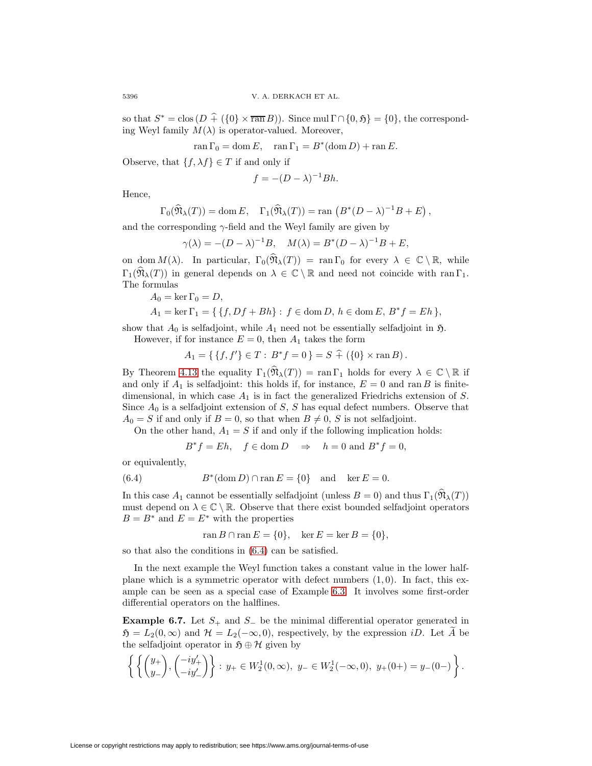so that $S^* = \operatorname{clos}(D \,\widehat{+}\, (\{0\} \times \overline{\operatorname{ran}} B))$. Since $\operatorname{mul}\Gamma \cap \{0, \mathfrak{H}\} = \{0\}$, the corresponding Weyl family $M(\lambda)$ is operator-valued. Moreover,

$$\operatorname{ran}\Gamma_0 = \operatorname{dom} E, \quad \operatorname{ran}\Gamma_1 = B^*(\operatorname{dom} D) + \operatorname{ran} E.$$

Observe, that $\{f, \lambda f\} \in T$ if and only if

$$f = -(D - \lambda)^{-1} B h.$$

Hence,

$$\Gamma_0(\widehat{\mathfrak{N}}_\lambda(T)) = \operatorname{dom} E, \quad \Gamma_1(\widehat{\mathfrak{N}}_\lambda(T)) = \operatorname{ran}\left(B^*(D-\lambda)^{-1}B + E\right),$$

and the corresponding $\gamma$-field and the Weyl family are given by

$$\gamma(\lambda) = -(D-\lambda)^{-1}B, \quad M(\lambda) = B^*(D-\lambda)^{-1}B + E,$$

on $\operatorname{dom} M(\lambda)$. In particular, $\Gamma_0(\widehat{\mathfrak{N}}_\lambda(T)) = \operatorname{ran}\Gamma_0$ for every $\lambda \in \mathbb{C}\setminus\mathbb{R}$, while $\Gamma_1(\widehat{\mathfrak{N}}_\lambda(T))$ in general depends on $\lambda \in \mathbb{C}\setminus\mathbb{R}$ and need not coincide with $\operatorname{ran}\Gamma_1$. The formulas

$$A_0 = \ker\Gamma_0 = D,$$
$$A_1 = \ker\Gamma_1 = \{\,\{f, Df + Bh\} : f \in \operatorname{dom} D,\ h \in \operatorname{dom} E,\ B^* f = Eh\,\},$$

show that $A_0$ is selfadjoint, while $A_1$ need not be essentially selfadjoint in $\mathfrak{H}$.

However, if for instance $E = 0$, then $A_1$ takes the form

$$A_1 = \{\,\{f, f'\} \in T : B^* f = 0\,\} = S \,\widehat{+}\, (\{0\} \times \operatorname{ran} B).$$

By Theorem 4.13 the equality $\Gamma_1(\widehat{\mathfrak{N}}_\lambda(T)) = \operatorname{ran}\Gamma_1$ holds for every $\lambda \in \mathbb{C}\setminus\mathbb{R}$ if and only if $A_1$ is selfadjoint: this holds if, for instance, $E = 0$ and $\operatorname{ran} B$ is finite-dimensional, in which case $A_1$ is in fact the generalized Friedrichs extension of $S$. Since $A_0$ is a selfadjoint extension of $S$, $S$ has equal defect numbers. Observe that $A_0 = S$ if and only if $B = 0$, so that when $B \neq 0$, $S$ is not selfadjoint.

On the other hand, $A_1 = S$ if and only if the following implication holds:

$$B^* f = Eh, \quad f \in \operatorname{dom} D \quad \Rightarrow \quad h = 0 \text{ and } B^* f = 0,$$

or equivalently,

$$B^*(\operatorname{dom} D) \cap \operatorname{ran} E = \{0\} \quad \text{and} \quad \ker E = 0. \tag{6.4}$$

In this case $A_1$ cannot be essentially selfadjoint (unless $B = 0$) and thus $\Gamma_1(\widehat{\mathfrak{N}}_\lambda(T))$ must depend on $\lambda \in \mathbb{C}\setminus\mathbb{R}$. Observe that there exist bounded selfadjoint operators $B = B^*$ and $E = E^*$ with the properties

$$\operatorname{ran} B \cap \operatorname{ran} E = \{0\}, \quad \ker E = \ker B = \{0\},$$

so that also the conditions in (6.4) can be satisfied.

In the next example the Weyl function takes a constant value in the lower halfplane which is a symmetric operator with defect numbers $(1, 0)$. In fact, this example can be seen as a special case of Example 6.3. It involves some first-order differential operators on the halflines.

**Example 6.7.** Let $S_+$ and $S_-$ be the minimal differential operator generated in $\mathfrak{H} = L_2(0,\infty)$ and $\mathcal{H} = L_2(-\infty, 0)$, respectively, by the expression $iD$. Let $\widetilde{A}$ be the selfadjoint operator in $\mathfrak{H} \oplus \mathcal{H}$ given by

$$\left\{ \left\{ \begin{pmatrix} y_+ \\ y_- \end{pmatrix}, \begin{pmatrix} -iy_+' \\ -iy_-' \end{pmatrix} \right\} : y_+ \in W_2^1(0,\infty),\ y_- \in W_2^1(-\infty, 0),\ y_+(0+) = y_-(0-) \right\}.$$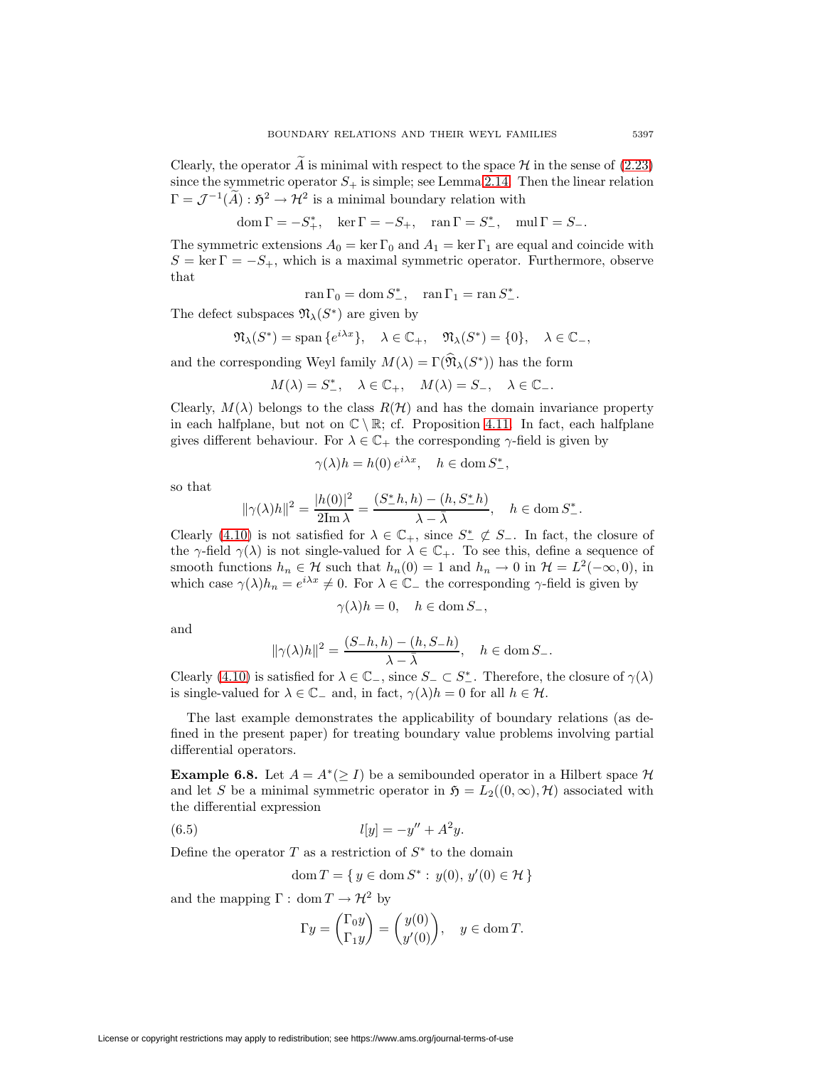Clearly, the operator $\widetilde{A}$ is minimal with respect to the space $\mathcal{H}$ in the sense of (2.23) since the symmetric operator $S_+$ is simple; see Lemma 2.14. Then the linear relation $\Gamma = \mathcal{J}^{-1}(\widetilde{A}) : \mathfrak{H}^2 \to \mathcal{H}^2$ is a minimal boundary relation with

$$\operatorname{dom}\Gamma = -S_+^*, \quad \ker\Gamma = -S_+, \quad \operatorname{ran}\Gamma = S_-^*, \quad \operatorname{mul}\Gamma = S_-.$$

The symmetric extensions $A_0 = \ker\Gamma_0$ and $A_1 = \ker\Gamma_1$ are equal and coincide with $S = \ker\Gamma = -S_+$, which is a maximal symmetric operator. Furthermore, observe that

$$\operatorname{ran}\Gamma_0 = \operatorname{dom} S_-^*, \quad \operatorname{ran}\Gamma_1 = \operatorname{ran} S_-^*.$$

The defect subspaces $\mathfrak{N}_\lambda(S^*)$ are given by

$$\mathfrak{N}_\lambda(S^*) = \operatorname{span}\{e^{i\lambda x}\}, \quad \lambda \in \mathbb{C}_+, \quad \mathfrak{N}_\lambda(S^*) = \{0\}, \quad \lambda \in \mathbb{C}_-,$$

and the corresponding Weyl family $M(\lambda) = \Gamma(\widehat{\mathfrak{N}}_\lambda(S^*))$ has the form

$$M(\lambda) = S_-^*, \quad \lambda \in \mathbb{C}_+, \quad M(\lambda) = S_-, \quad \lambda \in \mathbb{C}_-.$$

Clearly, $M(\lambda)$ belongs to the class $R(\mathcal{H})$ and has the domain invariance property in each halfplane, but not on $\mathbb{C} \setminus \mathbb{R}$; cf. Proposition 4.11. In fact, each halfplane gives different behaviour. For $\lambda \in \mathbb{C}_+$ the corresponding $\gamma$-field is given by

$$\gamma(\lambda)h = h(0)\, e^{i\lambda x}, \quad h \in \operatorname{dom} S_-^*,$$

so that

$$\|\gamma(\lambda)h\|^2 = \frac{|h(0)|^2}{2\operatorname{Im}\lambda} = \frac{(S_-^*h, h) - (h, S_-^*h)}{\lambda - \bar{\lambda}}, \quad h \in \operatorname{dom} S_-^*.$$

Clearly (4.10) is not satisfied for $\lambda \in \mathbb{C}_+$, since $S_-^* \not\subset S_-$. In fact, the closure of the $\gamma$-field $\gamma(\lambda)$ is not single-valued for $\lambda \in \mathbb{C}_+$. To see this, define a sequence of smooth functions $h_n \in \mathcal{H}$ such that $h_n(0) = 1$ and $h_n \to 0$ in $\mathcal{H} = L^2(-\infty, 0)$, in which case $\gamma(\lambda)h_n = e^{i\lambda x} \neq 0$. For $\lambda \in \mathbb{C}_-$ the corresponding $\gamma$-field is given by

$$\gamma(\lambda)h = 0, \quad h \in \operatorname{dom} S_-,$$

and

$$\|\gamma(\lambda)h\|^2 = \frac{(S_-h, h) - (h, S_-h)}{\lambda - \bar{\lambda}}, \quad h \in \operatorname{dom} S_-.$$

Clearly (4.10) is satisfied for $\lambda \in \mathbb{C}_-$, since $S_- \subset S_-^*$. Therefore, the closure of $\gamma(\lambda)$ is single-valued for $\lambda \in \mathbb{C}_-$ and, in fact, $\gamma(\lambda)h = 0$ for all $h \in \mathcal{H}$.

The last example demonstrates the applicability of boundary relations (as defined in the present paper) for treating boundary value problems involving partial differential operators.

**Example 6.8.** Let $A = A^*(\geq I)$ be a semibounded operator in a Hilbert space $\mathcal{H}$ and let $S$ be a minimal symmetric operator in $\mathfrak{H} = L_2((0,\infty), \mathcal{H})$ associated with the differential expression

$$l[y] = -y'' + A^2 y. \tag{6.5}$$

Define the operator $T$ as a restriction of $S^*$ to the domain

$$\operatorname{dom} T = \{\, y \in \operatorname{dom} S^* : \, y(0),\, y'(0) \in \mathcal{H} \,\}$$

and the mapping $\Gamma : \operatorname{dom} T \to \mathcal{H}^2$ by

$$\Gamma y = \begin{pmatrix} \Gamma_0 y \\ \Gamma_1 y \end{pmatrix} = \begin{pmatrix} y(0) \\ y'(0) \end{pmatrix}, \quad y \in \operatorname{dom} T.$$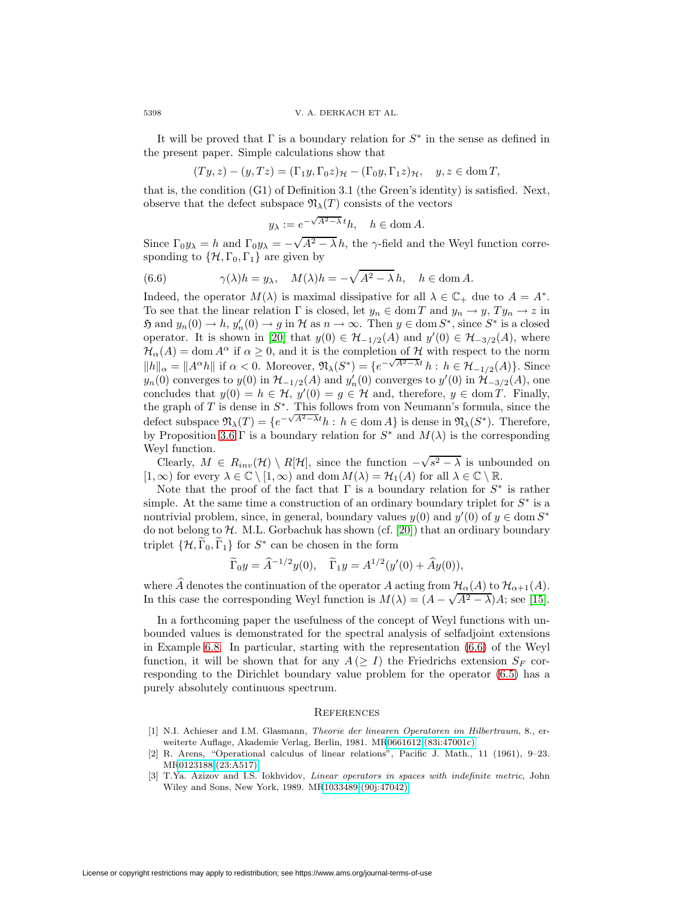It will be proved that $\Gamma$ is a boundary relation for $S^*$ in the sense as defined in the present paper. Simple calculations show that

$$(Ty, z) - (y, Tz) = (\Gamma_1 y, \Gamma_0 z)_{\mathcal{H}} - (\Gamma_0 y, \Gamma_1 z)_{\mathcal{H}}, \quad y, z \in \operatorname{dom} T,$$

that is, the condition (G1) of Definition 3.1 (the Green's identity) is satisfied. Next, observe that the defect subspace $\mathfrak{N}_\lambda(T)$ consists of the vectors

$$y_\lambda := e^{-\sqrt{A^2-\lambda}\,t}h, \quad h \in \operatorname{dom} A.$$

Since $\Gamma_0 y_\lambda = h$ and $\Gamma_0 y_\lambda = -\sqrt{A^2 - \lambda}\,h$, the $\gamma$-field and the Weyl function corresponding to $\{\mathcal{H}, \Gamma_0, \Gamma_1\}$ are given by

$$\gamma(\lambda)h = y_\lambda, \quad M(\lambda)h = -\sqrt{A^2-\lambda}\,h, \quad h \in \operatorname{dom} A. \tag{6.6}$$

Indeed, the operator $M(\lambda)$ is maximal dissipative for all $\lambda \in \mathbb{C}_+$ due to $A = A^*$. To see that the linear relation $\Gamma$ is closed, let $y_n \in \operatorname{dom} T$ and $y_n \to y$, $Ty_n \to z$ in $\mathfrak{H}$ and $y_n(0) \to h$, $y_n'(0) \to g$ in $\mathcal{H}$ as $n \to \infty$. Then $y \in \operatorname{dom} S^*$, since $S^*$ is a closed operator. It is shown in [20] that $y(0) \in \mathcal{H}_{-1/2}(A)$ and $y'(0) \in \mathcal{H}_{-3/2}(A)$, where $\mathcal{H}_\alpha(A) = \operatorname{dom} A^\alpha$ if $\alpha \geq 0$, and it is the completion of $\mathcal{H}$ with respect to the norm $\|h\|_\alpha = \|A^\alpha h\|$ if $\alpha < 0$. Moreover, $\mathfrak{N}_\lambda(S^*) = \{e^{-\sqrt{A^2-\lambda}t}\,h : h \in \mathcal{H}_{-1/2}(A)\}$. Since $y_n(0)$ converges to $y(0)$ in $\mathcal{H}_{-1/2}(A)$ and $y_n'(0)$ converges to $y'(0)$ in $\mathcal{H}_{-3/2}(A)$, one concludes that $y(0) = h \in \mathcal{H}$, $y'(0) = g \in \mathcal{H}$ and, therefore, $y \in \operatorname{dom} T$. Finally, the graph of $T$ is dense in $S^*$. This follows from von Neumann's formula, since the defect subspace $\mathfrak{N}_\lambda(T) = \{e^{-\sqrt{A^2-\lambda}t}h : h \in \operatorname{dom} A\}$ is dense in $\mathfrak{N}_\lambda(S^*)$. Therefore, by Proposition 3.6 $\Gamma$ is a boundary relation for $S^*$ and $M(\lambda)$ is the corresponding Weyl function.

Clearly, $M \in R_{inv}(\mathcal{H}) \setminus R[\mathcal{H}]$, since the function $-\sqrt{s^2 - \lambda}$ is unbounded on $[1, \infty)$ for every $\lambda \in \mathbb{C} \setminus [1, \infty)$ and $\operatorname{dom} M(\lambda) = \mathcal{H}_1(A)$ for all $\lambda \in \mathbb{C} \setminus \mathbb{R}$.

Note that the proof of the fact that $\Gamma$ is a boundary relation for $S^*$ is rather simple. At the same time a construction of an ordinary boundary triplet for $S^*$ is a nontrivial problem, since, in general, boundary values $y(0)$ and $y'(0)$ of $y \in \operatorname{dom} S^*$ do not belong to $\mathcal{H}$. M.L. Gorbachuk has shown (cf. [20]) that an ordinary boundary triplet $\{\mathcal{H}, \widetilde{\Gamma}_0, \widetilde{\Gamma}_1\}$ for $S^*$ can be chosen in the form

$$\widetilde{\Gamma}_0 y = \widehat{A}^{-1/2} y(0), \quad \widetilde{\Gamma}_1 y = A^{1/2}(y'(0) + \widehat{A} y(0)),$$

where $\widehat{A}$ denotes the continuation of the operator $A$ acting from $\mathcal{H}_\alpha(A)$ to $\mathcal{H}_{\alpha+1}(A)$. In this case the corresponding Weyl function is $M(\lambda) = (A - \sqrt{A^2 - \lambda})A$; see [15].

In a forthcoming paper the usefulness of the concept of Weyl functions with unbounded values is demonstrated for the spectral analysis of selfadjoint extensions in Example 6.8. In particular, starting with the representation (6.6) of the Weyl function, it will be shown that for any $A (\geq I)$ the Friedrichs extension $S_F$ corresponding to the Dirichlet boundary value problem for the operator (6.5) has a purely absolutely continuous spectrum.

## References

[1] N.I. Achieser and I.M. Glasmann, *Theorie der linearen Operatoren im Hilbertraum*, 8., erweiterte Auflage, Akademie Verlag, Berlin, 1981. MR0661612 (83i:47001c)

[2] R. Arens, "Operational calculus of linear relations", Pacific J. Math., 11 (1961), 9–23. MR0123188 (23:A517)

[3] T.Ya. Azizov and I.S. Iokhvidov, *Linear operators in spaces with indefinite metric*, John Wiley and Sons, New York, 1989. MR1033489 (90j:47042)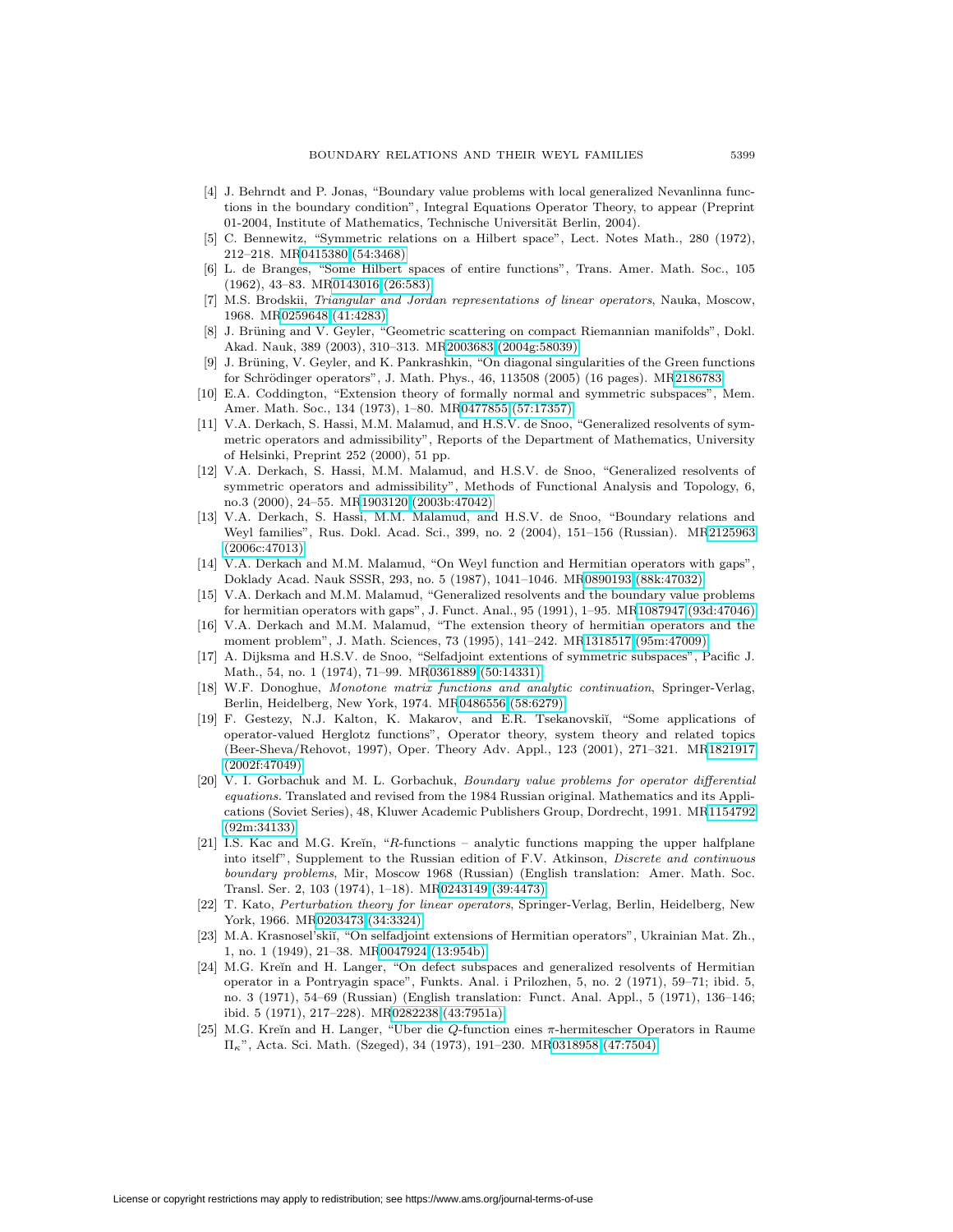[4] J. Behrndt and P. Jonas, "Boundary value problems with local generalized Nevanlinna functions in the boundary condition", Integral Equations Operator Theory, to appear (Preprint 01-2004, Institute of Mathematics, Technische Universität Berlin, 2004).

[5] C. Bennewitz, "Symmetric relations on a Hilbert space", Lect. Notes Math., 280 (1972), 212–218. MR0415380 (54:3468)

[6] L. de Branges, "Some Hilbert spaces of entire functions", Trans. Amer. Math. Soc., 105 (1962), 43–83. MR0143016 (26:583)

[7] M.S. Brodskii, *Triangular and Jordan representations of linear operators*, Nauka, Moscow, 1968. MR0259648 (41:4283)

[8] J. Brüning and V. Geyler, "Geometric scattering on compact Riemannian manifolds", Dokl. Akad. Nauk, 389 (2003), 310–313. MR2003683 (2004g:58039)

[9] J. Brüning, V. Geyler, and K. Pankrashkin, "On diagonal singularities of the Green functions for Schrödinger operators", J. Math. Phys., 46, 113508 (2005) (16 pages). MR2186783

[10] E.A. Coddington, "Extension theory of formally normal and symmetric subspaces", Mem. Amer. Math. Soc., 134 (1973), 1–80. MR0477855 (57:17357)

[11] V.A. Derkach, S. Hassi, M.M. Malamud, and H.S.V. de Snoo, "Generalized resolvents of symmetric operators and admissibility", Reports of the Department of Mathematics, University of Helsinki, Preprint 252 (2000), 51 pp.

[12] V.A. Derkach, S. Hassi, M.M. Malamud, and H.S.V. de Snoo, "Generalized resolvents of symmetric operators and admissibility", Methods of Functional Analysis and Topology, 6, no.3 (2000), 24–55. MR1903120 (2003b:47042)

[13] V.A. Derkach, S. Hassi, M.M. Malamud, and H.S.V. de Snoo, "Boundary relations and Weyl families", Rus. Dokl. Acad. Sci., 399, no. 2 (2004), 151–156 (Russian). MR2125963 (2006c:47013)

[14] V.A. Derkach and M.M. Malamud, "On Weyl function and Hermitian operators with gaps", Doklady Acad. Nauk SSSR, 293, no. 5 (1987), 1041–1046. MR0890193 (88k:47032)

[15] V.A. Derkach and M.M. Malamud, "Generalized resolvents and the boundary value problems for hermitian operators with gaps", J. Funct. Anal., 95 (1991), 1–95. MR1087947 (93d:47046)

[16] V.A. Derkach and M.M. Malamud, "The extension theory of hermitian operators and the moment problem", J. Math. Sciences, 73 (1995), 141–242. MR1318517 (95m:47009)

[17] A. Dijksma and H.S.V. de Snoo, "Selfadjoint extentions of symmetric subspaces", Pacific J. Math., 54, no. 1 (1974), 71–99. MR0361889 (50:14331)

[18] W.F. Donoghue, *Monotone matrix functions and analytic continuation*, Springer-Verlag, Berlin, Heidelberg, New York, 1974. MR0486556 (58:6279)

[19] F. Gestezy, N.J. Kalton, K. Makarov, and E.R. Tsekanovskiĭ, "Some applications of operator-valued Herglotz functions", Operator theory, system theory and related topics (Beer-Sheva/Rehovot, 1997), Oper. Theory Adv. Appl., 123 (2001), 271–321. MR1821917 (2002f:47049)

[20] V. I. Gorbachuk and M. L. Gorbachuk, *Boundary value problems for operator differential equations.* Translated and revised from the 1984 Russian original. Mathematics and its Applications (Soviet Series), 48, Kluwer Academic Publishers Group, Dordrecht, 1991. MR1154792 (92m:34133)

[21] I.S. Kac and M.G. Kreĭn, "$R$-functions – analytic functions mapping the upper halfplane into itself", Supplement to the Russian edition of F.V. Atkinson, *Discrete and continuous boundary problems*, Mir, Moscow 1968 (Russian) (English translation: Amer. Math. Soc. Transl. Ser. 2, 103 (1974), 1–18). MR0243149 (39:4473)

[22] T. Kato, *Perturbation theory for linear operators*, Springer-Verlag, Berlin, Heidelberg, New York, 1966. MR0203473 (34:3324)

[23] M.A. Krasnosel'skiĭ, "On selfadjoint extensions of Hermitian operators", Ukrainian Mat. Zh., 1, no. 1 (1949), 21–38. MR0047924 (13:954b)

[24] M.G. Kreĭn and H. Langer, "On defect subspaces and generalized resolvents of Hermitian operator in a Pontryagin space", Funkts. Anal. i Prilozhen, 5, no. 2 (1971), 59–71; ibid. 5, no. 3 (1971), 54–69 (Russian) (English translation: Funct. Anal. Appl., 5 (1971), 136–146; ibid. 5 (1971), 217–228). MR0282238 (43:7951a)

[25] M.G. Kreĭn and H. Langer, "Über die $Q$-function eines $\pi$-hermitescher Operators in Raume $\Pi_\kappa$", Acta. Sci. Math. (Szeged), 34 (1973), 191–230. MR0318958 (47:7504)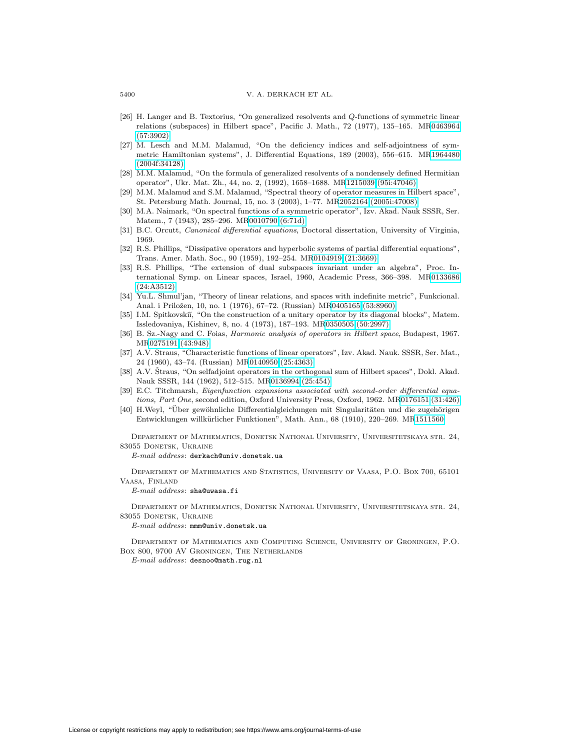[26] H. Langer and B. Textorius, "On generalized resolvents and $Q$-functions of symmetric linear relations (subspaces) in Hilbert space", Pacific J. Math., 72 (1977), 135–165. MR0463964 (57:3902)

[27] M. Lesch and M.M. Malamud, "On the deficiency indices and self-adjointness of symmetric Hamiltonian systems", J. Differential Equations, 189 (2003), 556–615. MR1964480 (2004f:34128)

[28] M.M. Malamud, "On the formula of generalized resolvents of a nondensely defined Hermitian operator", Ukr. Mat. Zh., 44, no. 2, (1992), 1658–1688. MR1215039 (95i:47046)

[29] M.M. Malamud and S.M. Malamud, "Spectral theory of operator measures in Hilbert space", St. Petersburg Math. Journal, 15, no. 3 (2003), 1–77. MR2052164 (2005i:47008)

[30] M.A. Naimark, "On spectral functions of a symmetric operator", Izv. Akad. Nauk SSSR, Ser. Matem., 7 (1943), 285–296. MR0010790 (6:71d)

[31] B.C. Orcutt, *Canonical differential equations*, Doctoral dissertation, University of Virginia, 1969.

[32] R.S. Phillips, "Dissipative operators and hyperbolic systems of partial differential equations", Trans. Amer. Math. Soc., 90 (1959), 192–254. MR0104919 (21:3669)

[33] R.S. Phillips, "The extension of dual subspaces invariant under an algebra", Proc. International Symp. on Linear spaces, Israel, 1960, Academic Press, 366–398. MR0133686 (24:A3512)

[34] Yu.L. Shmul'jan, "Theory of linear relations, and spaces with indefinite metric", Funkcional. Anal. i Priložen, 10, no. 1 (1976), 67–72. (Russian) MR0405165 (53:8960)

[35] I.M. Spitkovskiĭ, "On the construction of a unitary operator by its diagonal blocks", Matem. Issledovaniya, Kishinev, 8, no. 4 (1973), 187–193. MR0350505 (50:2997)

[36] B. Sz.-Nagy and C. Foias, *Harmonic analysis of operators in Hilbert space*, Budapest, 1967. MR0275191 (43:948)

[37] A.V. Straus, "Characteristic functions of linear operators", Izv. Akad. Nauk. SSSR, Ser. Mat., 24 (1960), 43–74. (Russian) MR0140950 (25:4363)

[38] A.V. Štraus, "On selfadjoint operators in the orthogonal sum of Hilbert spaces", Dokl. Akad. Nauk SSSR, 144 (1962), 512–515. MR0136994 (25:454)

[39] E.C. Titchmarsh, *Eigenfunction expansions associated with second-order differential equations, Part One*, second edition, Oxford University Press, Oxford, 1962. MR0176151 (31:426)

[40] H.Weyl, "Über gewöhnliche Differentialgleichungen mit Singularitäten und die zugehörigen Entwicklungen willkürlicher Funktionen", Math. Ann., 68 (1910), 220–269. MR1511560

Department of Mathematics, Donetsk National University, Universitetskaya str. 24, 83055 Donetsk, Ukraine

*E-mail address*: derkach@univ.donetsk.ua

Department of Mathematics and Statistics, University of Vaasa, P.O. Box 700, 65101 Vaasa, Finland

*E-mail address*: sha@uwasa.fi

Department of Mathematics, Donetsk National University, Universitetskaya str. 24, 83055 Donetsk, Ukraine

*E-mail address*: mmm@univ.donetsk.ua

Department of Mathematics and Computing Science, University of Groningen, P.O. Box 800, 9700 AV Groningen, The Netherlands

*E-mail address*: desnoo@math.rug.nl